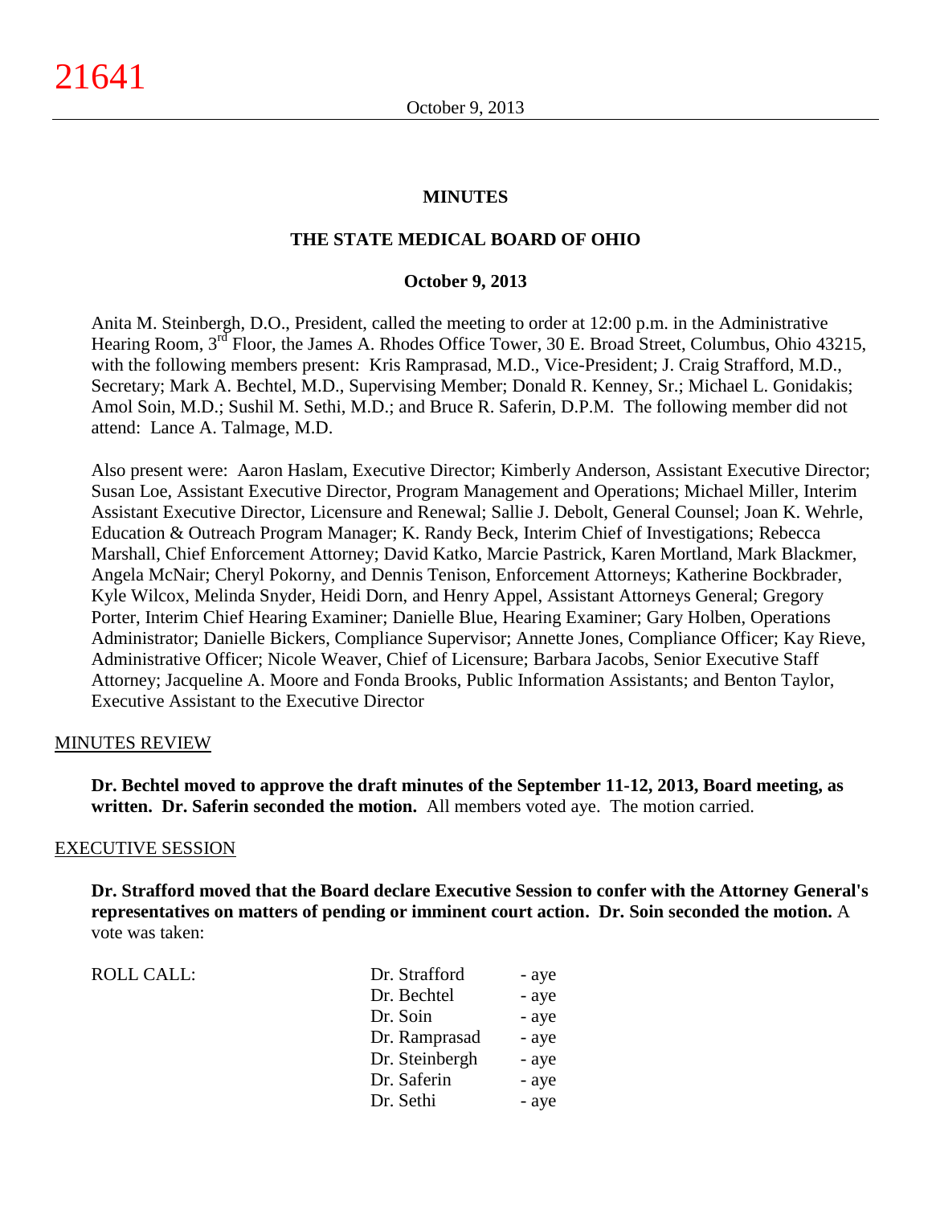## MINUTES

## THE STATE MEDICAL BOARD OF OHIO

**October 9, 2013**

Anita M. Steinbergh, D.O., President, called the meeting to order at 12:00 p.m. in the Administrative Hearing Room, 3rd Floor, the James A. Rhodes Office Tower, 30 E. Broad Street, Columbus, Ohio 43215, with the following members present: Kris Ramprasad, M.D., Vice-President; J. Craig Strafford, M.D., Secretary; Mark A. Bechtel, M.D., Supervising Member; Donald R. Kenney, Sr.; Michael L. Gonidakis; Amol Soin, M.D.; Sushil M. Sethi, M.D.; and Bruce R. Saferin, D.P.M. The following member did not attend: Lance A. Talmage, M.D.

Also present were: Aaron Haslam, Executive Director; Kimberly Anderson, Assistant Executive Director; Susan Loe, Assistant Executive Director, Program Management and Operations; Michael Miller, Interim Assistant Executive Director, Licensure and Renewal; Sallie J. Debolt, General Counsel; Joan K. Wehrle, Education & Outreach Program Manager; K. Randy Beck, Interim Chief of Investigations; Rebecca Marshall, Chief Enforcement Attorney; David Katko, Marcie Pastrick, Karen Mortland, Mark Blackmer, Angela McNair; Cheryl Pokorny, and Dennis Tenison, Enforcement Attorneys; Katherine Bockbrader, Kyle Wilcox, Melinda Snyder, Heidi Dorn, and Henry Appel, Assistant Attorneys General; Gregory Porter, Interim Chief Hearing Examiner; Danielle Blue, Hearing Examiner; Gary Holben, Operations Administrator; Danielle Bickers, Compliance Supervisor; Annette Jones, Compliance Officer; Kay Rieve, Administrative Officer; Nicole Weaver, Chief of Licensure; Barbara Jacobs, Senior Executive Staff Attorney; Jacqueline A. Moore and Fonda Brooks, Public Information Assistants; and Benton Taylor, Executive Assistant to the Executive Director

### MINUTES REVIEW

**Dr. Bechtel moved to approve the draft minutes of the September 11-12, 2013, Board meeting, as written. Dr. Saferin seconded the motion.** All members voted aye. The motion carried.

### EXECUTIVE SESSION

**Dr. Strafford moved that the Board declare Executive Session to confer with the Attorney General's representatives on matters of pending or imminent court action. Dr. Soin seconded the motion.** A vote was taken:

| ROLL CALL: | | |
|---|---|---|
| | Dr. Strafford | - aye |
| | Dr. Bechtel | - aye |
| | Dr. Soin | - aye |
| | Dr. Ramprasad | - aye |
| | Dr. Steinbergh | - aye |
| | Dr. Saferin | - aye |
| | Dr. Sethi | - aye |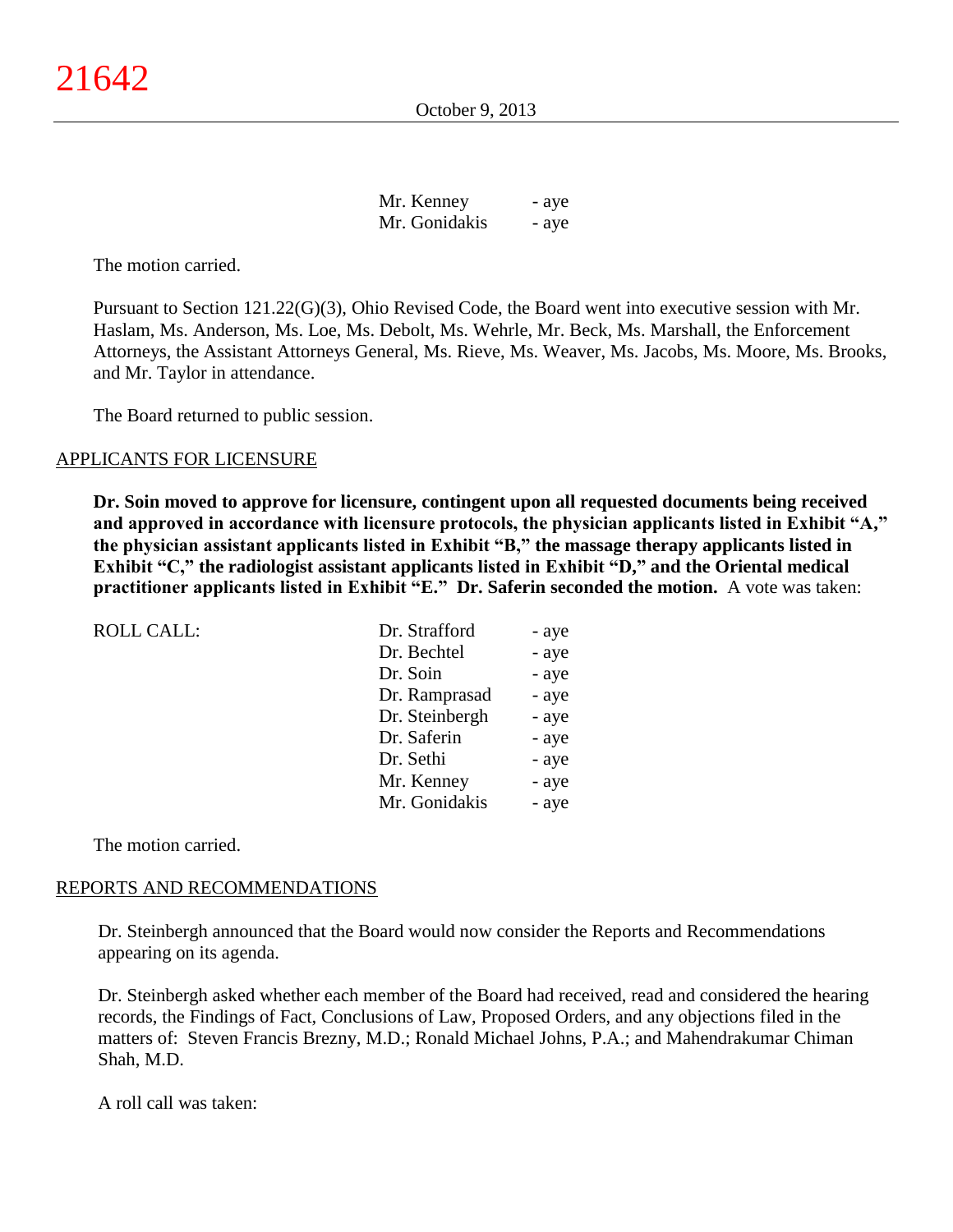| | |
|---|---|
| Mr. Kenney | - aye |
| Mr. Gonidakis | - aye |

The motion carried.

Pursuant to Section 121.22(G)(3), Ohio Revised Code, the Board went into executive session with Mr. Haslam, Ms. Anderson, Ms. Loe, Ms. Debolt, Ms. Wehrle, Mr. Beck, Ms. Marshall, the Enforcement Attorneys, the Assistant Attorneys General, Ms. Rieve, Ms. Weaver, Ms. Jacobs, Ms. Moore, Ms. Brooks, and Mr. Taylor in attendance.

The Board returned to public session.

## APPLICANTS FOR LICENSURE

**Dr. Soin moved to approve for licensure, contingent upon all requested documents being received and approved in accordance with licensure protocols, the physician applicants listed in Exhibit "A," the physician assistant applicants listed in Exhibit "B," the massage therapy applicants listed in Exhibit "C," the radiologist assistant applicants listed in Exhibit "D," and the Oriental medical practitioner applicants listed in Exhibit "E." Dr. Saferin seconded the motion.** A vote was taken:

| ROLL CALL: | | |
|---|---|---|
| | Dr. Strafford | - aye |
| | Dr. Bechtel | - aye |
| | Dr. Soin | - aye |
| | Dr. Ramprasad | - aye |
| | Dr. Steinbergh | - aye |
| | Dr. Saferin | - aye |
| | Dr. Sethi | - aye |
| | Mr. Kenney | - aye |
| | Mr. Gonidakis | - aye |

The motion carried.

## REPORTS AND RECOMMENDATIONS

Dr. Steinbergh announced that the Board would now consider the Reports and Recommendations appearing on its agenda.

Dr. Steinbergh asked whether each member of the Board had received, read and considered the hearing records, the Findings of Fact, Conclusions of Law, Proposed Orders, and any objections filed in the matters of: Steven Francis Brezny, M.D.; Ronald Michael Johns, P.A.; and Mahendrakumar Chiman Shah, M.D.

A roll call was taken: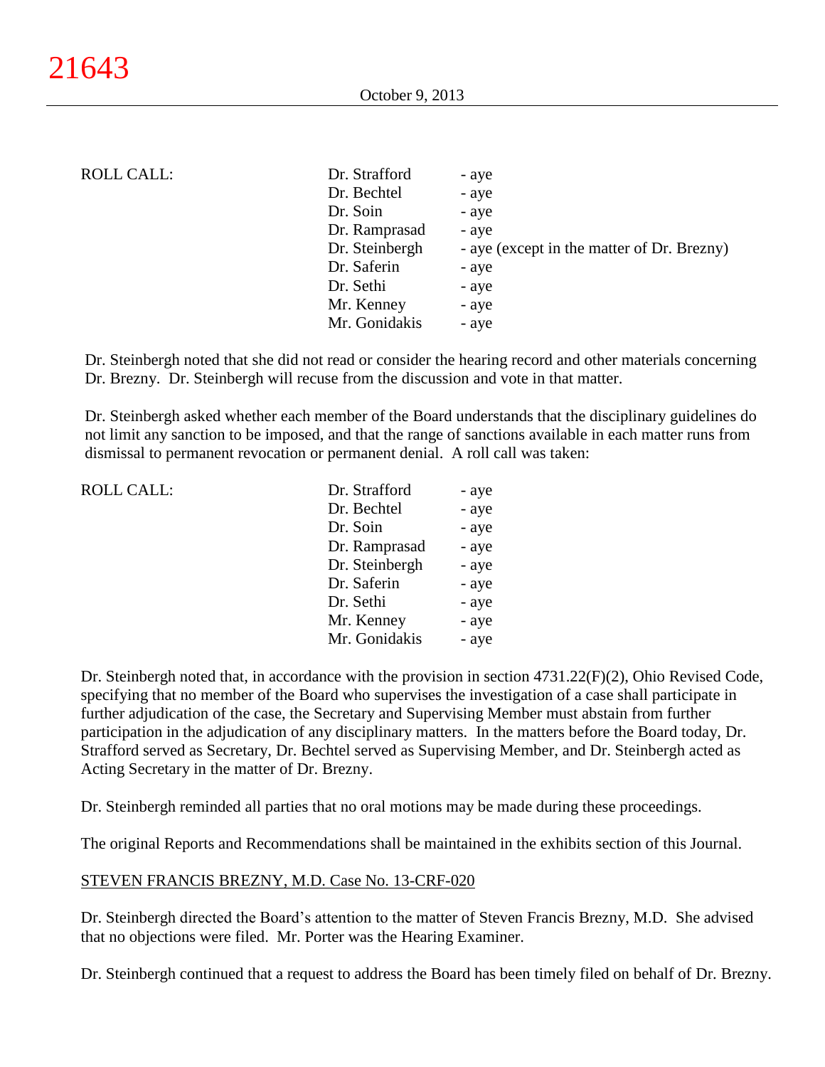| ROLL CALL: | Dr. Strafford | - aye |
|---|---|---|
| | Dr. Bechtel | - aye |
| | Dr. Soin | - aye |
| | Dr. Ramprasad | - aye |
| | Dr. Steinbergh | - aye (except in the matter of Dr. Brezny) |
| | Dr. Saferin | - aye |
| | Dr. Sethi | - aye |
| | Mr. Kenney | - aye |
| | Mr. Gonidakis | - aye |

Dr. Steinbergh noted that she did not read or consider the hearing record and other materials concerning Dr. Brezny. Dr. Steinbergh will recuse from the discussion and vote in that matter.

Dr. Steinbergh asked whether each member of the Board understands that the disciplinary guidelines do not limit any sanction to be imposed, and that the range of sanctions available in each matter runs from dismissal to permanent revocation or permanent denial. A roll call was taken:

| ROLL CALL: | Dr. Strafford | - aye |
|---|---|---|
| | Dr. Bechtel | - aye |
| | Dr. Soin | - aye |
| | Dr. Ramprasad | - aye |
| | Dr. Steinbergh | - aye |
| | Dr. Saferin | - aye |
| | Dr. Sethi | - aye |
| | Mr. Kenney | - aye |
| | Mr. Gonidakis | - aye |

Dr. Steinbergh noted that, in accordance with the provision in section 4731.22(F)(2), Ohio Revised Code, specifying that no member of the Board who supervises the investigation of a case shall participate in further adjudication of the case, the Secretary and Supervising Member must abstain from further participation in the adjudication of any disciplinary matters. In the matters before the Board today, Dr. Strafford served as Secretary, Dr. Bechtel served as Supervising Member, and Dr. Steinbergh acted as Acting Secretary in the matter of Dr. Brezny.

Dr. Steinbergh reminded all parties that no oral motions may be made during these proceedings.

The original Reports and Recommendations shall be maintained in the exhibits section of this Journal.

STEVEN FRANCIS BREZNY, M.D. Case No. 13-CRF-020

Dr. Steinbergh directed the Board's attention to the matter of Steven Francis Brezny, M.D. She advised that no objections were filed. Mr. Porter was the Hearing Examiner.

Dr. Steinbergh continued that a request to address the Board has been timely filed on behalf of Dr. Brezny.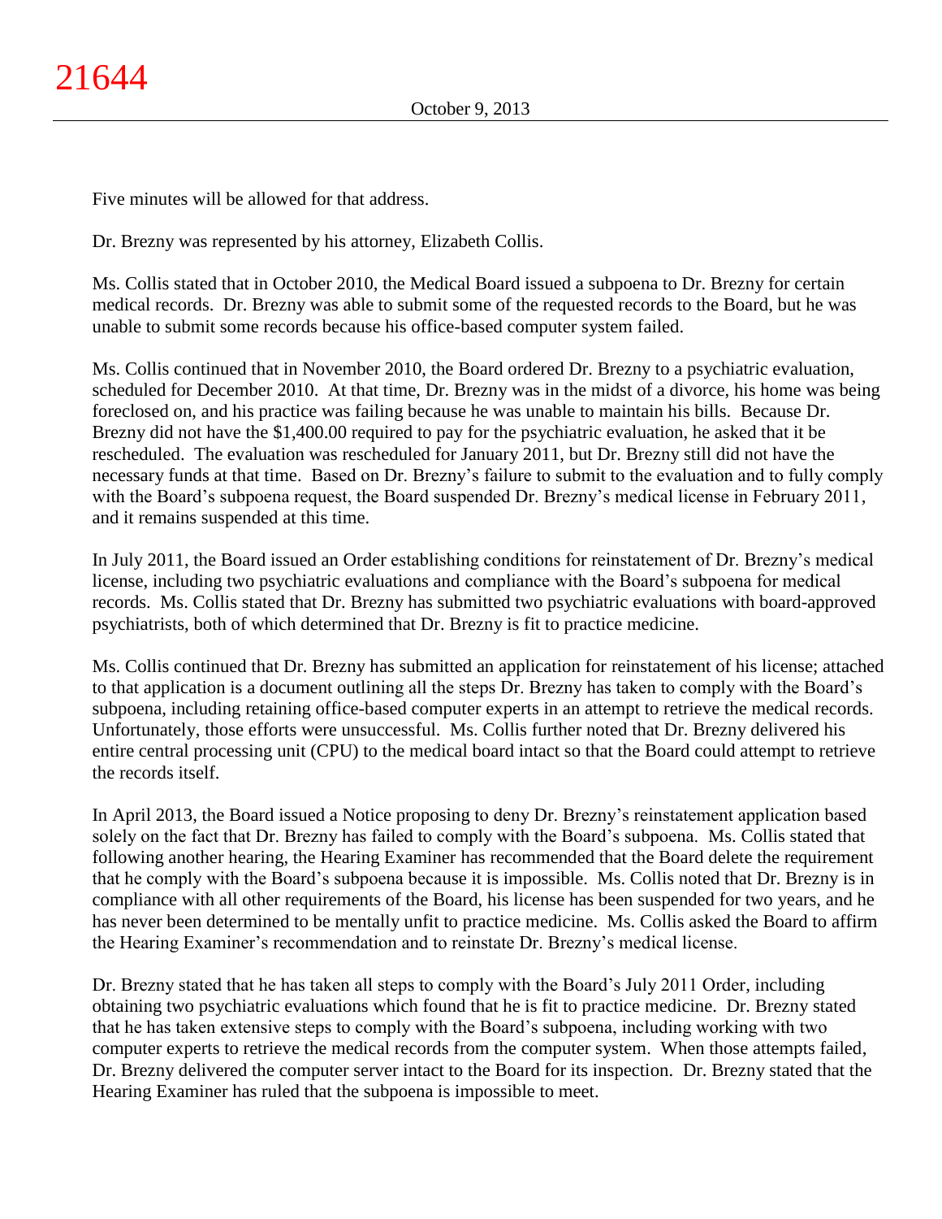Five minutes will be allowed for that address.

Dr. Brezny was represented by his attorney, Elizabeth Collis.

Ms. Collis stated that in October 2010, the Medical Board issued a subpoena to Dr. Brezny for certain medical records. Dr. Brezny was able to submit some of the requested records to the Board, but he was unable to submit some records because his office-based computer system failed.

Ms. Collis continued that in November 2010, the Board ordered Dr. Brezny to a psychiatric evaluation, scheduled for December 2010. At that time, Dr. Brezny was in the midst of a divorce, his home was being foreclosed on, and his practice was failing because he was unable to maintain his bills. Because Dr. Brezny did not have the $1,400.00 required to pay for the psychiatric evaluation, he asked that it be rescheduled. The evaluation was rescheduled for January 2011, but Dr. Brezny still did not have the necessary funds at that time. Based on Dr. Brezny's failure to submit to the evaluation and to fully comply with the Board's subpoena request, the Board suspended Dr. Brezny's medical license in February 2011, and it remains suspended at this time.

In July 2011, the Board issued an Order establishing conditions for reinstatement of Dr. Brezny's medical license, including two psychiatric evaluations and compliance with the Board's subpoena for medical records. Ms. Collis stated that Dr. Brezny has submitted two psychiatric evaluations with board-approved psychiatrists, both of which determined that Dr. Brezny is fit to practice medicine.

Ms. Collis continued that Dr. Brezny has submitted an application for reinstatement of his license; attached to that application is a document outlining all the steps Dr. Brezny has taken to comply with the Board's subpoena, including retaining office-based computer experts in an attempt to retrieve the medical records. Unfortunately, those efforts were unsuccessful. Ms. Collis further noted that Dr. Brezny delivered his entire central processing unit (CPU) to the medical board intact so that the Board could attempt to retrieve the records itself.

In April 2013, the Board issued a Notice proposing to deny Dr. Brezny's reinstatement application based solely on the fact that Dr. Brezny has failed to comply with the Board's subpoena. Ms. Collis stated that following another hearing, the Hearing Examiner has recommended that the Board delete the requirement that he comply with the Board's subpoena because it is impossible. Ms. Collis noted that Dr. Brezny is in compliance with all other requirements of the Board, his license has been suspended for two years, and he has never been determined to be mentally unfit to practice medicine. Ms. Collis asked the Board to affirm the Hearing Examiner's recommendation and to reinstate Dr. Brezny's medical license.

Dr. Brezny stated that he has taken all steps to comply with the Board's July 2011 Order, including obtaining two psychiatric evaluations which found that he is fit to practice medicine. Dr. Brezny stated that he has taken extensive steps to comply with the Board's subpoena, including working with two computer experts to retrieve the medical records from the computer system. When those attempts failed, Dr. Brezny delivered the computer server intact to the Board for its inspection. Dr. Brezny stated that the Hearing Examiner has ruled that the subpoena is impossible to meet.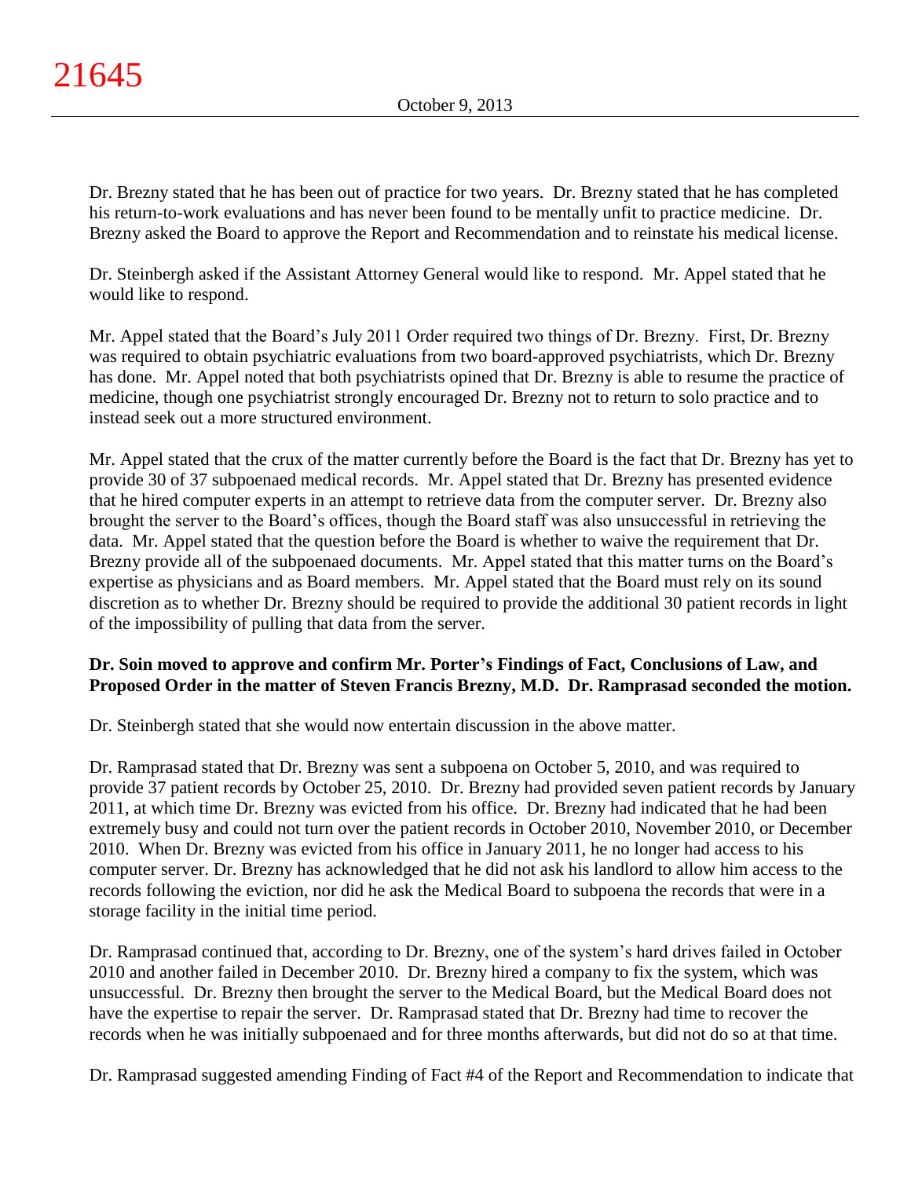Dr. Brezny stated that he has been out of practice for two years. Dr. Brezny stated that he has completed his return-to-work evaluations and has never been found to be mentally unfit to practice medicine. Dr. Brezny asked the Board to approve the Report and Recommendation and to reinstate his medical license.

Dr. Steinbergh asked if the Assistant Attorney General would like to respond. Mr. Appel stated that he would like to respond.

Mr. Appel stated that the Board's July 2011 Order required two things of Dr. Brezny. First, Dr. Brezny was required to obtain psychiatric evaluations from two board-approved psychiatrists, which Dr. Brezny has done. Mr. Appel noted that both psychiatrists opined that Dr. Brezny is able to resume the practice of medicine, though one psychiatrist strongly encouraged Dr. Brezny not to return to solo practice and to instead seek out a more structured environment.

Mr. Appel stated that the crux of the matter currently before the Board is the fact that Dr. Brezny has yet to provide 30 of 37 subpoenaed medical records. Mr. Appel stated that Dr. Brezny has presented evidence that he hired computer experts in an attempt to retrieve data from the computer server. Dr. Brezny also brought the server to the Board's offices, though the Board staff was also unsuccessful in retrieving the data. Mr. Appel stated that the question before the Board is whether to waive the requirement that Dr. Brezny provide all of the subpoenaed documents. Mr. Appel stated that this matter turns on the Board's expertise as physicians and as Board members. Mr. Appel stated that the Board must rely on its sound discretion as to whether Dr. Brezny should be required to provide the additional 30 patient records in light of the impossibility of pulling that data from the server.

**Dr. Soin moved to approve and confirm Mr. Porter's Findings of Fact, Conclusions of Law, and Proposed Order in the matter of Steven Francis Brezny, M.D. Dr. Ramprasad seconded the motion.**

Dr. Steinbergh stated that she would now entertain discussion in the above matter.

Dr. Ramprasad stated that Dr. Brezny was sent a subpoena on October 5, 2010, and was required to provide 37 patient records by October 25, 2010. Dr. Brezny had provided seven patient records by January 2011, at which time Dr. Brezny was evicted from his office. Dr. Brezny had indicated that he had been extremely busy and could not turn over the patient records in October 2010, November 2010, or December 2010. When Dr. Brezny was evicted from his office in January 2011, he no longer had access to his computer server. Dr. Brezny has acknowledged that he did not ask his landlord to allow him access to the records following the eviction, nor did he ask the Medical Board to subpoena the records that were in a storage facility in the initial time period.

Dr. Ramprasad continued that, according to Dr. Brezny, one of the system's hard drives failed in October 2010 and another failed in December 2010. Dr. Brezny hired a company to fix the system, which was unsuccessful. Dr. Brezny then brought the server to the Medical Board, but the Medical Board does not have the expertise to repair the server. Dr. Ramprasad stated that Dr. Brezny had time to recover the records when he was initially subpoenaed and for three months afterwards, but did not do so at that time.

Dr. Ramprasad suggested amending Finding of Fact #4 of the Report and Recommendation to indicate that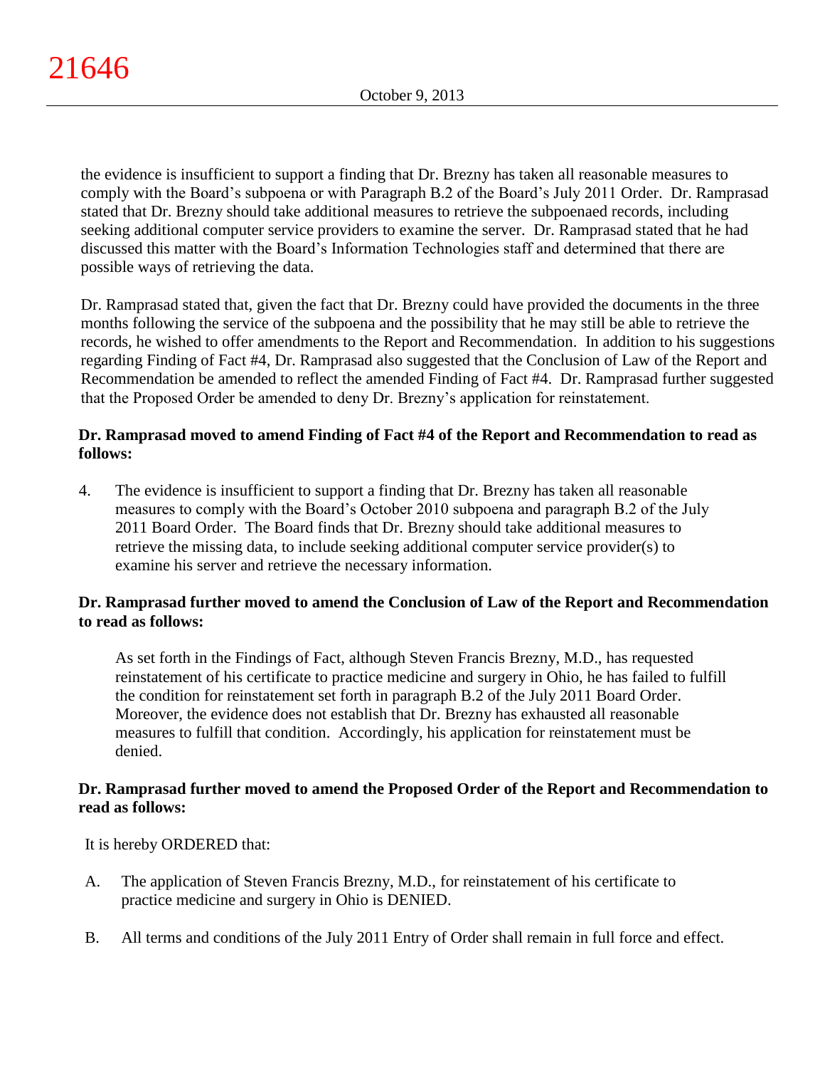the evidence is insufficient to support a finding that Dr. Brezny has taken all reasonable measures to comply with the Board's subpoena or with Paragraph B.2 of the Board's July 2011 Order. Dr. Ramprasad stated that Dr. Brezny should take additional measures to retrieve the subpoenaed records, including seeking additional computer service providers to examine the server. Dr. Ramprasad stated that he had discussed this matter with the Board's Information Technologies staff and determined that there are possible ways of retrieving the data.

Dr. Ramprasad stated that, given the fact that Dr. Brezny could have provided the documents in the three months following the service of the subpoena and the possibility that he may still be able to retrieve the records, he wished to offer amendments to the Report and Recommendation. In addition to his suggestions regarding Finding of Fact #4, Dr. Ramprasad also suggested that the Conclusion of Law of the Report and Recommendation be amended to reflect the amended Finding of Fact #4. Dr. Ramprasad further suggested that the Proposed Order be amended to deny Dr. Brezny's application for reinstatement.

**Dr. Ramprasad moved to amend Finding of Fact #4 of the Report and Recommendation to read as follows:**

4. The evidence is insufficient to support a finding that Dr. Brezny has taken all reasonable measures to comply with the Board's October 2010 subpoena and paragraph B.2 of the July 2011 Board Order. The Board finds that Dr. Brezny should take additional measures to retrieve the missing data, to include seeking additional computer service provider(s) to examine his server and retrieve the necessary information.

**Dr. Ramprasad further moved to amend the Conclusion of Law of the Report and Recommendation to read as follows:**

As set forth in the Findings of Fact, although Steven Francis Brezny, M.D., has requested reinstatement of his certificate to practice medicine and surgery in Ohio, he has failed to fulfill the condition for reinstatement set forth in paragraph B.2 of the July 2011 Board Order. Moreover, the evidence does not establish that Dr. Brezny has exhausted all reasonable measures to fulfill that condition. Accordingly, his application for reinstatement must be denied.

**Dr. Ramprasad further moved to amend the Proposed Order of the Report and Recommendation to read as follows:**

It is hereby ORDERED that:

A. The application of Steven Francis Brezny, M.D., for reinstatement of his certificate to practice medicine and surgery in Ohio is DENIED.

B. All terms and conditions of the July 2011 Entry of Order shall remain in full force and effect.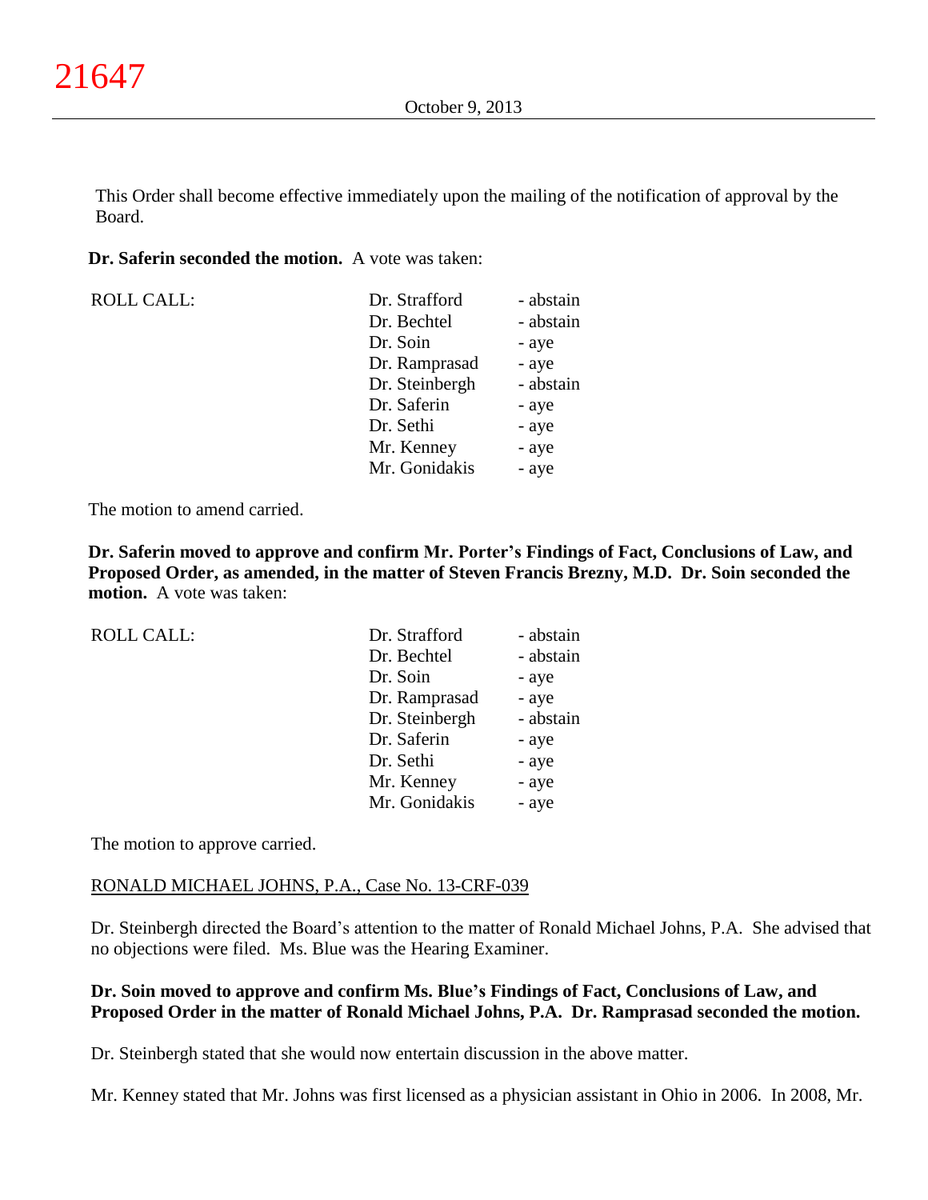This Order shall become effective immediately upon the mailing of the notification of approval by the Board.

**Dr. Saferin seconded the motion.** A vote was taken:

| ROLL CALL: | | |
|---|---|---|
| | Dr. Strafford | - abstain |
| | Dr. Bechtel | - abstain |
| | Dr. Soin | - aye |
| | Dr. Ramprasad | - aye |
| | Dr. Steinbergh | - abstain |
| | Dr. Saferin | - aye |
| | Dr. Sethi | - aye |
| | Mr. Kenney | - aye |
| | Mr. Gonidakis | - aye |

The motion to amend carried.

**Dr. Saferin moved to approve and confirm Mr. Porter's Findings of Fact, Conclusions of Law, and Proposed Order, as amended, in the matter of Steven Francis Brezny, M.D. Dr. Soin seconded the motion.** A vote was taken:

| ROLL CALL: | | |
|---|---|---|
| | Dr. Strafford | - abstain |
| | Dr. Bechtel | - abstain |
| | Dr. Soin | - aye |
| | Dr. Ramprasad | - aye |
| | Dr. Steinbergh | - abstain |
| | Dr. Saferin | - aye |
| | Dr. Sethi | - aye |
| | Mr. Kenney | - aye |
| | Mr. Gonidakis | - aye |

The motion to approve carried.

RONALD MICHAEL JOHNS, P.A., Case No. 13-CRF-039

Dr. Steinbergh directed the Board's attention to the matter of Ronald Michael Johns, P.A. She advised that no objections were filed. Ms. Blue was the Hearing Examiner.

**Dr. Soin moved to approve and confirm Ms. Blue's Findings of Fact, Conclusions of Law, and Proposed Order in the matter of Ronald Michael Johns, P.A. Dr. Ramprasad seconded the motion.**

Dr. Steinbergh stated that she would now entertain discussion in the above matter.

Mr. Kenney stated that Mr. Johns was first licensed as a physician assistant in Ohio in 2006. In 2008, Mr.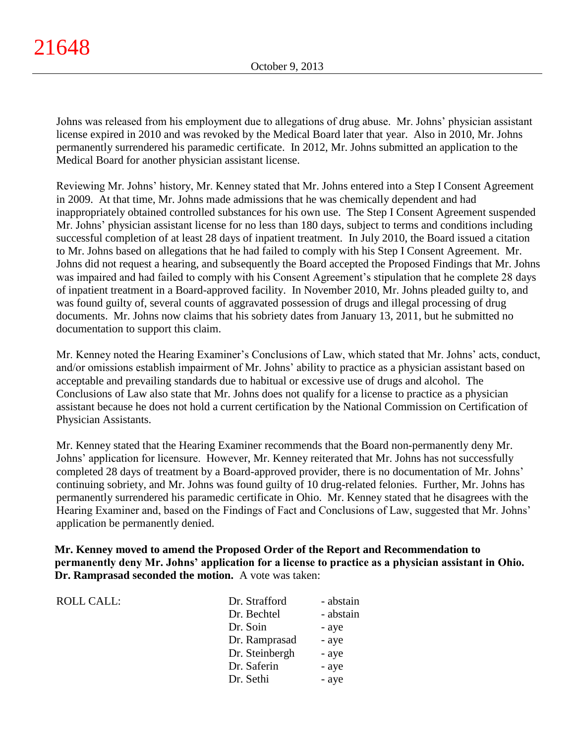Johns was released from his employment due to allegations of drug abuse. Mr. Johns' physician assistant license expired in 2010 and was revoked by the Medical Board later that year. Also in 2010, Mr. Johns permanently surrendered his paramedic certificate. In 2012, Mr. Johns submitted an application to the Medical Board for another physician assistant license.

Reviewing Mr. Johns' history, Mr. Kenney stated that Mr. Johns entered into a Step I Consent Agreement in 2009. At that time, Mr. Johns made admissions that he was chemically dependent and had inappropriately obtained controlled substances for his own use. The Step I Consent Agreement suspended Mr. Johns' physician assistant license for no less than 180 days, subject to terms and conditions including successful completion of at least 28 days of inpatient treatment. In July 2010, the Board issued a citation to Mr. Johns based on allegations that he had failed to comply with his Step I Consent Agreement. Mr. Johns did not request a hearing, and subsequently the Board accepted the Proposed Findings that Mr. Johns was impaired and had failed to comply with his Consent Agreement's stipulation that he complete 28 days of inpatient treatment in a Board-approved facility. In November 2010, Mr. Johns pleaded guilty to, and was found guilty of, several counts of aggravated possession of drugs and illegal processing of drug documents. Mr. Johns now claims that his sobriety dates from January 13, 2011, but he submitted no documentation to support this claim.

Mr. Kenney noted the Hearing Examiner's Conclusions of Law, which stated that Mr. Johns' acts, conduct, and/or omissions establish impairment of Mr. Johns' ability to practice as a physician assistant based on acceptable and prevailing standards due to habitual or excessive use of drugs and alcohol. The Conclusions of Law also state that Mr. Johns does not qualify for a license to practice as a physician assistant because he does not hold a current certification by the National Commission on Certification of Physician Assistants.

Mr. Kenney stated that the Hearing Examiner recommends that the Board non-permanently deny Mr. Johns' application for licensure. However, Mr. Kenney reiterated that Mr. Johns has not successfully completed 28 days of treatment by a Board-approved provider, there is no documentation of Mr. Johns' continuing sobriety, and Mr. Johns was found guilty of 10 drug-related felonies. Further, Mr. Johns has permanently surrendered his paramedic certificate in Ohio. Mr. Kenney stated that he disagrees with the Hearing Examiner and, based on the Findings of Fact and Conclusions of Law, suggested that Mr. Johns' application be permanently denied.

**Mr. Kenney moved to amend the Proposed Order of the Report and Recommendation to permanently deny Mr. Johns' application for a license to practice as a physician assistant in Ohio. Dr. Ramprasad seconded the motion.** A vote was taken:

| ROLL CALL: | | |
|---|---|---|
| | Dr. Strafford | - abstain |
| | Dr. Bechtel | - abstain |
| | Dr. Soin | - aye |
| | Dr. Ramprasad | - aye |
| | Dr. Steinbergh | - aye |
| | Dr. Saferin | - aye |
| | Dr. Sethi | - aye |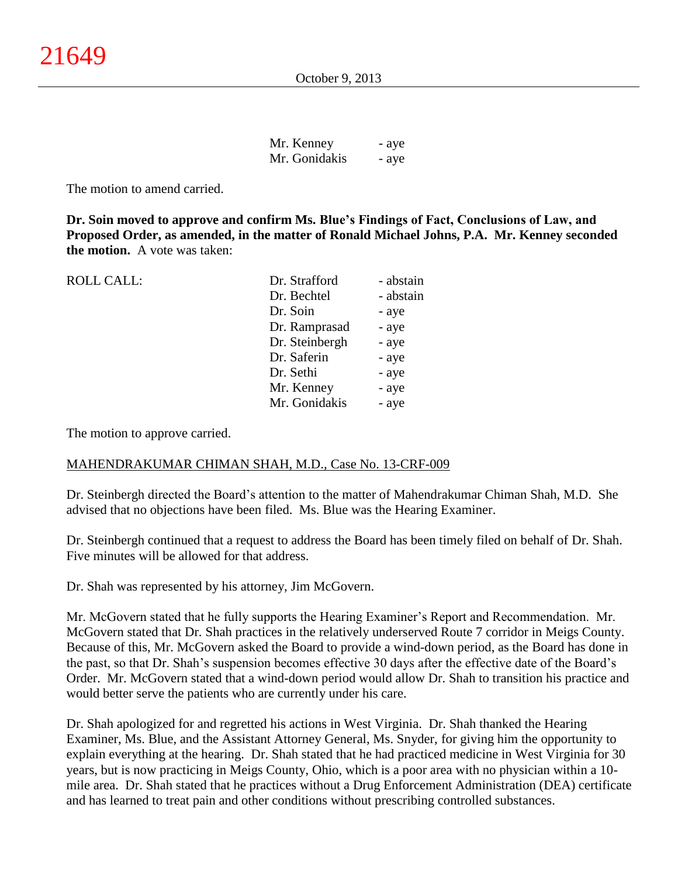| | |
|---|---|
| Mr. Kenney | - aye |
| Mr. Gonidakis | - aye |

The motion to amend carried.

**Dr. Soin moved to approve and confirm Ms. Blue's Findings of Fact, Conclusions of Law, and Proposed Order, as amended, in the matter of Ronald Michael Johns, P.A. Mr. Kenney seconded the motion.** A vote was taken:

| ROLL CALL: | | |
|---|---|---|
| | Dr. Strafford | - abstain |
| | Dr. Bechtel | - abstain |
| | Dr. Soin | - aye |
| | Dr. Ramprasad | - aye |
| | Dr. Steinbergh | - aye |
| | Dr. Saferin | - aye |
| | Dr. Sethi | - aye |
| | Mr. Kenney | - aye |
| | Mr. Gonidakis | - aye |

The motion to approve carried.

MAHENDRAKUMAR CHIMAN SHAH, M.D., Case No. 13-CRF-009

Dr. Steinbergh directed the Board's attention to the matter of Mahendrakumar Chiman Shah, M.D. She advised that no objections have been filed. Ms. Blue was the Hearing Examiner.

Dr. Steinbergh continued that a request to address the Board has been timely filed on behalf of Dr. Shah. Five minutes will be allowed for that address.

Dr. Shah was represented by his attorney, Jim McGovern.

Mr. McGovern stated that he fully supports the Hearing Examiner's Report and Recommendation. Mr. McGovern stated that Dr. Shah practices in the relatively underserved Route 7 corridor in Meigs County. Because of this, Mr. McGovern asked the Board to provide a wind-down period, as the Board has done in the past, so that Dr. Shah's suspension becomes effective 30 days after the effective date of the Board's Order. Mr. McGovern stated that a wind-down period would allow Dr. Shah to transition his practice and would better serve the patients who are currently under his care.

Dr. Shah apologized for and regretted his actions in West Virginia. Dr. Shah thanked the Hearing Examiner, Ms. Blue, and the Assistant Attorney General, Ms. Snyder, for giving him the opportunity to explain everything at the hearing. Dr. Shah stated that he had practiced medicine in West Virginia for 30 years, but is now practicing in Meigs County, Ohio, which is a poor area with no physician within a 10-mile area. Dr. Shah stated that he practices without a Drug Enforcement Administration (DEA) certificate and has learned to treat pain and other conditions without prescribing controlled substances.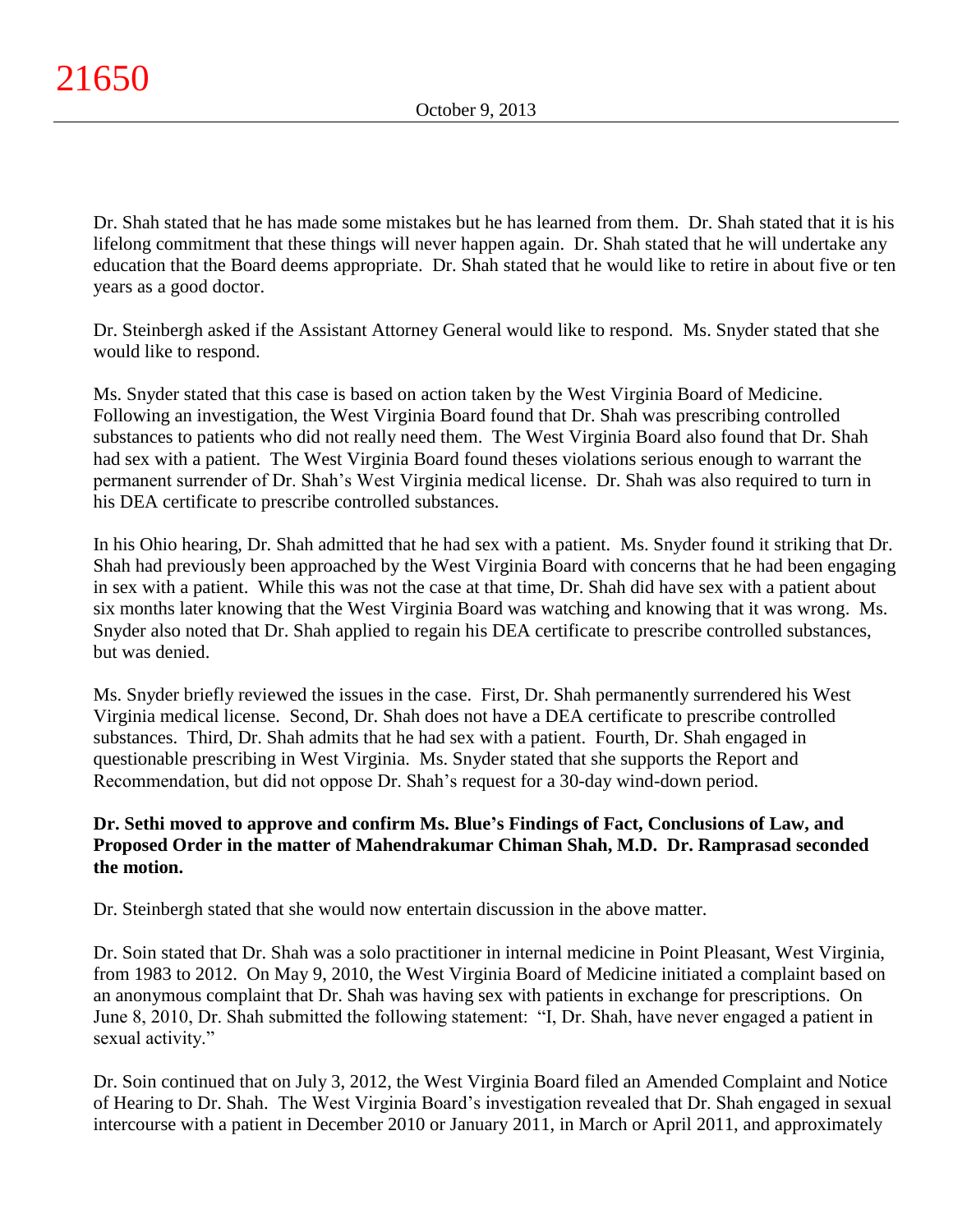Dr. Shah stated that he has made some mistakes but he has learned from them. Dr. Shah stated that it is his lifelong commitment that these things will never happen again. Dr. Shah stated that he will undertake any education that the Board deems appropriate. Dr. Shah stated that he would like to retire in about five or ten years as a good doctor.

Dr. Steinbergh asked if the Assistant Attorney General would like to respond. Ms. Snyder stated that she would like to respond.

Ms. Snyder stated that this case is based on action taken by the West Virginia Board of Medicine. Following an investigation, the West Virginia Board found that Dr. Shah was prescribing controlled substances to patients who did not really need them. The West Virginia Board also found that Dr. Shah had sex with a patient. The West Virginia Board found theses violations serious enough to warrant the permanent surrender of Dr. Shah's West Virginia medical license. Dr. Shah was also required to turn in his DEA certificate to prescribe controlled substances.

In his Ohio hearing, Dr. Shah admitted that he had sex with a patient. Ms. Snyder found it striking that Dr. Shah had previously been approached by the West Virginia Board with concerns that he had been engaging in sex with a patient. While this was not the case at that time, Dr. Shah did have sex with a patient about six months later knowing that the West Virginia Board was watching and knowing that it was wrong. Ms. Snyder also noted that Dr. Shah applied to regain his DEA certificate to prescribe controlled substances, but was denied.

Ms. Snyder briefly reviewed the issues in the case. First, Dr. Shah permanently surrendered his West Virginia medical license. Second, Dr. Shah does not have a DEA certificate to prescribe controlled substances. Third, Dr. Shah admits that he had sex with a patient. Fourth, Dr. Shah engaged in questionable prescribing in West Virginia. Ms. Snyder stated that she supports the Report and Recommendation, but did not oppose Dr. Shah's request for a 30-day wind-down period.

**Dr. Sethi moved to approve and confirm Ms. Blue's Findings of Fact, Conclusions of Law, and Proposed Order in the matter of Mahendrakumar Chiman Shah, M.D. Dr. Ramprasad seconded the motion.**

Dr. Steinbergh stated that she would now entertain discussion in the above matter.

Dr. Soin stated that Dr. Shah was a solo practitioner in internal medicine in Point Pleasant, West Virginia, from 1983 to 2012. On May 9, 2010, the West Virginia Board of Medicine initiated a complaint based on an anonymous complaint that Dr. Shah was having sex with patients in exchange for prescriptions. On June 8, 2010, Dr. Shah submitted the following statement: "I, Dr. Shah, have never engaged a patient in sexual activity."

Dr. Soin continued that on July 3, 2012, the West Virginia Board filed an Amended Complaint and Notice of Hearing to Dr. Shah. The West Virginia Board's investigation revealed that Dr. Shah engaged in sexual intercourse with a patient in December 2010 or January 2011, in March or April 2011, and approximately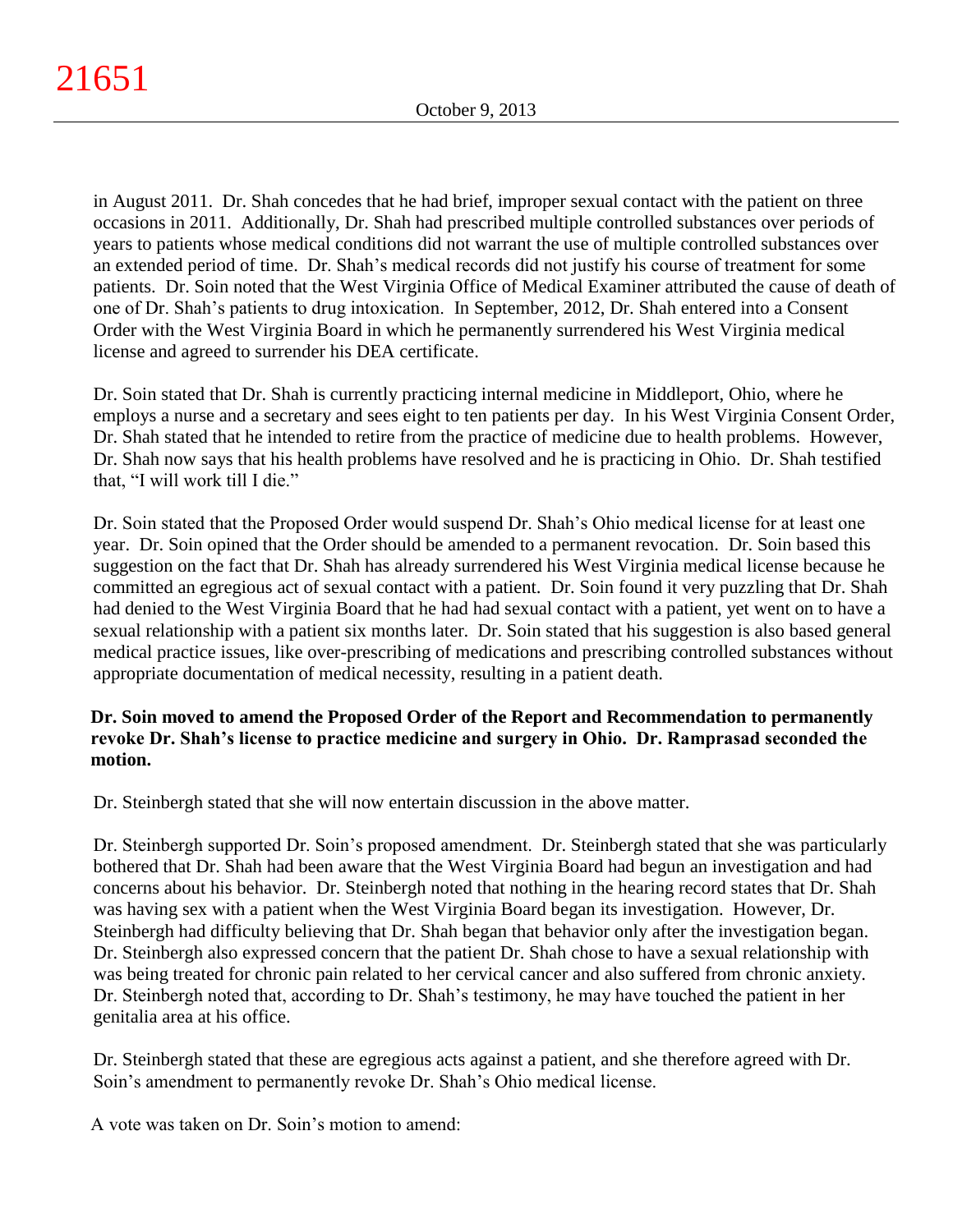in August 2011. Dr. Shah concedes that he had brief, improper sexual contact with the patient on three occasions in 2011. Additionally, Dr. Shah had prescribed multiple controlled substances over periods of years to patients whose medical conditions did not warrant the use of multiple controlled substances over an extended period of time. Dr. Shah's medical records did not justify his course of treatment for some patients. Dr. Soin noted that the West Virginia Office of Medical Examiner attributed the cause of death of one of Dr. Shah's patients to drug intoxication. In September, 2012, Dr. Shah entered into a Consent Order with the West Virginia Board in which he permanently surrendered his West Virginia medical license and agreed to surrender his DEA certificate.

Dr. Soin stated that Dr. Shah is currently practicing internal medicine in Middleport, Ohio, where he employs a nurse and a secretary and sees eight to ten patients per day. In his West Virginia Consent Order, Dr. Shah stated that he intended to retire from the practice of medicine due to health problems. However, Dr. Shah now says that his health problems have resolved and he is practicing in Ohio. Dr. Shah testified that, "I will work till I die."

Dr. Soin stated that the Proposed Order would suspend Dr. Shah's Ohio medical license for at least one year. Dr. Soin opined that the Order should be amended to a permanent revocation. Dr. Soin based this suggestion on the fact that Dr. Shah has already surrendered his West Virginia medical license because he committed an egregious act of sexual contact with a patient. Dr. Soin found it very puzzling that Dr. Shah had denied to the West Virginia Board that he had had sexual contact with a patient, yet went on to have a sexual relationship with a patient six months later. Dr. Soin stated that his suggestion is also based general medical practice issues, like over-prescribing of medications and prescribing controlled substances without appropriate documentation of medical necessity, resulting in a patient death.

**Dr. Soin moved to amend the Proposed Order of the Report and Recommendation to permanently revoke Dr. Shah's license to practice medicine and surgery in Ohio. Dr. Ramprasad seconded the motion.**

Dr. Steinbergh stated that she will now entertain discussion in the above matter.

Dr. Steinbergh supported Dr. Soin's proposed amendment. Dr. Steinbergh stated that she was particularly bothered that Dr. Shah had been aware that the West Virginia Board had begun an investigation and had concerns about his behavior. Dr. Steinbergh noted that nothing in the hearing record states that Dr. Shah was having sex with a patient when the West Virginia Board began its investigation. However, Dr. Steinbergh had difficulty believing that Dr. Shah began that behavior only after the investigation began. Dr. Steinbergh also expressed concern that the patient Dr. Shah chose to have a sexual relationship with was being treated for chronic pain related to her cervical cancer and also suffered from chronic anxiety. Dr. Steinbergh noted that, according to Dr. Shah's testimony, he may have touched the patient in her genitalia area at his office.

Dr. Steinbergh stated that these are egregious acts against a patient, and she therefore agreed with Dr. Soin's amendment to permanently revoke Dr. Shah's Ohio medical license.

A vote was taken on Dr. Soin's motion to amend: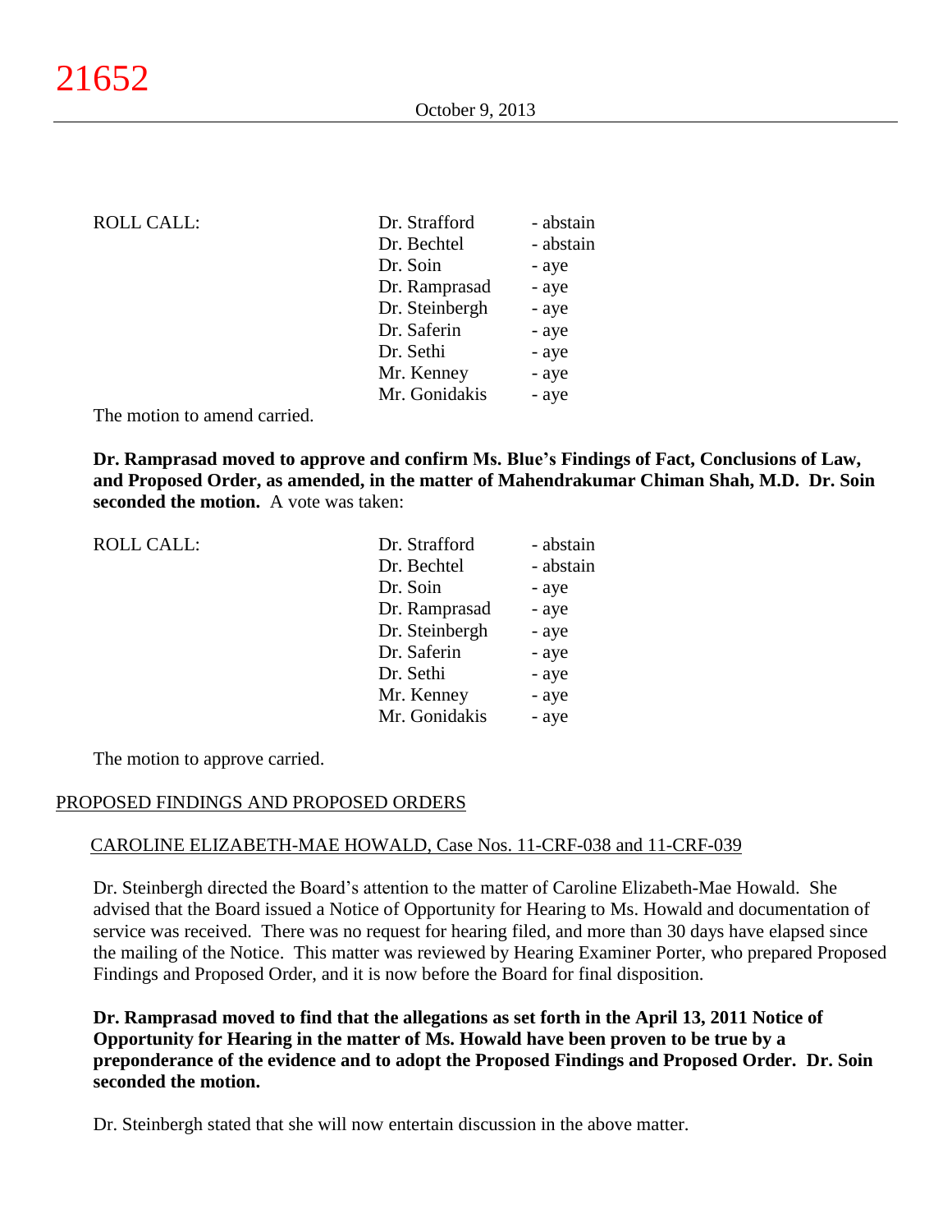ROLL CALL:

| | |
|---|---|
| Dr. Strafford | - abstain |
| Dr. Bechtel | - abstain |
| Dr. Soin | - aye |
| Dr. Ramprasad | - aye |
| Dr. Steinbergh | - aye |
| Dr. Saferin | - aye |
| Dr. Sethi | - aye |
| Mr. Kenney | - aye |
| Mr. Gonidakis | - aye |

The motion to amend carried.

**Dr. Ramprasad moved to approve and confirm Ms. Blue's Findings of Fact, Conclusions of Law, and Proposed Order, as amended, in the matter of Mahendrakumar Chiman Shah, M.D. Dr. Soin seconded the motion.** A vote was taken:

ROLL CALL:

| | |
|---|---|
| Dr. Strafford | - abstain |
| Dr. Bechtel | - abstain |
| Dr. Soin | - aye |
| Dr. Ramprasad | - aye |
| Dr. Steinbergh | - aye |
| Dr. Saferin | - aye |
| Dr. Sethi | - aye |
| Mr. Kenney | - aye |
| Mr. Gonidakis | - aye |

The motion to approve carried.

## PROPOSED FINDINGS AND PROPOSED ORDERS

### CAROLINE ELIZABETH-MAE HOWALD, Case Nos. 11-CRF-038 and 11-CRF-039

Dr. Steinbergh directed the Board's attention to the matter of Caroline Elizabeth-Mae Howald. She advised that the Board issued a Notice of Opportunity for Hearing to Ms. Howald and documentation of service was received. There was no request for hearing filed, and more than 30 days have elapsed since the mailing of the Notice. This matter was reviewed by Hearing Examiner Porter, who prepared Proposed Findings and Proposed Order, and it is now before the Board for final disposition.

**Dr. Ramprasad moved to find that the allegations as set forth in the April 13, 2011 Notice of Opportunity for Hearing in the matter of Ms. Howald have been proven to be true by a preponderance of the evidence and to adopt the Proposed Findings and Proposed Order. Dr. Soin seconded the motion.**

Dr. Steinbergh stated that she will now entertain discussion in the above matter.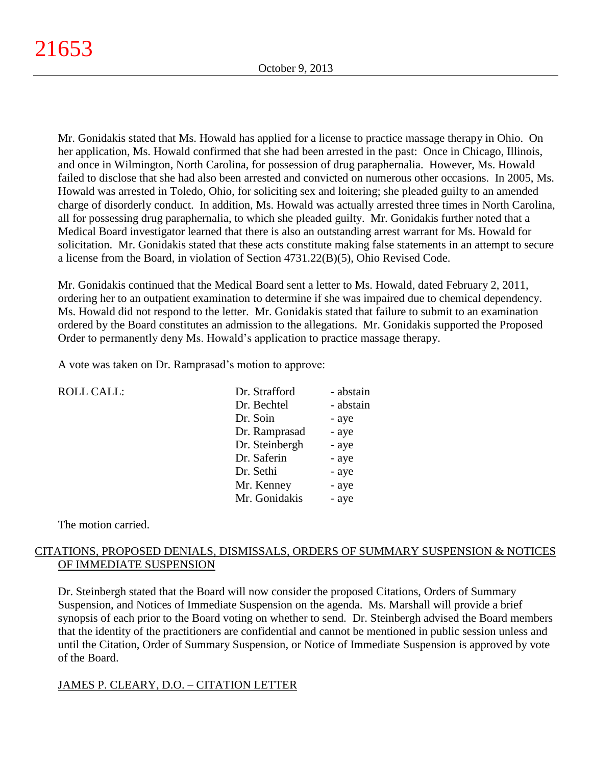Mr. Gonidakis stated that Ms. Howald has applied for a license to practice massage therapy in Ohio. On her application, Ms. Howald confirmed that she had been arrested in the past: Once in Chicago, Illinois, and once in Wilmington, North Carolina, for possession of drug paraphernalia. However, Ms. Howald failed to disclose that she had also been arrested and convicted on numerous other occasions. In 2005, Ms. Howald was arrested in Toledo, Ohio, for soliciting sex and loitering; she pleaded guilty to an amended charge of disorderly conduct. In addition, Ms. Howald was actually arrested three times in North Carolina, all for possessing drug paraphernalia, to which she pleaded guilty. Mr. Gonidakis further noted that a Medical Board investigator learned that there is also an outstanding arrest warrant for Ms. Howald for solicitation. Mr. Gonidakis stated that these acts constitute making false statements in an attempt to secure a license from the Board, in violation of Section 4731.22(B)(5), Ohio Revised Code.

Mr. Gonidakis continued that the Medical Board sent a letter to Ms. Howald, dated February 2, 2011, ordering her to an outpatient examination to determine if she was impaired due to chemical dependency. Ms. Howald did not respond to the letter. Mr. Gonidakis stated that failure to submit to an examination ordered by the Board constitutes an admission to the allegations. Mr. Gonidakis supported the Proposed Order to permanently deny Ms. Howald's application to practice massage therapy.

A vote was taken on Dr. Ramprasad's motion to approve:

| ROLL CALL: | Dr. Strafford | - abstain |
|---|---|---|
| | Dr. Bechtel | - abstain |
| | Dr. Soin | - aye |
| | Dr. Ramprasad | - aye |
| | Dr. Steinbergh | - aye |
| | Dr. Saferin | - aye |
| | Dr. Sethi | - aye |
| | Mr. Kenney | - aye |
| | Mr. Gonidakis | - aye |

The motion carried.

## CITATIONS, PROPOSED DENIALS, DISMISSALS, ORDERS OF SUMMARY SUSPENSION & NOTICES OF IMMEDIATE SUSPENSION

Dr. Steinbergh stated that the Board will now consider the proposed Citations, Orders of Summary Suspension, and Notices of Immediate Suspension on the agenda. Ms. Marshall will provide a brief synopsis of each prior to the Board voting on whether to send. Dr. Steinbergh advised the Board members that the identity of the practitioners are confidential and cannot be mentioned in public session unless and until the Citation, Order of Summary Suspension, or Notice of Immediate Suspension is approved by vote of the Board.

### JAMES P. CLEARY, D.O. – CITATION LETTER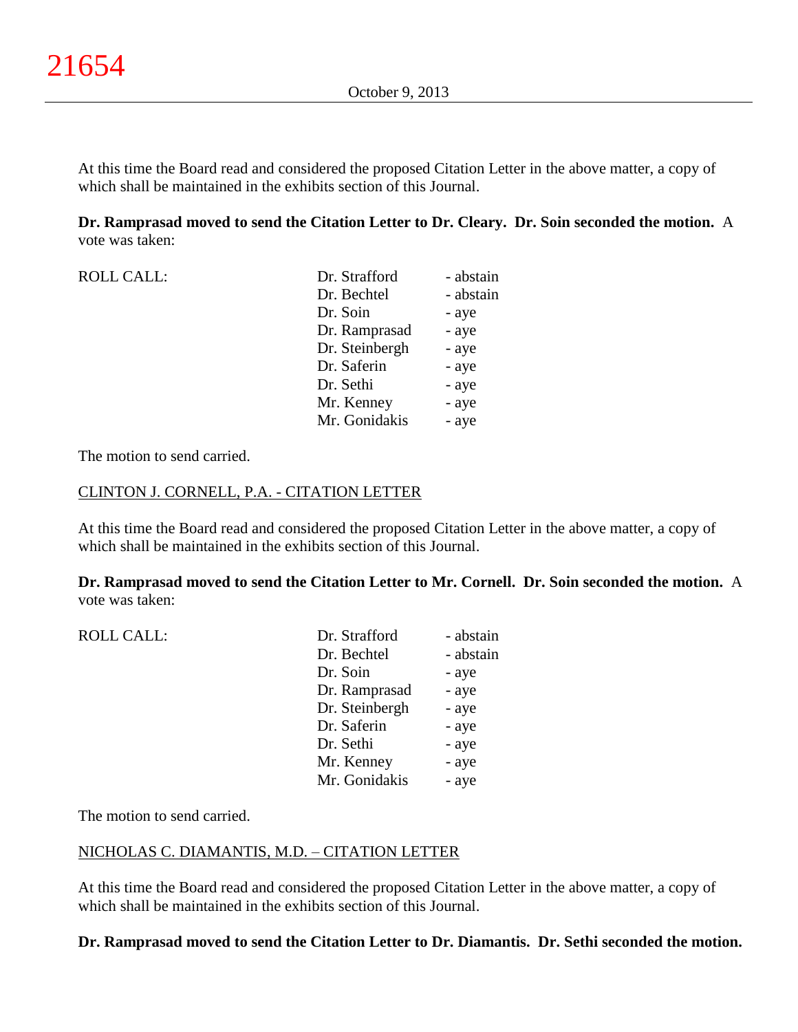At this time the Board read and considered the proposed Citation Letter in the above matter, a copy of which shall be maintained in the exhibits section of this Journal.

**Dr. Ramprasad moved to send the Citation Letter to Dr. Cleary. Dr. Soin seconded the motion.** A vote was taken:

| ROLL CALL: | | |
|---|---|---|
| | Dr. Strafford | - abstain |
| | Dr. Bechtel | - abstain |
| | Dr. Soin | - aye |
| | Dr. Ramprasad | - aye |
| | Dr. Steinbergh | - aye |
| | Dr. Saferin | - aye |
| | Dr. Sethi | - aye |
| | Mr. Kenney | - aye |
| | Mr. Gonidakis | - aye |

The motion to send carried.

CLINTON J. CORNELL, P.A. - CITATION LETTER

At this time the Board read and considered the proposed Citation Letter in the above matter, a copy of which shall be maintained in the exhibits section of this Journal.

**Dr. Ramprasad moved to send the Citation Letter to Mr. Cornell. Dr. Soin seconded the motion.** A vote was taken:

| ROLL CALL: | | |
|---|---|---|
| | Dr. Strafford | - abstain |
| | Dr. Bechtel | - abstain |
| | Dr. Soin | - aye |
| | Dr. Ramprasad | - aye |
| | Dr. Steinbergh | - aye |
| | Dr. Saferin | - aye |
| | Dr. Sethi | - aye |
| | Mr. Kenney | - aye |
| | Mr. Gonidakis | - aye |

The motion to send carried.

NICHOLAS C. DIAMANTIS, M.D. – CITATION LETTER

At this time the Board read and considered the proposed Citation Letter in the above matter, a copy of which shall be maintained in the exhibits section of this Journal.

**Dr. Ramprasad moved to send the Citation Letter to Dr. Diamantis. Dr. Sethi seconded the motion.**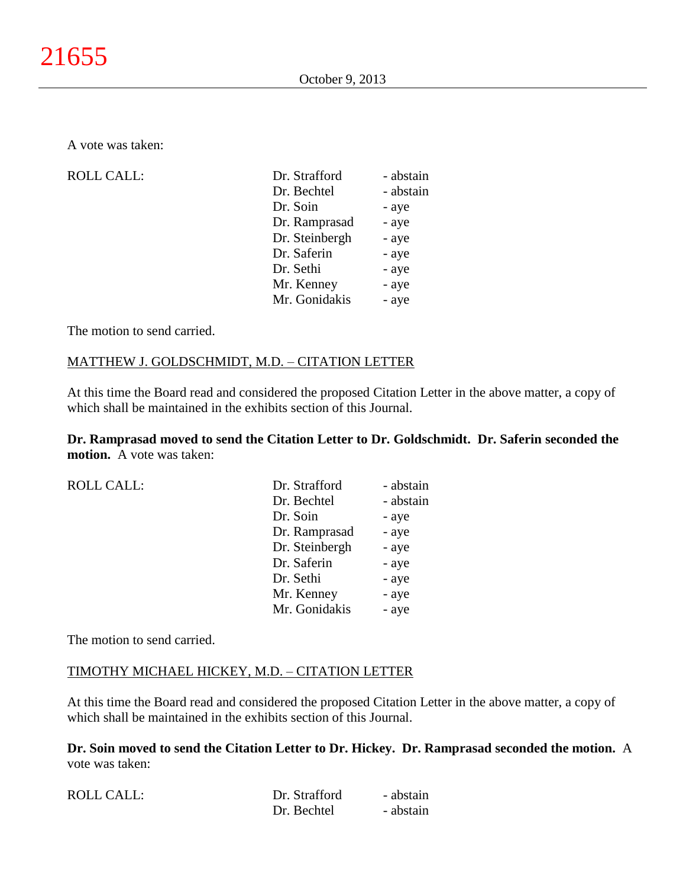A vote was taken:

| ROLL CALL: | Dr. Strafford | - abstain |
|---|---|---|
| | Dr. Bechtel | - abstain |
| | Dr. Soin | - aye |
| | Dr. Ramprasad | - aye |
| | Dr. Steinbergh | - aye |
| | Dr. Saferin | - aye |
| | Dr. Sethi | - aye |
| | Mr. Kenney | - aye |
| | Mr. Gonidakis | - aye |

The motion to send carried.

MATTHEW J. GOLDSCHMIDT, M.D. – CITATION LETTER

At this time the Board read and considered the proposed Citation Letter in the above matter, a copy of which shall be maintained in the exhibits section of this Journal.

**Dr. Ramprasad moved to send the Citation Letter to Dr. Goldschmidt. Dr. Saferin seconded the motion.** A vote was taken:

| ROLL CALL: | Dr. Strafford | - abstain |
|---|---|---|
| | Dr. Bechtel | - abstain |
| | Dr. Soin | - aye |
| | Dr. Ramprasad | - aye |
| | Dr. Steinbergh | - aye |
| | Dr. Saferin | - aye |
| | Dr. Sethi | - aye |
| | Mr. Kenney | - aye |
| | Mr. Gonidakis | - aye |

The motion to send carried.

TIMOTHY MICHAEL HICKEY, M.D. – CITATION LETTER

At this time the Board read and considered the proposed Citation Letter in the above matter, a copy of which shall be maintained in the exhibits section of this Journal.

**Dr. Soin moved to send the Citation Letter to Dr. Hickey. Dr. Ramprasad seconded the motion.** A vote was taken:

| ROLL CALL: | Dr. Strafford | - abstain |
|---|---|---|
| | Dr. Bechtel | - abstain |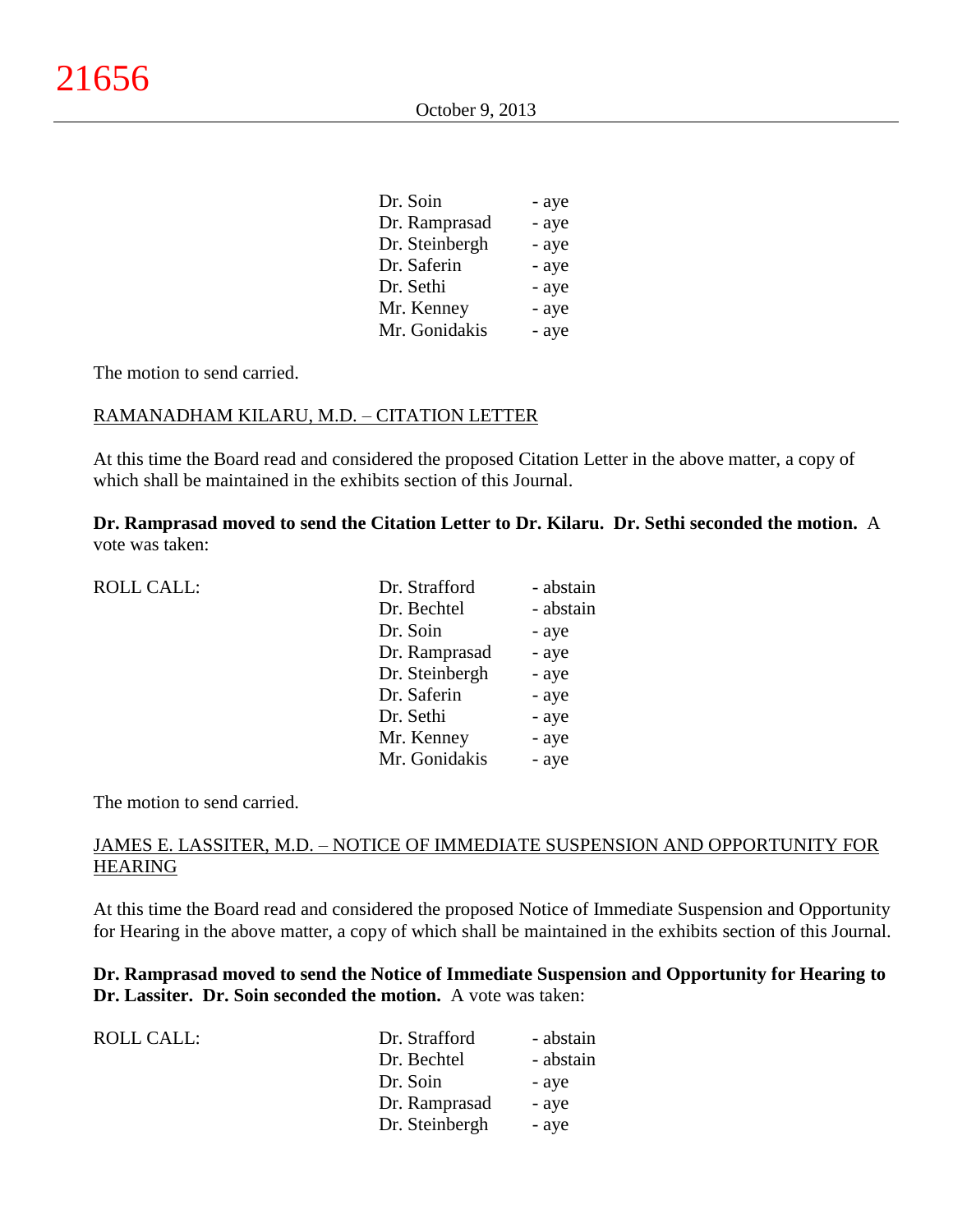| | |
|---|---|
| Dr. Soin | - aye |
| Dr. Ramprasad | - aye |
| Dr. Steinbergh | - aye |
| Dr. Saferin | - aye |
| Dr. Sethi | - aye |
| Mr. Kenney | - aye |
| Mr. Gonidakis | - aye |

The motion to send carried.

RAMANADHAM KILARU, M.D. – CITATION LETTER

At this time the Board read and considered the proposed Citation Letter in the above matter, a copy of which shall be maintained in the exhibits section of this Journal.

**Dr. Ramprasad moved to send the Citation Letter to Dr. Kilaru. Dr. Sethi seconded the motion.** A vote was taken:

| ROLL CALL: | | |
|---|---|---|
| | Dr. Strafford | - abstain |
| | Dr. Bechtel | - abstain |
| | Dr. Soin | - aye |
| | Dr. Ramprasad | - aye |
| | Dr. Steinbergh | - aye |
| | Dr. Saferin | - aye |
| | Dr. Sethi | - aye |
| | Mr. Kenney | - aye |
| | Mr. Gonidakis | - aye |

The motion to send carried.

JAMES E. LASSITER, M.D. – NOTICE OF IMMEDIATE SUSPENSION AND OPPORTUNITY FOR HEARING

At this time the Board read and considered the proposed Notice of Immediate Suspension and Opportunity for Hearing in the above matter, a copy of which shall be maintained in the exhibits section of this Journal.

**Dr. Ramprasad moved to send the Notice of Immediate Suspension and Opportunity for Hearing to Dr. Lassiter. Dr. Soin seconded the motion.** A vote was taken:

| ROLL CALL: | | |
|---|---|---|
| | Dr. Strafford | - abstain |
| | Dr. Bechtel | - abstain |
| | Dr. Soin | - aye |
| | Dr. Ramprasad | - aye |
| | Dr. Steinbergh | - aye |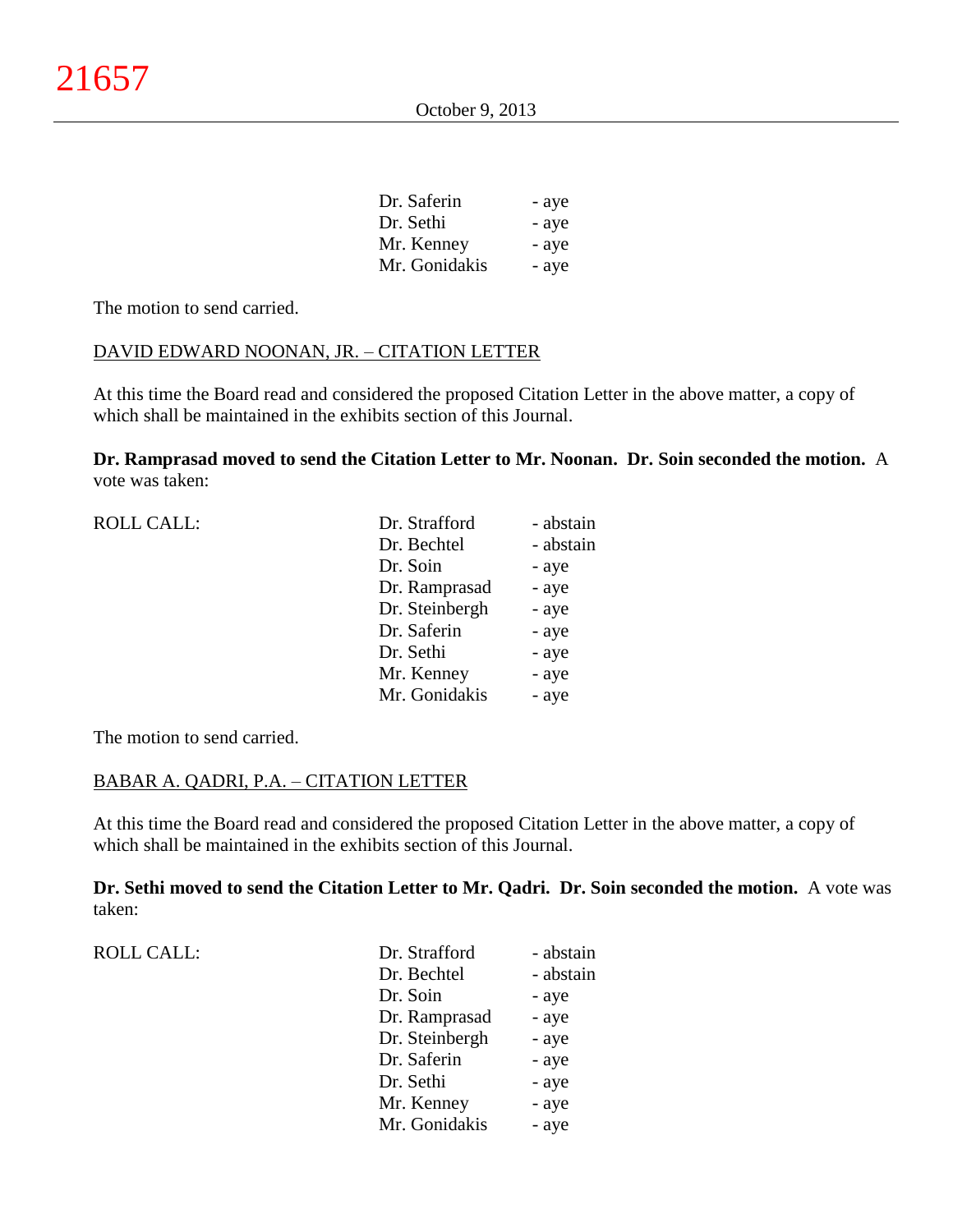| | |
|---|---|
| Dr. Saferin | - aye |
| Dr. Sethi | - aye |
| Mr. Kenney | - aye |
| Mr. Gonidakis | - aye |

The motion to send carried.

DAVID EDWARD NOONAN, JR. – CITATION LETTER

At this time the Board read and considered the proposed Citation Letter in the above matter, a copy of which shall be maintained in the exhibits section of this Journal.

**Dr. Ramprasad moved to send the Citation Letter to Mr. Noonan. Dr. Soin seconded the motion.** A vote was taken:

| ROLL CALL: | | |
|---|---|---|
| | Dr. Strafford | - abstain |
| | Dr. Bechtel | - abstain |
| | Dr. Soin | - aye |
| | Dr. Ramprasad | - aye |
| | Dr. Steinbergh | - aye |
| | Dr. Saferin | - aye |
| | Dr. Sethi | - aye |
| | Mr. Kenney | - aye |
| | Mr. Gonidakis | - aye |

The motion to send carried.

BABAR A. QADRI, P.A. – CITATION LETTER

At this time the Board read and considered the proposed Citation Letter in the above matter, a copy of which shall be maintained in the exhibits section of this Journal.

**Dr. Sethi moved to send the Citation Letter to Mr. Qadri. Dr. Soin seconded the motion.** A vote was taken:

| ROLL CALL: | | |
|---|---|---|
| | Dr. Strafford | - abstain |
| | Dr. Bechtel | - abstain |
| | Dr. Soin | - aye |
| | Dr. Ramprasad | - aye |
| | Dr. Steinbergh | - aye |
| | Dr. Saferin | - aye |
| | Dr. Sethi | - aye |
| | Mr. Kenney | - aye |
| | Mr. Gonidakis | - aye |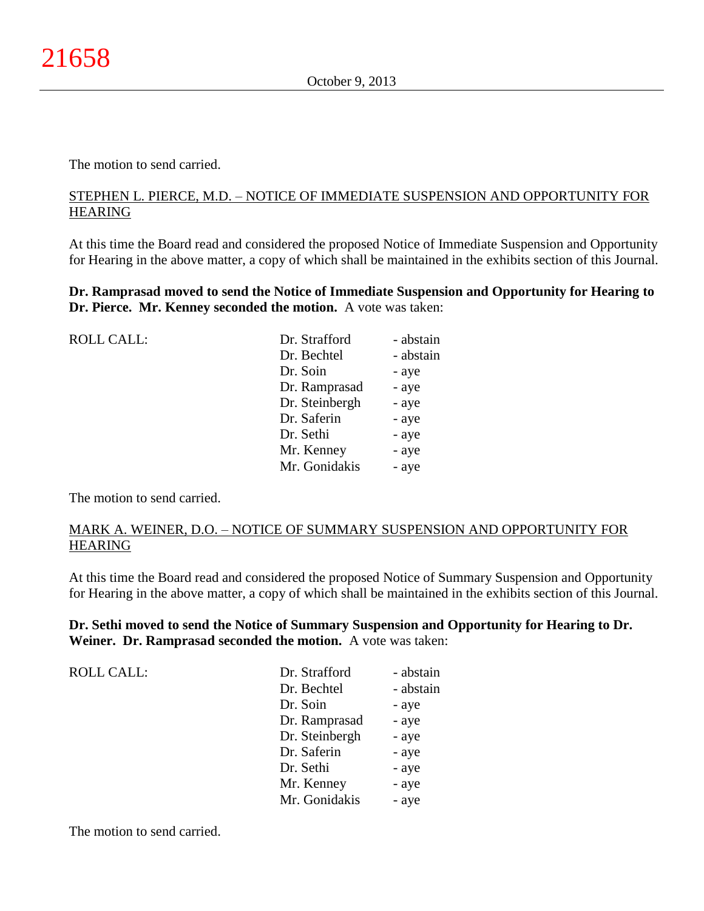The motion to send carried.

STEPHEN L. PIERCE, M.D. – NOTICE OF IMMEDIATE SUSPENSION AND OPPORTUNITY FOR HEARING

At this time the Board read and considered the proposed Notice of Immediate Suspension and Opportunity for Hearing in the above matter, a copy of which shall be maintained in the exhibits section of this Journal.

**Dr. Ramprasad moved to send the Notice of Immediate Suspension and Opportunity for Hearing to Dr. Pierce. Mr. Kenney seconded the motion.** A vote was taken:

| ROLL CALL: | Dr. Strafford | - abstain |
|---|---|---|
| | Dr. Bechtel | - abstain |
| | Dr. Soin | - aye |
| | Dr. Ramprasad | - aye |
| | Dr. Steinbergh | - aye |
| | Dr. Saferin | - aye |
| | Dr. Sethi | - aye |
| | Mr. Kenney | - aye |
| | Mr. Gonidakis | - aye |

The motion to send carried.

MARK A. WEINER, D.O. – NOTICE OF SUMMARY SUSPENSION AND OPPORTUNITY FOR HEARING

At this time the Board read and considered the proposed Notice of Summary Suspension and Opportunity for Hearing in the above matter, a copy of which shall be maintained in the exhibits section of this Journal.

**Dr. Sethi moved to send the Notice of Summary Suspension and Opportunity for Hearing to Dr. Weiner. Dr. Ramprasad seconded the motion.** A vote was taken:

| ROLL CALL: | Dr. Strafford | - abstain |
|---|---|---|
| | Dr. Bechtel | - abstain |
| | Dr. Soin | - aye |
| | Dr. Ramprasad | - aye |
| | Dr. Steinbergh | - aye |
| | Dr. Saferin | - aye |
| | Dr. Sethi | - aye |
| | Mr. Kenney | - aye |
| | Mr. Gonidakis | - aye |

The motion to send carried.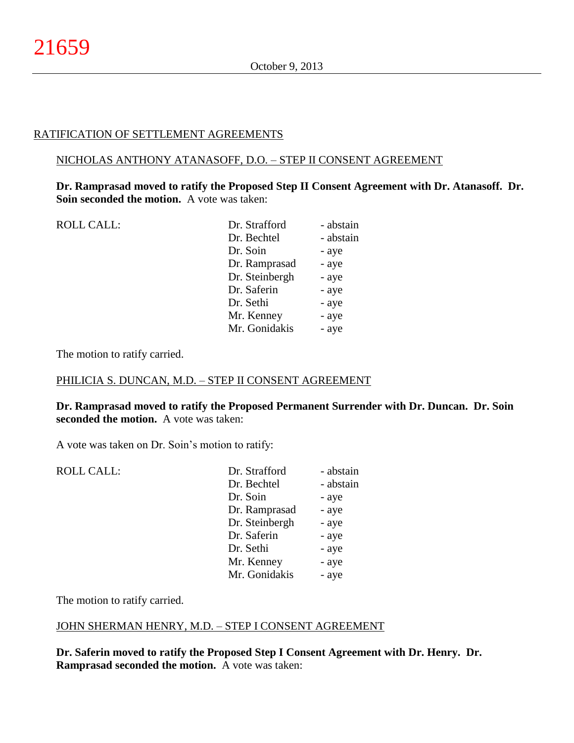## RATIFICATION OF SETTLEMENT AGREEMENTS

### NICHOLAS ANTHONY ATANASOFF, D.O. – STEP II CONSENT AGREEMENT

**Dr. Ramprasad moved to ratify the Proposed Step II Consent Agreement with Dr. Atanasoff. Dr. Soin seconded the motion.** A vote was taken:

| ROLL CALL: | Dr. Strafford | - abstain |
|---|---|---|
| | Dr. Bechtel | - abstain |
| | Dr. Soin | - aye |
| | Dr. Ramprasad | - aye |
| | Dr. Steinbergh | - aye |
| | Dr. Saferin | - aye |
| | Dr. Sethi | - aye |
| | Mr. Kenney | - aye |
| | Mr. Gonidakis | - aye |

The motion to ratify carried.

### PHILICIA S. DUNCAN, M.D. – STEP II CONSENT AGREEMENT

**Dr. Ramprasad moved to ratify the Proposed Permanent Surrender with Dr. Duncan. Dr. Soin seconded the motion.** A vote was taken:

A vote was taken on Dr. Soin's motion to ratify:

| ROLL CALL: | Dr. Strafford | - abstain |
|---|---|---|
| | Dr. Bechtel | - abstain |
| | Dr. Soin | - aye |
| | Dr. Ramprasad | - aye |
| | Dr. Steinbergh | - aye |
| | Dr. Saferin | - aye |
| | Dr. Sethi | - aye |
| | Mr. Kenney | - aye |
| | Mr. Gonidakis | - aye |

The motion to ratify carried.

### JOHN SHERMAN HENRY, M.D. – STEP I CONSENT AGREEMENT

**Dr. Saferin moved to ratify the Proposed Step I Consent Agreement with Dr. Henry. Dr. Ramprasad seconded the motion.** A vote was taken: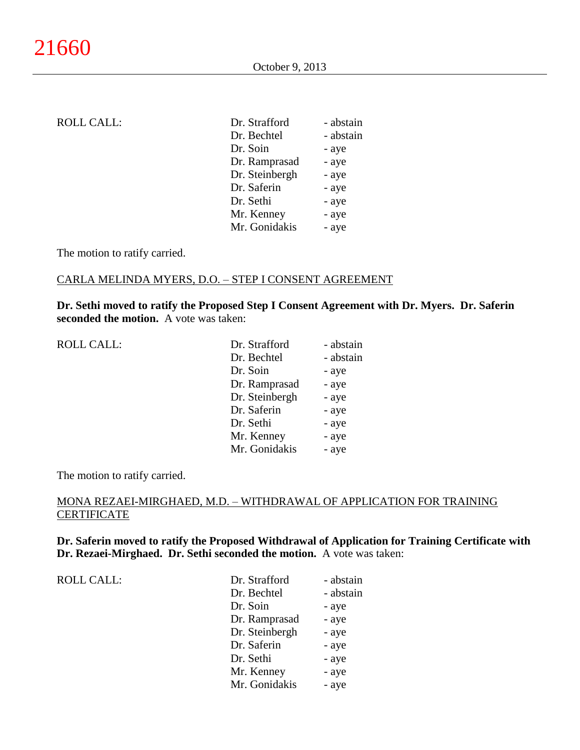| ROLL CALL: | Dr. Strafford | - abstain |
|---|---|---|
| | Dr. Bechtel | - abstain |
| | Dr. Soin | - aye |
| | Dr. Ramprasad | - aye |
| | Dr. Steinbergh | - aye |
| | Dr. Saferin | - aye |
| | Dr. Sethi | - aye |
| | Mr. Kenney | - aye |
| | Mr. Gonidakis | - aye |

The motion to ratify carried.

CARLA MELINDA MYERS, D.O. – STEP I CONSENT AGREEMENT

**Dr. Sethi moved to ratify the Proposed Step I Consent Agreement with Dr. Myers. Dr. Saferin seconded the motion.** A vote was taken:

| ROLL CALL: | Dr. Strafford | - abstain |
|---|---|---|
| | Dr. Bechtel | - abstain |
| | Dr. Soin | - aye |
| | Dr. Ramprasad | - aye |
| | Dr. Steinbergh | - aye |
| | Dr. Saferin | - aye |
| | Dr. Sethi | - aye |
| | Mr. Kenney | - aye |
| | Mr. Gonidakis | - aye |

The motion to ratify carried.

MONA REZAEI-MIRGHAED, M.D. – WITHDRAWAL OF APPLICATION FOR TRAINING CERTIFICATE

**Dr. Saferin moved to ratify the Proposed Withdrawal of Application for Training Certificate with Dr. Rezaei-Mirghaed. Dr. Sethi seconded the motion.** A vote was taken:

| ROLL CALL: | Dr. Strafford | - abstain |
|---|---|---|
| | Dr. Bechtel | - abstain |
| | Dr. Soin | - aye |
| | Dr. Ramprasad | - aye |
| | Dr. Steinbergh | - aye |
| | Dr. Saferin | - aye |
| | Dr. Sethi | - aye |
| | Mr. Kenney | - aye |
| | Mr. Gonidakis | - aye |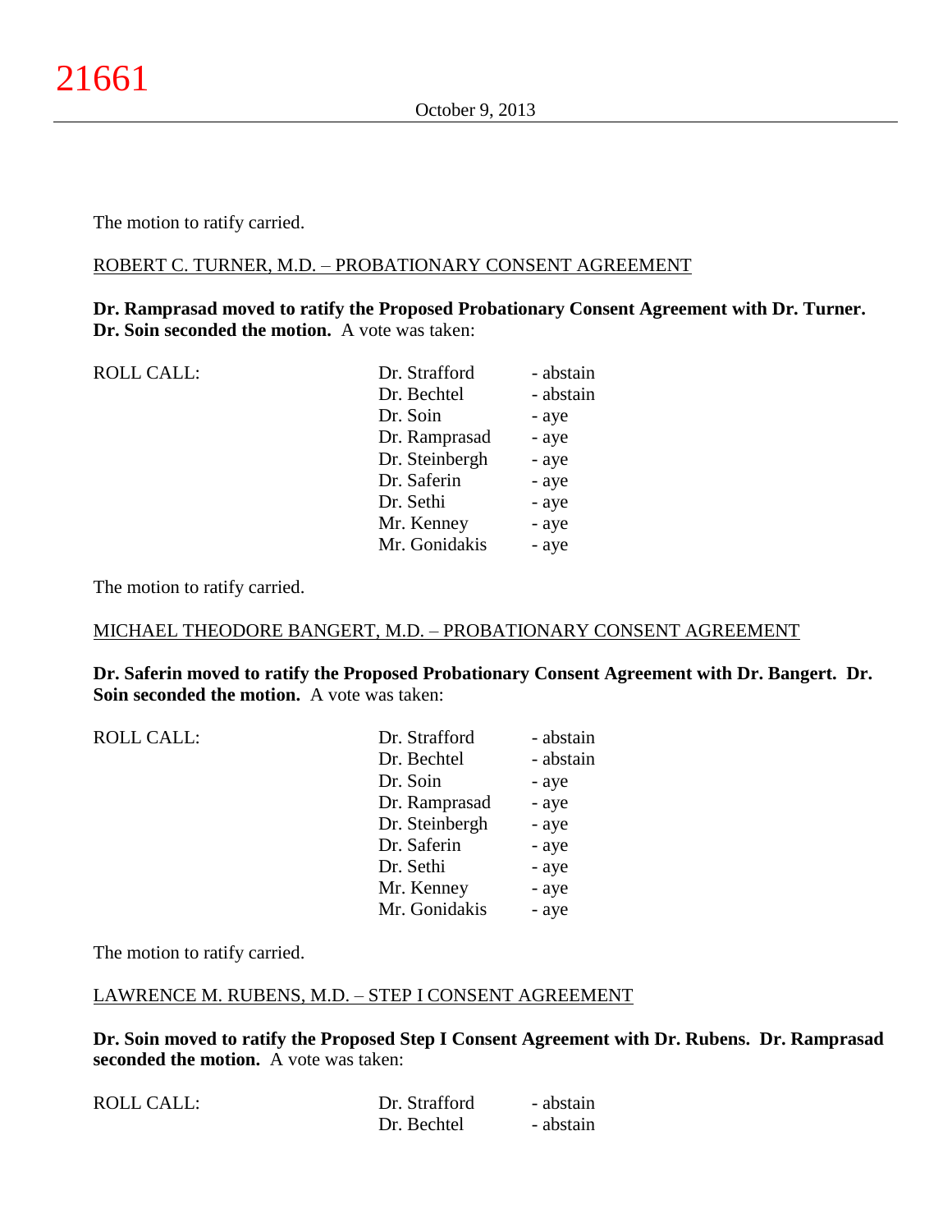The motion to ratify carried.

ROBERT C. TURNER, M.D. – PROBATIONARY CONSENT AGREEMENT

**Dr. Ramprasad moved to ratify the Proposed Probationary Consent Agreement with Dr. Turner. Dr. Soin seconded the motion.** A vote was taken:

| ROLL CALL: | Dr. Strafford | - abstain |
|---|---|---|
| | Dr. Bechtel | - abstain |
| | Dr. Soin | - aye |
| | Dr. Ramprasad | - aye |
| | Dr. Steinbergh | - aye |
| | Dr. Saferin | - aye |
| | Dr. Sethi | - aye |
| | Mr. Kenney | - aye |
| | Mr. Gonidakis | - aye |

The motion to ratify carried.

MICHAEL THEODORE BANGERT, M.D. – PROBATIONARY CONSENT AGREEMENT

**Dr. Saferin moved to ratify the Proposed Probationary Consent Agreement with Dr. Bangert. Dr. Soin seconded the motion.** A vote was taken:

| ROLL CALL: | Dr. Strafford | - abstain |
|---|---|---|
| | Dr. Bechtel | - abstain |
| | Dr. Soin | - aye |
| | Dr. Ramprasad | - aye |
| | Dr. Steinbergh | - aye |
| | Dr. Saferin | - aye |
| | Dr. Sethi | - aye |
| | Mr. Kenney | - aye |
| | Mr. Gonidakis | - aye |

The motion to ratify carried.

LAWRENCE M. RUBENS, M.D. – STEP I CONSENT AGREEMENT

**Dr. Soin moved to ratify the Proposed Step I Consent Agreement with Dr. Rubens. Dr. Ramprasad seconded the motion.** A vote was taken:

| ROLL CALL: | Dr. Strafford | - abstain |
|---|---|---|
| | Dr. Bechtel | - abstain |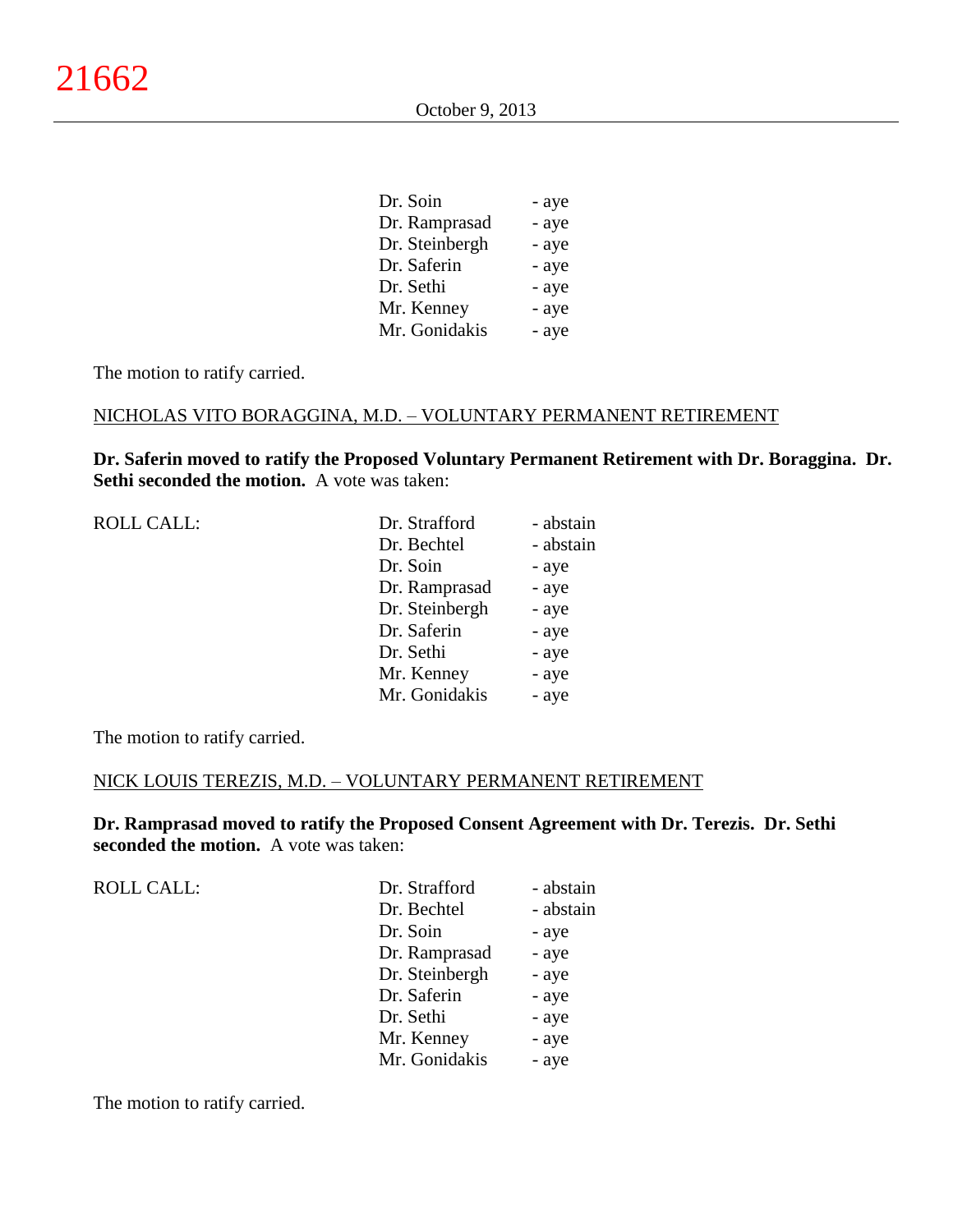| | | |
|---|---|---|
| | Dr. Soin | - aye |
| | Dr. Ramprasad | - aye |
| | Dr. Steinbergh | - aye |
| | Dr. Saferin | - aye |
| | Dr. Sethi | - aye |
| | Mr. Kenney | - aye |
| | Mr. Gonidakis | - aye |

The motion to ratify carried.

NICHOLAS VITO BORAGGINA, M.D. – VOLUNTARY PERMANENT RETIREMENT

**Dr. Saferin moved to ratify the Proposed Voluntary Permanent Retirement with Dr. Boraggina. Dr. Sethi seconded the motion.** A vote was taken:

| | | |
|---|---|---|
| ROLL CALL: | Dr. Strafford | - abstain |
| | Dr. Bechtel | - abstain |
| | Dr. Soin | - aye |
| | Dr. Ramprasad | - aye |
| | Dr. Steinbergh | - aye |
| | Dr. Saferin | - aye |
| | Dr. Sethi | - aye |
| | Mr. Kenney | - aye |
| | Mr. Gonidakis | - aye |

The motion to ratify carried.

NICK LOUIS TEREZIS, M.D. – VOLUNTARY PERMANENT RETIREMENT

**Dr. Ramprasad moved to ratify the Proposed Consent Agreement with Dr. Terezis. Dr. Sethi seconded the motion.** A vote was taken:

| | | |
|---|---|---|
| ROLL CALL: | Dr. Strafford | - abstain |
| | Dr. Bechtel | - abstain |
| | Dr. Soin | - aye |
| | Dr. Ramprasad | - aye |
| | Dr. Steinbergh | - aye |
| | Dr. Saferin | - aye |
| | Dr. Sethi | - aye |
| | Mr. Kenney | - aye |
| | Mr. Gonidakis | - aye |

The motion to ratify carried.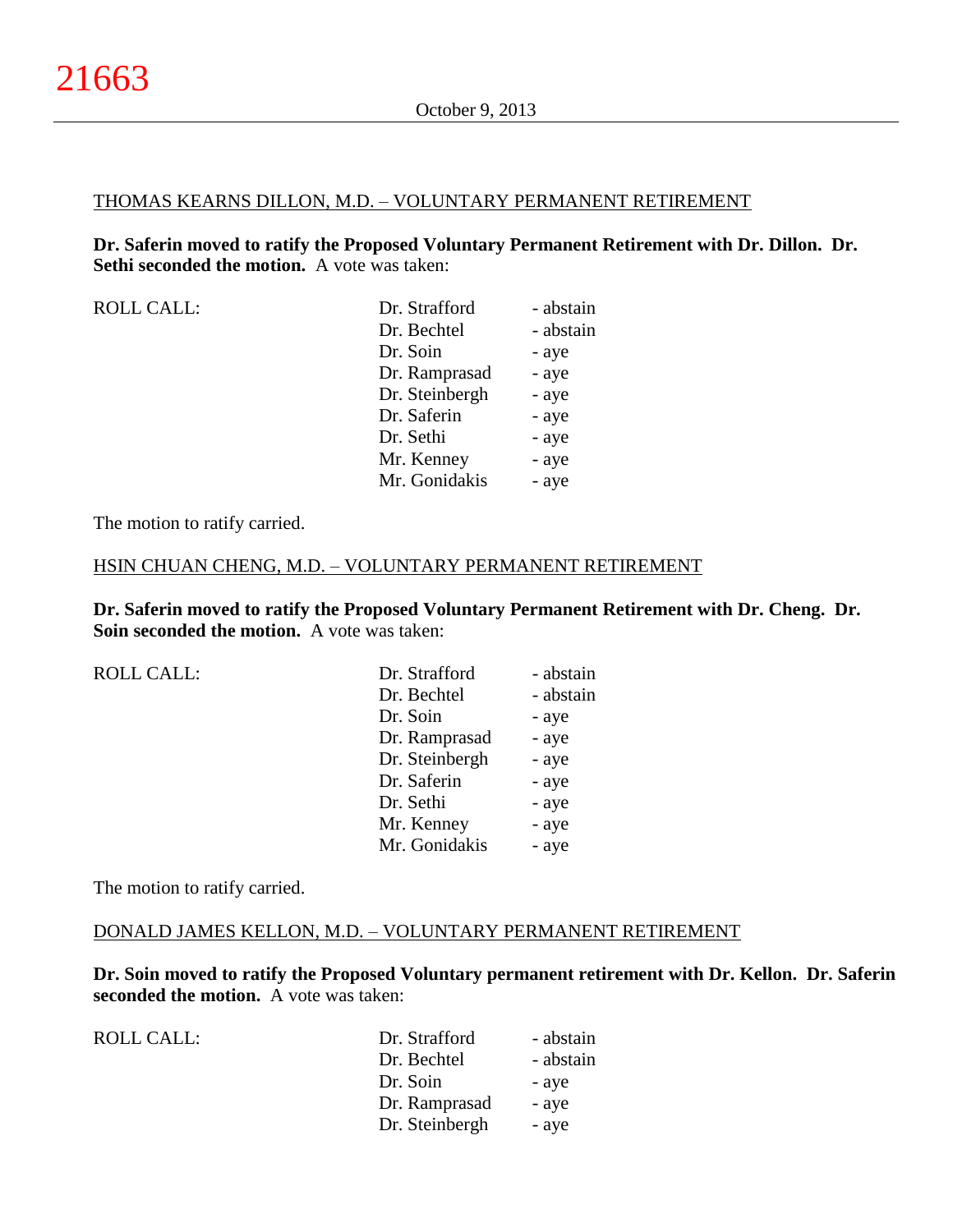THOMAS KEARNS DILLON, M.D. – VOLUNTARY PERMANENT RETIREMENT

**Dr. Saferin moved to ratify the Proposed Voluntary Permanent Retirement with Dr. Dillon. Dr. Sethi seconded the motion.** A vote was taken:

| ROLL CALL: | Dr. Strafford | - abstain |
|---|---|---|
| | Dr. Bechtel | - abstain |
| | Dr. Soin | - aye |
| | Dr. Ramprasad | - aye |
| | Dr. Steinbergh | - aye |
| | Dr. Saferin | - aye |
| | Dr. Sethi | - aye |
| | Mr. Kenney | - aye |
| | Mr. Gonidakis | - aye |

The motion to ratify carried.

HSIN CHUAN CHENG, M.D. – VOLUNTARY PERMANENT RETIREMENT

**Dr. Saferin moved to ratify the Proposed Voluntary Permanent Retirement with Dr. Cheng. Dr. Soin seconded the motion.** A vote was taken:

| ROLL CALL: | Dr. Strafford | - abstain |
|---|---|---|
| | Dr. Bechtel | - abstain |
| | Dr. Soin | - aye |
| | Dr. Ramprasad | - aye |
| | Dr. Steinbergh | - aye |
| | Dr. Saferin | - aye |
| | Dr. Sethi | - aye |
| | Mr. Kenney | - aye |
| | Mr. Gonidakis | - aye |

The motion to ratify carried.

DONALD JAMES KELLON, M.D. – VOLUNTARY PERMANENT RETIREMENT

**Dr. Soin moved to ratify the Proposed Voluntary permanent retirement with Dr. Kellon. Dr. Saferin seconded the motion.** A vote was taken:

| ROLL CALL: | Dr. Strafford | - abstain |
|---|---|---|
| | Dr. Bechtel | - abstain |
| | Dr. Soin | - aye |
| | Dr. Ramprasad | - aye |
| | Dr. Steinbergh | - aye |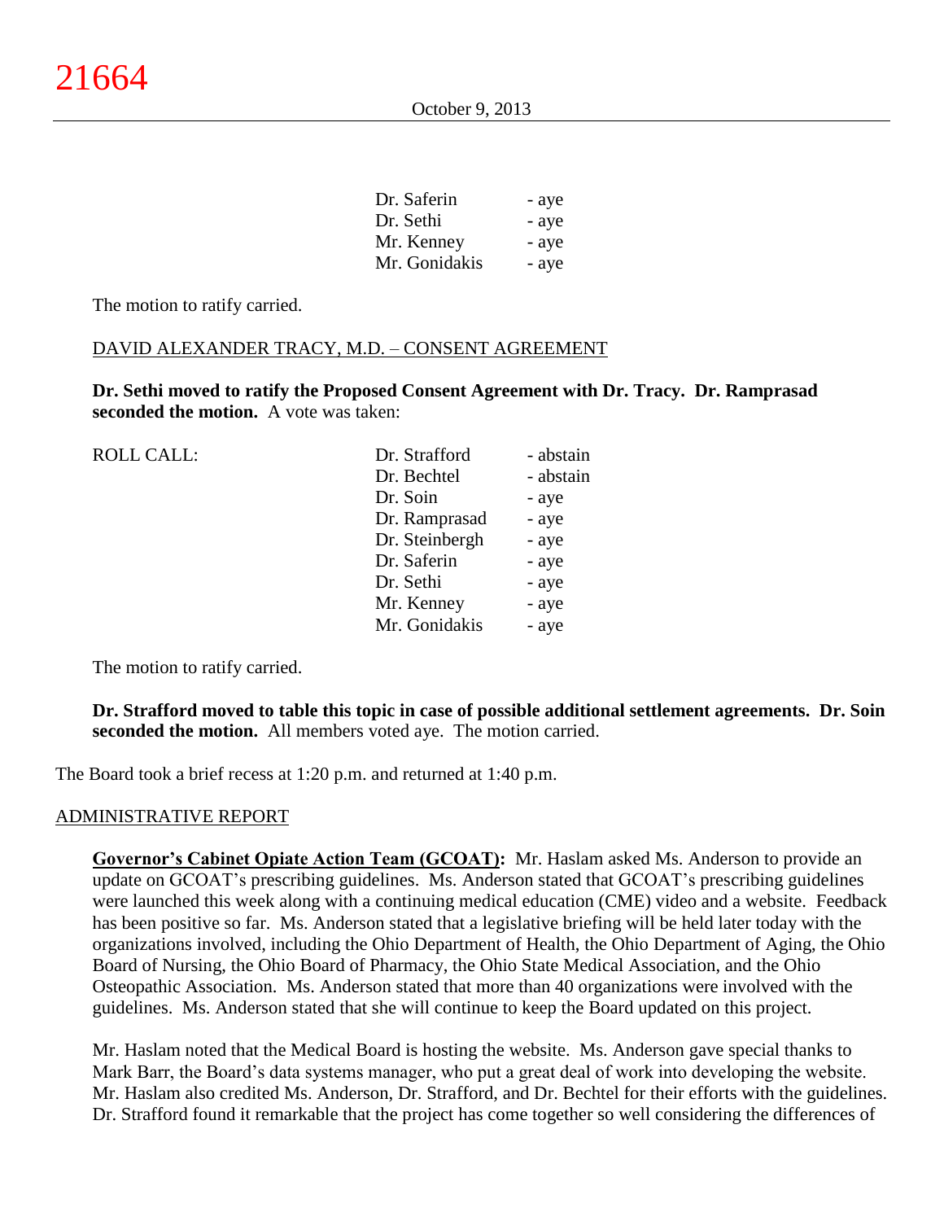| | |
|---|---|
| Dr. Saferin | - aye |
| Dr. Sethi | - aye |
| Mr. Kenney | - aye |
| Mr. Gonidakis | - aye |

The motion to ratify carried.

DAVID ALEXANDER TRACY, M.D. – CONSENT AGREEMENT

**Dr. Sethi moved to ratify the Proposed Consent Agreement with Dr. Tracy. Dr. Ramprasad seconded the motion.** A vote was taken:

| ROLL CALL: | | |
|---|---|---|
| | Dr. Strafford | - abstain |
| | Dr. Bechtel | - abstain |
| | Dr. Soin | - aye |
| | Dr. Ramprasad | - aye |
| | Dr. Steinbergh | - aye |
| | Dr. Saferin | - aye |
| | Dr. Sethi | - aye |
| | Mr. Kenney | - aye |
| | Mr. Gonidakis | - aye |

The motion to ratify carried.

**Dr. Strafford moved to table this topic in case of possible additional settlement agreements. Dr. Soin seconded the motion.** All members voted aye. The motion carried.

The Board took a brief recess at 1:20 p.m. and returned at 1:40 p.m.

ADMINISTRATIVE REPORT

**Governor's Cabinet Opiate Action Team (GCOAT):** Mr. Haslam asked Ms. Anderson to provide an update on GCOAT's prescribing guidelines. Ms. Anderson stated that GCOAT's prescribing guidelines were launched this week along with a continuing medical education (CME) video and a website. Feedback has been positive so far. Ms. Anderson stated that a legislative briefing will be held later today with the organizations involved, including the Ohio Department of Health, the Ohio Department of Aging, the Ohio Board of Nursing, the Ohio Board of Pharmacy, the Ohio State Medical Association, and the Ohio Osteopathic Association. Ms. Anderson stated that more than 40 organizations were involved with the guidelines. Ms. Anderson stated that she will continue to keep the Board updated on this project.

Mr. Haslam noted that the Medical Board is hosting the website. Ms. Anderson gave special thanks to Mark Barr, the Board's data systems manager, who put a great deal of work into developing the website. Mr. Haslam also credited Ms. Anderson, Dr. Strafford, and Dr. Bechtel for their efforts with the guidelines. Dr. Strafford found it remarkable that the project has come together so well considering the differences of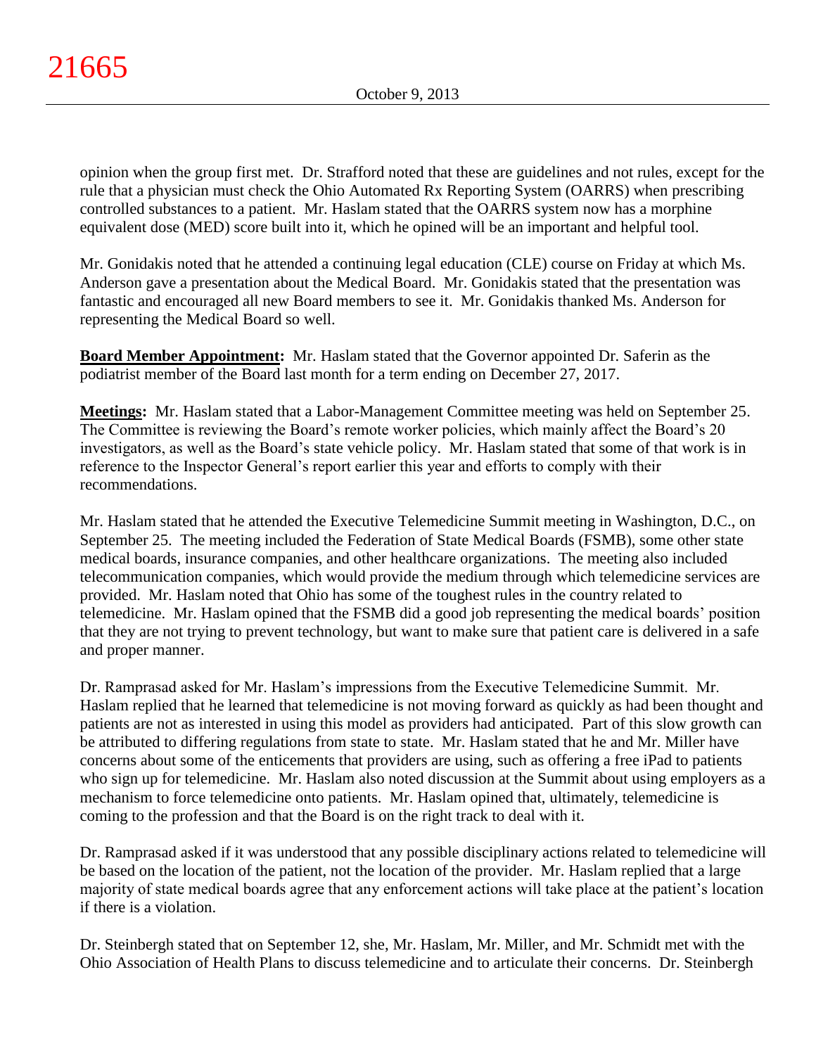opinion when the group first met. Dr. Strafford noted that these are guidelines and not rules, except for the rule that a physician must check the Ohio Automated Rx Reporting System (OARRS) when prescribing controlled substances to a patient. Mr. Haslam stated that the OARRS system now has a morphine equivalent dose (MED) score built into it, which he opined will be an important and helpful tool.

Mr. Gonidakis noted that he attended a continuing legal education (CLE) course on Friday at which Ms. Anderson gave a presentation about the Medical Board. Mr. Gonidakis stated that the presentation was fantastic and encouraged all new Board members to see it. Mr. Gonidakis thanked Ms. Anderson for representing the Medical Board so well.

**Board Member Appointment:** Mr. Haslam stated that the Governor appointed Dr. Saferin as the podiatrist member of the Board last month for a term ending on December 27, 2017.

**Meetings:** Mr. Haslam stated that a Labor-Management Committee meeting was held on September 25. The Committee is reviewing the Board's remote worker policies, which mainly affect the Board's 20 investigators, as well as the Board's state vehicle policy. Mr. Haslam stated that some of that work is in reference to the Inspector General's report earlier this year and efforts to comply with their recommendations.

Mr. Haslam stated that he attended the Executive Telemedicine Summit meeting in Washington, D.C., on September 25. The meeting included the Federation of State Medical Boards (FSMB), some other state medical boards, insurance companies, and other healthcare organizations. The meeting also included telecommunication companies, which would provide the medium through which telemedicine services are provided. Mr. Haslam noted that Ohio has some of the toughest rules in the country related to telemedicine. Mr. Haslam opined that the FSMB did a good job representing the medical boards' position that they are not trying to prevent technology, but want to make sure that patient care is delivered in a safe and proper manner.

Dr. Ramprasad asked for Mr. Haslam's impressions from the Executive Telemedicine Summit. Mr. Haslam replied that he learned that telemedicine is not moving forward as quickly as had been thought and patients are not as interested in using this model as providers had anticipated. Part of this slow growth can be attributed to differing regulations from state to state. Mr. Haslam stated that he and Mr. Miller have concerns about some of the enticements that providers are using, such as offering a free iPad to patients who sign up for telemedicine. Mr. Haslam also noted discussion at the Summit about using employers as a mechanism to force telemedicine onto patients. Mr. Haslam opined that, ultimately, telemedicine is coming to the profession and that the Board is on the right track to deal with it.

Dr. Ramprasad asked if it was understood that any possible disciplinary actions related to telemedicine will be based on the location of the patient, not the location of the provider. Mr. Haslam replied that a large majority of state medical boards agree that any enforcement actions will take place at the patient's location if there is a violation.

Dr. Steinbergh stated that on September 12, she, Mr. Haslam, Mr. Miller, and Mr. Schmidt met with the Ohio Association of Health Plans to discuss telemedicine and to articulate their concerns. Dr. Steinbergh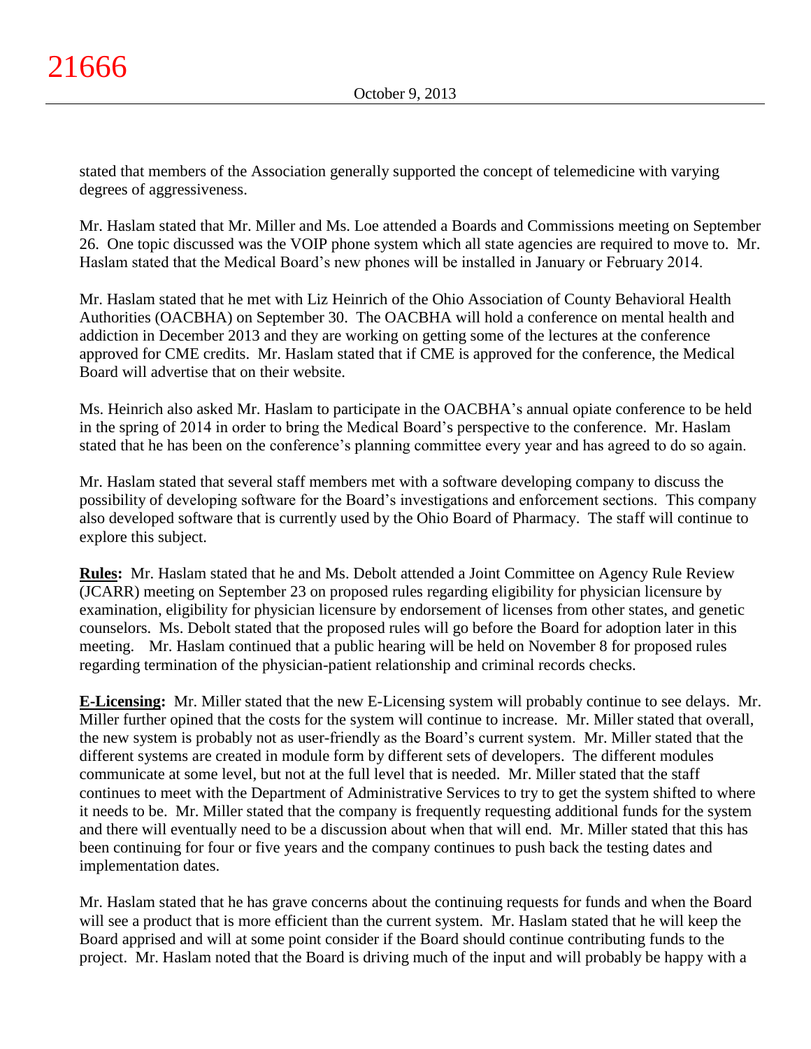stated that members of the Association generally supported the concept of telemedicine with varying degrees of aggressiveness.

Mr. Haslam stated that Mr. Miller and Ms. Loe attended a Boards and Commissions meeting on September 26. One topic discussed was the VOIP phone system which all state agencies are required to move to. Mr. Haslam stated that the Medical Board's new phones will be installed in January or February 2014.

Mr. Haslam stated that he met with Liz Heinrich of the Ohio Association of County Behavioral Health Authorities (OACBHA) on September 30. The OACBHA will hold a conference on mental health and addiction in December 2013 and they are working on getting some of the lectures at the conference approved for CME credits. Mr. Haslam stated that if CME is approved for the conference, the Medical Board will advertise that on their website.

Ms. Heinrich also asked Mr. Haslam to participate in the OACBHA's annual opiate conference to be held in the spring of 2014 in order to bring the Medical Board's perspective to the conference. Mr. Haslam stated that he has been on the conference's planning committee every year and has agreed to do so again.

Mr. Haslam stated that several staff members met with a software developing company to discuss the possibility of developing software for the Board's investigations and enforcement sections. This company also developed software that is currently used by the Ohio Board of Pharmacy. The staff will continue to explore this subject.

**Rules:** Mr. Haslam stated that he and Ms. Debolt attended a Joint Committee on Agency Rule Review (JCARR) meeting on September 23 on proposed rules regarding eligibility for physician licensure by examination, eligibility for physician licensure by endorsement of licenses from other states, and genetic counselors. Ms. Debolt stated that the proposed rules will go before the Board for adoption later in this meeting. Mr. Haslam continued that a public hearing will be held on November 8 for proposed rules regarding termination of the physician-patient relationship and criminal records checks.

**E-Licensing:** Mr. Miller stated that the new E-Licensing system will probably continue to see delays. Mr. Miller further opined that the costs for the system will continue to increase. Mr. Miller stated that overall, the new system is probably not as user-friendly as the Board's current system. Mr. Miller stated that the different systems are created in module form by different sets of developers. The different modules communicate at some level, but not at the full level that is needed. Mr. Miller stated that the staff continues to meet with the Department of Administrative Services to try to get the system shifted to where it needs to be. Mr. Miller stated that the company is frequently requesting additional funds for the system and there will eventually need to be a discussion about when that will end. Mr. Miller stated that this has been continuing for four or five years and the company continues to push back the testing dates and implementation dates.

Mr. Haslam stated that he has grave concerns about the continuing requests for funds and when the Board will see a product that is more efficient than the current system. Mr. Haslam stated that he will keep the Board apprised and will at some point consider if the Board should continue contributing funds to the project. Mr. Haslam noted that the Board is driving much of the input and will probably be happy with a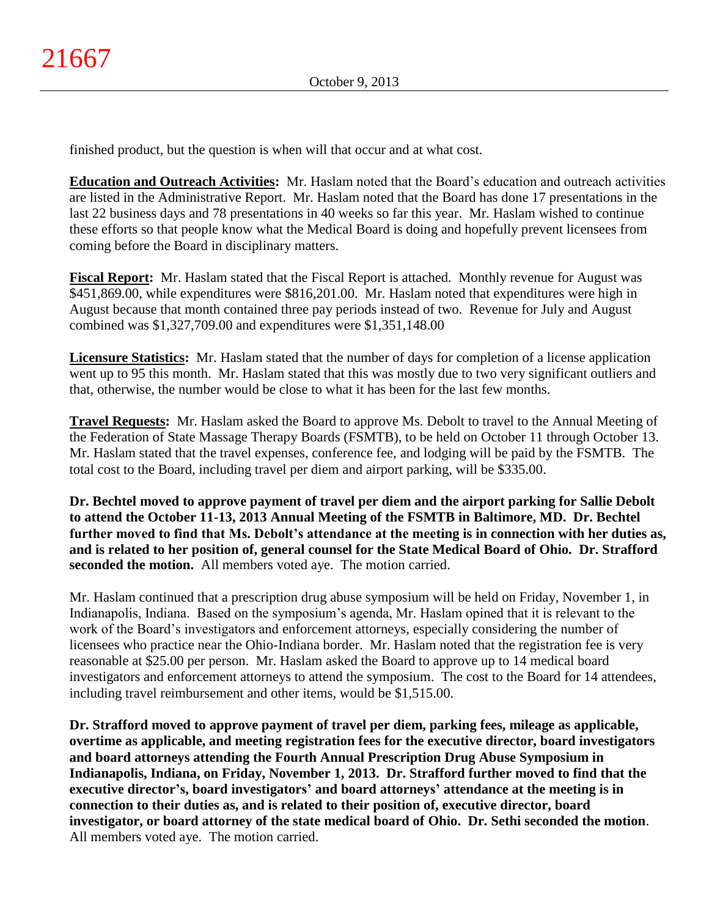finished product, but the question is when will that occur and at what cost.

**Education and Outreach Activities:** Mr. Haslam noted that the Board's education and outreach activities are listed in the Administrative Report. Mr. Haslam noted that the Board has done 17 presentations in the last 22 business days and 78 presentations in 40 weeks so far this year. Mr. Haslam wished to continue these efforts so that people know what the Medical Board is doing and hopefully prevent licensees from coming before the Board in disciplinary matters.

**Fiscal Report:** Mr. Haslam stated that the Fiscal Report is attached. Monthly revenue for August was $451,869.00, while expenditures were $816,201.00. Mr. Haslam noted that expenditures were high in August because that month contained three pay periods instead of two. Revenue for July and August combined was $1,327,709.00 and expenditures were $1,351,148.00

**Licensure Statistics:** Mr. Haslam stated that the number of days for completion of a license application went up to 95 this month. Mr. Haslam stated that this was mostly due to two very significant outliers and that, otherwise, the number would be close to what it has been for the last few months.

**Travel Requests:** Mr. Haslam asked the Board to approve Ms. Debolt to travel to the Annual Meeting of the Federation of State Massage Therapy Boards (FSMTB), to be held on October 11 through October 13. Mr. Haslam stated that the travel expenses, conference fee, and lodging will be paid by the FSMTB. The total cost to the Board, including travel per diem and airport parking, will be $335.00.

**Dr. Bechtel moved to approve payment of travel per diem and the airport parking for Sallie Debolt to attend the October 11-13, 2013 Annual Meeting of the FSMTB in Baltimore, MD. Dr. Bechtel further moved to find that Ms. Debolt's attendance at the meeting is in connection with her duties as, and is related to her position of, general counsel for the State Medical Board of Ohio. Dr. Strafford seconded the motion.** All members voted aye. The motion carried.

Mr. Haslam continued that a prescription drug abuse symposium will be held on Friday, November 1, in Indianapolis, Indiana. Based on the symposium's agenda, Mr. Haslam opined that it is relevant to the work of the Board's investigators and enforcement attorneys, especially considering the number of licensees who practice near the Ohio-Indiana border. Mr. Haslam noted that the registration fee is very reasonable at $25.00 per person. Mr. Haslam asked the Board to approve up to 14 medical board investigators and enforcement attorneys to attend the symposium. The cost to the Board for 14 attendees, including travel reimbursement and other items, would be $1,515.00.

**Dr. Strafford moved to approve payment of travel per diem, parking fees, mileage as applicable, overtime as applicable, and meeting registration fees for the executive director, board investigators and board attorneys attending the Fourth Annual Prescription Drug Abuse Symposium in Indianapolis, Indiana, on Friday, November 1, 2013. Dr. Strafford further moved to find that the executive director's, board investigators' and board attorneys' attendance at the meeting is in connection to their duties as, and is related to their position of, executive director, board investigator, or board attorney of the state medical board of Ohio. Dr. Sethi seconded the motion**. All members voted aye. The motion carried.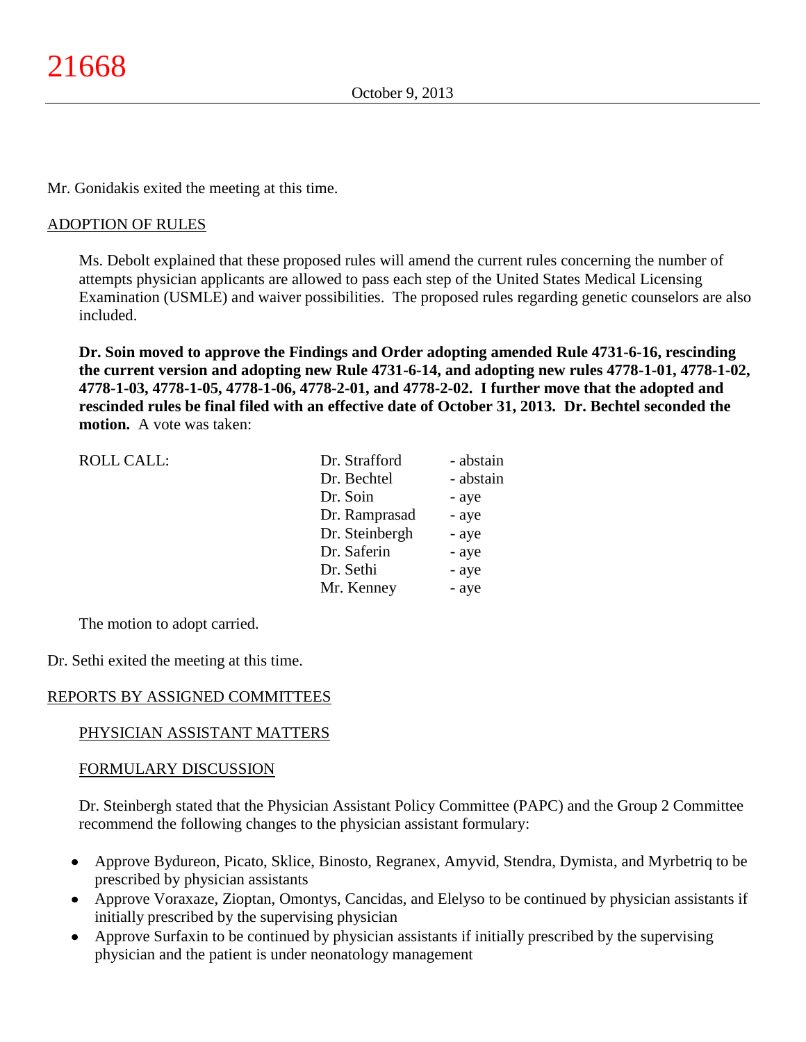Mr. Gonidakis exited the meeting at this time.

ADOPTION OF RULES

Ms. Debolt explained that these proposed rules will amend the current rules concerning the number of attempts physician applicants are allowed to pass each step of the United States Medical Licensing Examination (USMLE) and waiver possibilities. The proposed rules regarding genetic counselors are also included.

**Dr. Soin moved to approve the Findings and Order adopting amended Rule 4731-6-16, rescinding the current version and adopting new Rule 4731-6-14, and adopting new rules 4778-1-01, 4778-1-02, 4778-1-03, 4778-1-05, 4778-1-06, 4778-2-01, and 4778-2-02. I further move that the adopted and rescinded rules be final filed with an effective date of October 31, 2013. Dr. Bechtel seconded the motion.** A vote was taken:

| ROLL CALL: | Dr. Strafford | - abstain |
|---|---|---|
| | Dr. Bechtel | - abstain |
| | Dr. Soin | - aye |
| | Dr. Ramprasad | - aye |
| | Dr. Steinbergh | - aye |
| | Dr. Saferin | - aye |
| | Dr. Sethi | - aye |
| | Mr. Kenney | - aye |

The motion to adopt carried.

Dr. Sethi exited the meeting at this time.

REPORTS BY ASSIGNED COMMITTEES

PHYSICIAN ASSISTANT MATTERS

FORMULARY DISCUSSION

Dr. Steinbergh stated that the Physician Assistant Policy Committee (PAPC) and the Group 2 Committee recommend the following changes to the physician assistant formulary:

- Approve Bydureon, Picato, Sklice, Binosto, Regranex, Amyvid, Stendra, Dymista, and Myrbetriq to be prescribed by physician assistants
- Approve Voraxaze, Zioptan, Omontys, Cancidas, and Elelyso to be continued by physician assistants if initially prescribed by the supervising physician
- Approve Surfaxin to be continued by physician assistants if initially prescribed by the supervising physician and the patient is under neonatology management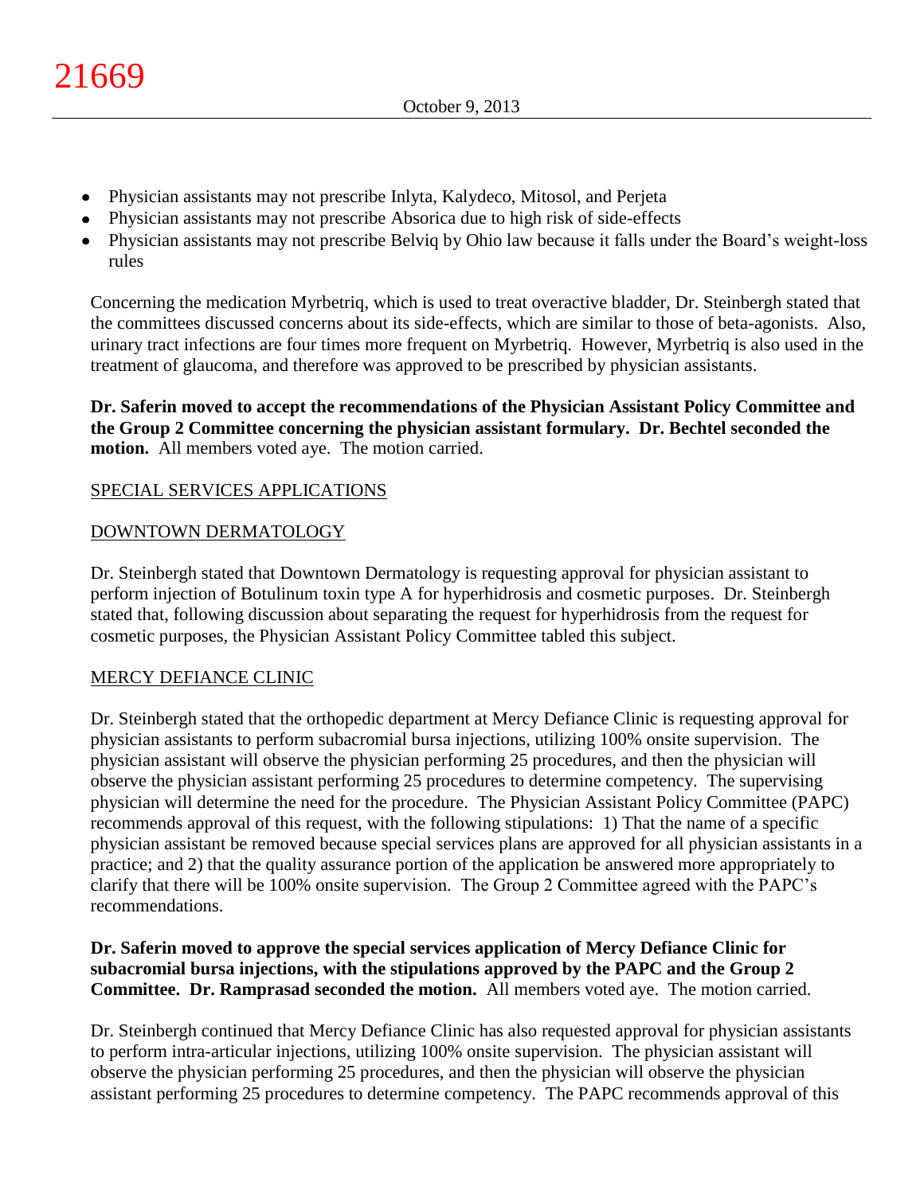- Physician assistants may not prescribe Inlyta, Kalydeco, Mitosol, and Perjeta
- Physician assistants may not prescribe Absorica due to high risk of side-effects
- Physician assistants may not prescribe Belviq by Ohio law because it falls under the Board's weight-loss rules

Concerning the medication Myrbetriq, which is used to treat overactive bladder, Dr. Steinbergh stated that the committees discussed concerns about its side-effects, which are similar to those of beta-agonists. Also, urinary tract infections are four times more frequent on Myrbetriq. However, Myrbetriq is also used in the treatment of glaucoma, and therefore was approved to be prescribed by physician assistants.

**Dr. Saferin moved to accept the recommendations of the Physician Assistant Policy Committee and the Group 2 Committee concerning the physician assistant formulary. Dr. Bechtel seconded the motion.** All members voted aye. The motion carried.

SPECIAL SERVICES APPLICATIONS

DOWNTOWN DERMATOLOGY

Dr. Steinbergh stated that Downtown Dermatology is requesting approval for physician assistant to perform injection of Botulinum toxin type A for hyperhidrosis and cosmetic purposes. Dr. Steinbergh stated that, following discussion about separating the request for hyperhidrosis from the request for cosmetic purposes, the Physician Assistant Policy Committee tabled this subject.

MERCY DEFIANCE CLINIC

Dr. Steinbergh stated that the orthopedic department at Mercy Defiance Clinic is requesting approval for physician assistants to perform subacromial bursa injections, utilizing 100% onsite supervision. The physician assistant will observe the physician performing 25 procedures, and then the physician will observe the physician assistant performing 25 procedures to determine competency. The supervising physician will determine the need for the procedure. The Physician Assistant Policy Committee (PAPC) recommends approval of this request, with the following stipulations: 1) That the name of a specific physician assistant be removed because special services plans are approved for all physician assistants in a practice; and 2) that the quality assurance portion of the application be answered more appropriately to clarify that there will be 100% onsite supervision. The Group 2 Committee agreed with the PAPC's recommendations.

**Dr. Saferin moved to approve the special services application of Mercy Defiance Clinic for subacromial bursa injections, with the stipulations approved by the PAPC and the Group 2 Committee. Dr. Ramprasad seconded the motion.** All members voted aye. The motion carried.

Dr. Steinbergh continued that Mercy Defiance Clinic has also requested approval for physician assistants to perform intra-articular injections, utilizing 100% onsite supervision. The physician assistant will observe the physician performing 25 procedures, and then the physician will observe the physician assistant performing 25 procedures to determine competency. The PAPC recommends approval of this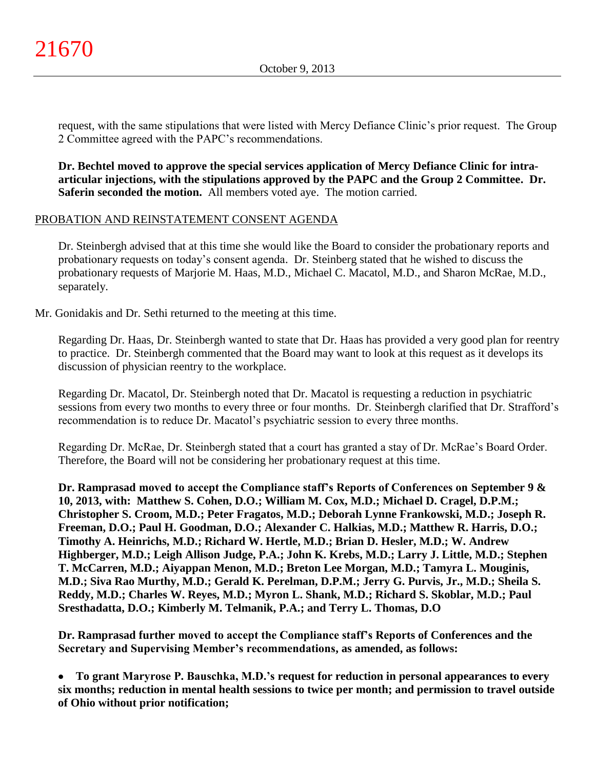request, with the same stipulations that were listed with Mercy Defiance Clinic's prior request. The Group 2 Committee agreed with the PAPC's recommendations.

**Dr. Bechtel moved to approve the special services application of Mercy Defiance Clinic for intra-articular injections, with the stipulations approved by the PAPC and the Group 2 Committee. Dr. Saferin seconded the motion.** All members voted aye. The motion carried.

PROBATION AND REINSTATEMENT CONSENT AGENDA

Dr. Steinbergh advised that at this time she would like the Board to consider the probationary reports and probationary requests on today's consent agenda. Dr. Steinberg stated that he wished to discuss the probationary requests of Marjorie M. Haas, M.D., Michael C. Macatol, M.D., and Sharon McRae, M.D., separately.

Mr. Gonidakis and Dr. Sethi returned to the meeting at this time.

Regarding Dr. Haas, Dr. Steinbergh wanted to state that Dr. Haas has provided a very good plan for reentry to practice. Dr. Steinbergh commented that the Board may want to look at this request as it develops its discussion of physician reentry to the workplace.

Regarding Dr. Macatol, Dr. Steinbergh noted that Dr. Macatol is requesting a reduction in psychiatric sessions from every two months to every three or four months. Dr. Steinbergh clarified that Dr. Strafford's recommendation is to reduce Dr. Macatol's psychiatric session to every three months.

Regarding Dr. McRae, Dr. Steinbergh stated that a court has granted a stay of Dr. McRae's Board Order. Therefore, the Board will not be considering her probationary request at this time.

**Dr. Ramprasad moved to accept the Compliance staff's Reports of Conferences on September 9 & 10, 2013, with: Matthew S. Cohen, D.O.; William M. Cox, M.D.; Michael D. Cragel, D.P.M.; Christopher S. Croom, M.D.; Peter Fragatos, M.D.; Deborah Lynne Frankowski, M.D.; Joseph R. Freeman, D.O.; Paul H. Goodman, D.O.; Alexander C. Halkias, M.D.; Matthew R. Harris, D.O.; Timothy A. Heinrichs, M.D.; Richard W. Hertle, M.D.; Brian D. Hesler, M.D.; W. Andrew Highberger, M.D.; Leigh Allison Judge, P.A.; John K. Krebs, M.D.; Larry J. Little, M.D.; Stephen T. McCarren, M.D.; Aiyappan Menon, M.D.; Breton Lee Morgan, M.D.; Tamyra L. Mouginis, M.D.; Siva Rao Murthy, M.D.; Gerald K. Perelman, D.P.M.; Jerry G. Purvis, Jr., M.D.; Sheila S. Reddy, M.D.; Charles W. Reyes, M.D.; Myron L. Shank, M.D.; Richard S. Skoblar, M.D.; Paul Sresthadatta, D.O.; Kimberly M. Telmanik, P.A.; and Terry L. Thomas, D.O**

**Dr. Ramprasad further moved to accept the Compliance staff's Reports of Conferences and the Secretary and Supervising Member's recommendations, as amended, as follows:**

- **To grant Maryrose P. Bauschka, M.D.'s request for reduction in personal appearances to every six months; reduction in mental health sessions to twice per month; and permission to travel outside of Ohio without prior notification;**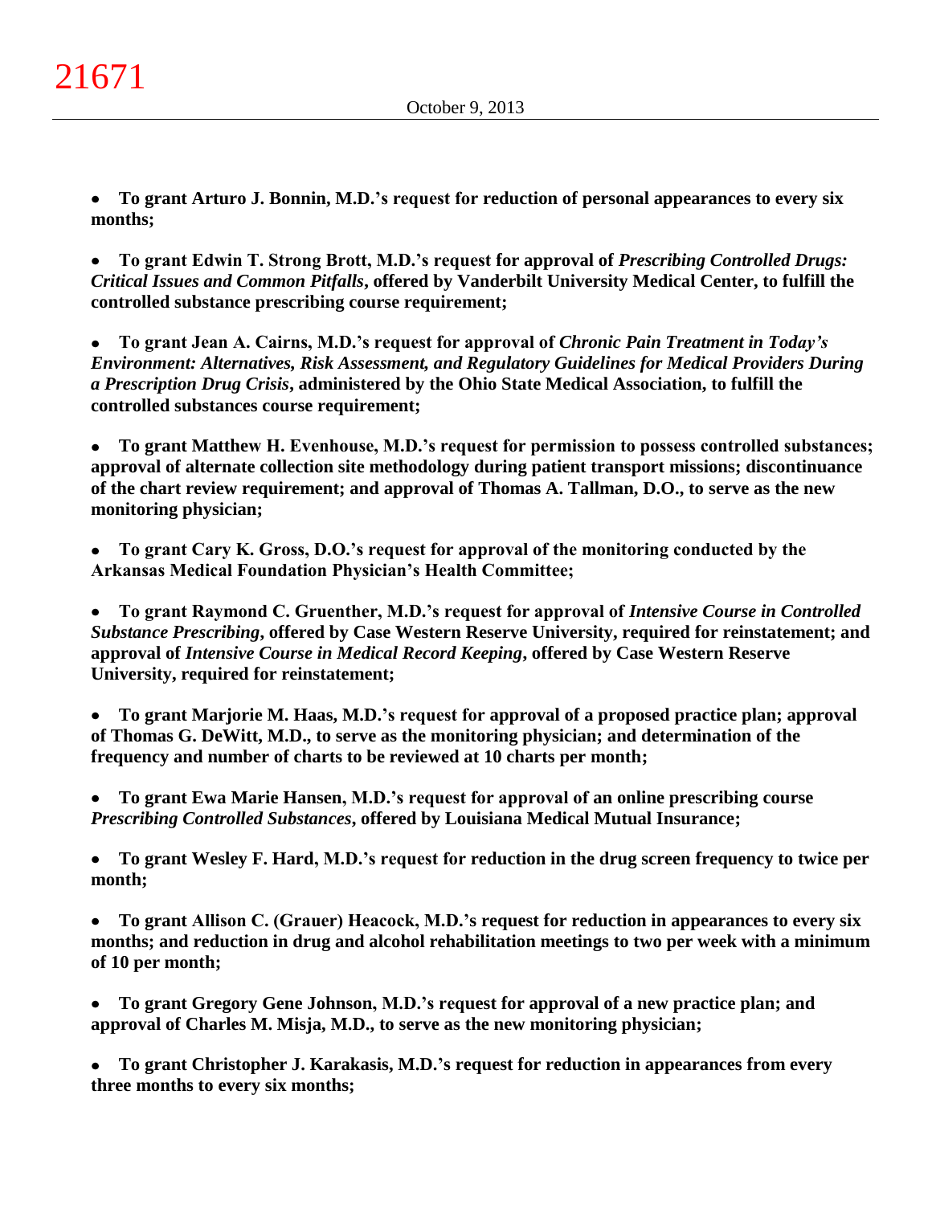- **To grant Arturo J. Bonnin, M.D.'s request for reduction of personal appearances to every six months;**

- **To grant Edwin T. Strong Brott, M.D.'s request for approval of *Prescribing Controlled Drugs: Critical Issues and Common Pitfalls*, offered by Vanderbilt University Medical Center, to fulfill the controlled substance prescribing course requirement;**

- **To grant Jean A. Cairns, M.D.'s request for approval of *Chronic Pain Treatment in Today's Environment: Alternatives, Risk Assessment, and Regulatory Guidelines for Medical Providers During a Prescription Drug Crisis*, administered by the Ohio State Medical Association, to fulfill the controlled substances course requirement;**

- **To grant Matthew H. Evenhouse, M.D.'s request for permission to possess controlled substances; approval of alternate collection site methodology during patient transport missions; discontinuance of the chart review requirement; and approval of Thomas A. Tallman, D.O., to serve as the new monitoring physician;**

- **To grant Cary K. Gross, D.O.'s request for approval of the monitoring conducted by the Arkansas Medical Foundation Physician's Health Committee;**

- **To grant Raymond C. Gruenther, M.D.'s request for approval of *Intensive Course in Controlled Substance Prescribing*, offered by Case Western Reserve University, required for reinstatement; and approval of *Intensive Course in Medical Record Keeping*, offered by Case Western Reserve University, required for reinstatement;**

- **To grant Marjorie M. Haas, M.D.'s request for approval of a proposed practice plan; approval of Thomas G. DeWitt, M.D., to serve as the monitoring physician; and determination of the frequency and number of charts to be reviewed at 10 charts per month;**

- **To grant Ewa Marie Hansen, M.D.'s request for approval of an online prescribing course *Prescribing Controlled Substances*, offered by Louisiana Medical Mutual Insurance;**

- **To grant Wesley F. Hard, M.D.'s request for reduction in the drug screen frequency to twice per month;**

- **To grant Allison C. (Grauer) Heacock, M.D.'s request for reduction in appearances to every six months; and reduction in drug and alcohol rehabilitation meetings to two per week with a minimum of 10 per month;**

- **To grant Gregory Gene Johnson, M.D.'s request for approval of a new practice plan; and approval of Charles M. Misja, M.D., to serve as the new monitoring physician;**

- **To grant Christopher J. Karakasis, M.D.'s request for reduction in appearances from every three months to every six months;**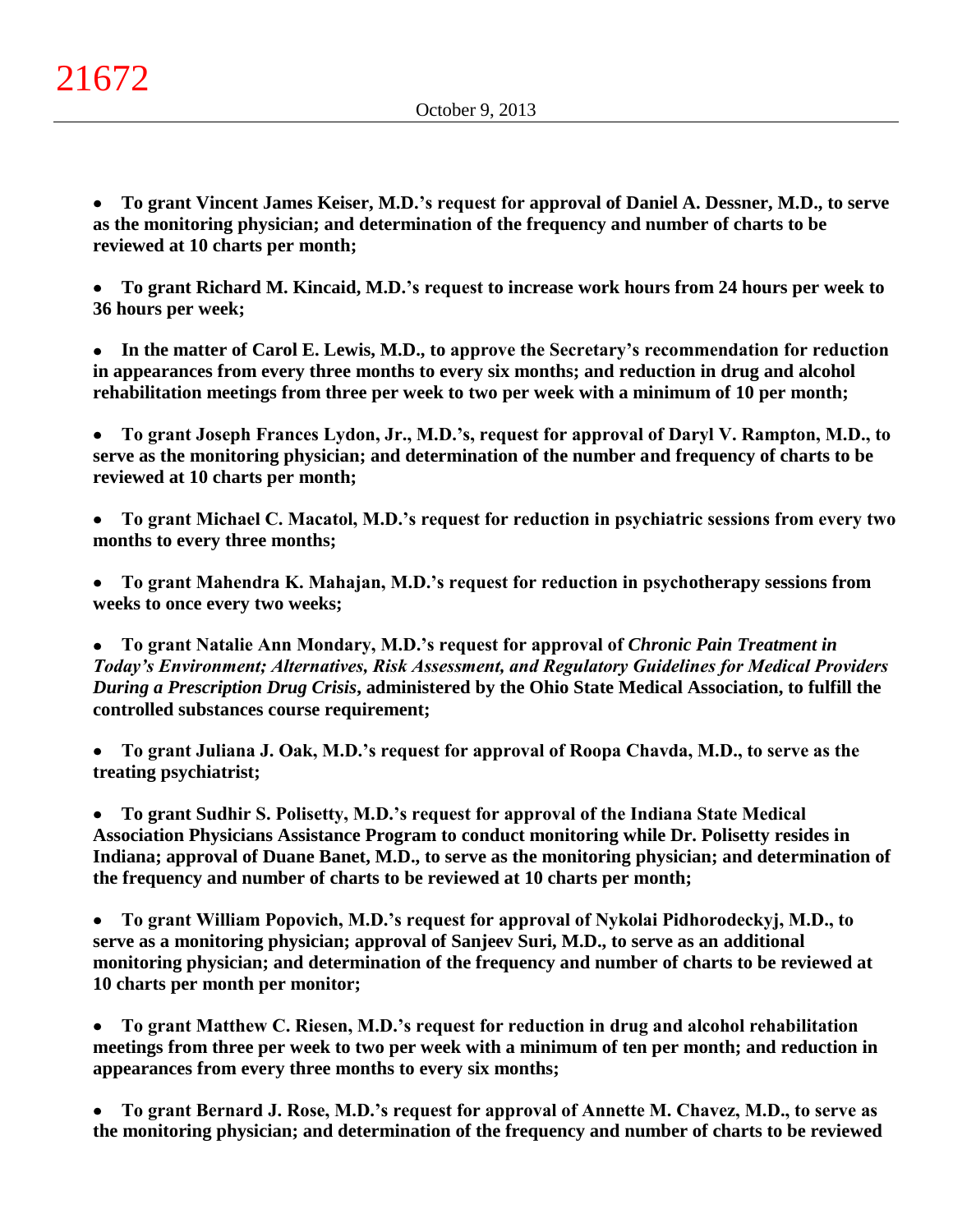- **To grant Vincent James Keiser, M.D.'s request for approval of Daniel A. Dessner, M.D., to serve as the monitoring physician; and determination of the frequency and number of charts to be reviewed at 10 charts per month;**

- **To grant Richard M. Kincaid, M.D.'s request to increase work hours from 24 hours per week to 36 hours per week;**

- **In the matter of Carol E. Lewis, M.D., to approve the Secretary's recommendation for reduction in appearances from every three months to every six months; and reduction in drug and alcohol rehabilitation meetings from three per week to two per week with a minimum of 10 per month;**

- **To grant Joseph Frances Lydon, Jr., M.D.'s, request for approval of Daryl V. Rampton, M.D., to serve as the monitoring physician; and determination of the number and frequency of charts to be reviewed at 10 charts per month;**

- **To grant Michael C. Macatol, M.D.'s request for reduction in psychiatric sessions from every two months to every three months;**

- **To grant Mahendra K. Mahajan, M.D.'s request for reduction in psychotherapy sessions from weeks to once every two weeks;**

- **To grant Natalie Ann Mondary, M.D.'s request for approval of *Chronic Pain Treatment in Today's Environment; Alternatives, Risk Assessment, and Regulatory Guidelines for Medical Providers During a Prescription Drug Crisis*, administered by the Ohio State Medical Association, to fulfill the controlled substances course requirement;**

- **To grant Juliana J. Oak, M.D.'s request for approval of Roopa Chavda, M.D., to serve as the treating psychiatrist;**

- **To grant Sudhir S. Polisetty, M.D.'s request for approval of the Indiana State Medical Association Physicians Assistance Program to conduct monitoring while Dr. Polisetty resides in Indiana; approval of Duane Banet, M.D., to serve as the monitoring physician; and determination of the frequency and number of charts to be reviewed at 10 charts per month;**

- **To grant William Popovich, M.D.'s request for approval of Nykolai Pidhorodeckyj, M.D., to serve as a monitoring physician; approval of Sanjeev Suri, M.D., to serve as an additional monitoring physician; and determination of the frequency and number of charts to be reviewed at 10 charts per month per monitor;**

- **To grant Matthew C. Riesen, M.D.'s request for reduction in drug and alcohol rehabilitation meetings from three per week to two per week with a minimum of ten per month; and reduction in appearances from every three months to every six months;**

- **To grant Bernard J. Rose, M.D.'s request for approval of Annette M. Chavez, M.D., to serve as the monitoring physician; and determination of the frequency and number of charts to be reviewed**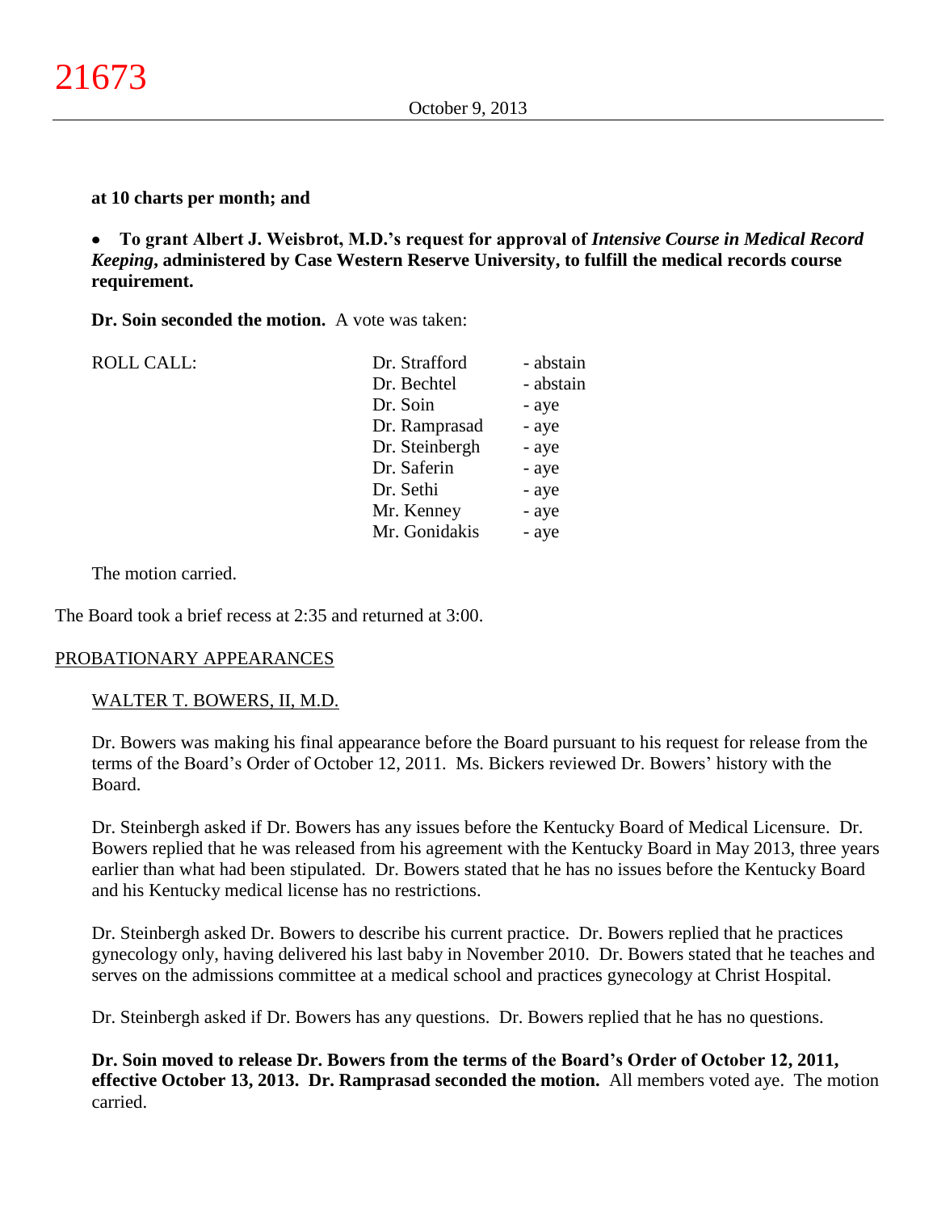**at 10 charts per month; and**

- **To grant Albert J. Weisbrot, M.D.'s request for approval of *Intensive Course in Medical Record Keeping*, administered by Case Western Reserve University, to fulfill the medical records course requirement.**

**Dr. Soin seconded the motion.** A vote was taken:

| ROLL CALL: | Dr. Strafford | - abstain |
|---|---|---|
| | Dr. Bechtel | - abstain |
| | Dr. Soin | - aye |
| | Dr. Ramprasad | - aye |
| | Dr. Steinbergh | - aye |
| | Dr. Saferin | - aye |
| | Dr. Sethi | - aye |
| | Mr. Kenney | - aye |
| | Mr. Gonidakis | - aye |

The motion carried.

The Board took a brief recess at 2:35 and returned at 3:00.

## PROBATIONARY APPEARANCES

### WALTER T. BOWERS, II, M.D.

Dr. Bowers was making his final appearance before the Board pursuant to his request for release from the terms of the Board's Order of October 12, 2011. Ms. Bickers reviewed Dr. Bowers' history with the Board.

Dr. Steinbergh asked if Dr. Bowers has any issues before the Kentucky Board of Medical Licensure. Dr. Bowers replied that he was released from his agreement with the Kentucky Board in May 2013, three years earlier than what had been stipulated. Dr. Bowers stated that he has no issues before the Kentucky Board and his Kentucky medical license has no restrictions.

Dr. Steinbergh asked Dr. Bowers to describe his current practice. Dr. Bowers replied that he practices gynecology only, having delivered his last baby in November 2010. Dr. Bowers stated that he teaches and serves on the admissions committee at a medical school and practices gynecology at Christ Hospital.

Dr. Steinbergh asked if Dr. Bowers has any questions. Dr. Bowers replied that he has no questions.

**Dr. Soin moved to release Dr. Bowers from the terms of the Board's Order of October 12, 2011, effective October 13, 2013. Dr. Ramprasad seconded the motion.** All members voted aye. The motion carried.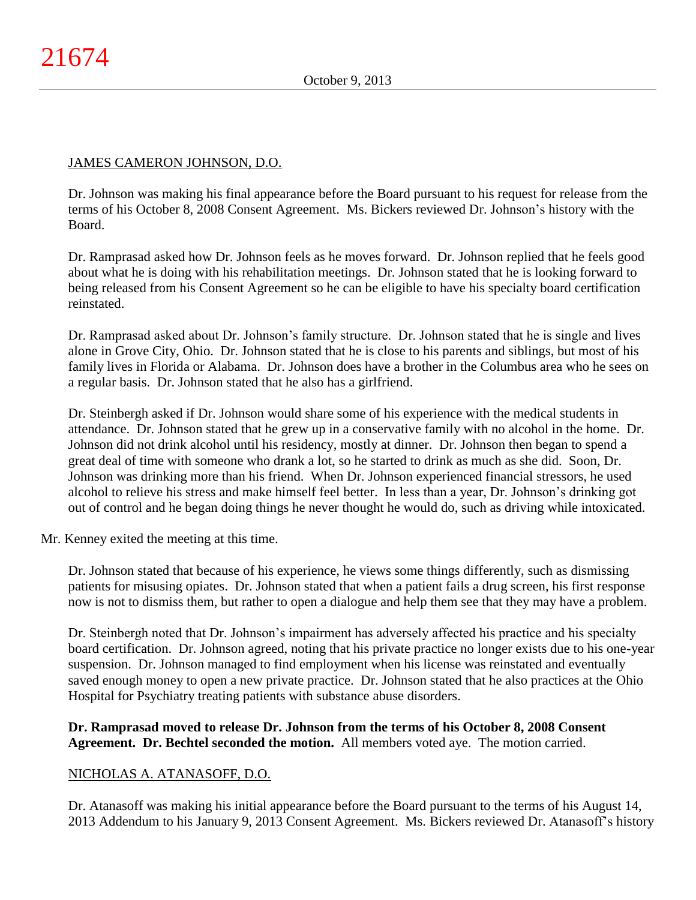JAMES CAMERON JOHNSON, D.O.

Dr. Johnson was making his final appearance before the Board pursuant to his request for release from the terms of his October 8, 2008 Consent Agreement. Ms. Bickers reviewed Dr. Johnson's history with the Board.

Dr. Ramprasad asked how Dr. Johnson feels as he moves forward. Dr. Johnson replied that he feels good about what he is doing with his rehabilitation meetings. Dr. Johnson stated that he is looking forward to being released from his Consent Agreement so he can be eligible to have his specialty board certification reinstated.

Dr. Ramprasad asked about Dr. Johnson's family structure. Dr. Johnson stated that he is single and lives alone in Grove City, Ohio. Dr. Johnson stated that he is close to his parents and siblings, but most of his family lives in Florida or Alabama. Dr. Johnson does have a brother in the Columbus area who he sees on a regular basis. Dr. Johnson stated that he also has a girlfriend.

Dr. Steinbergh asked if Dr. Johnson would share some of his experience with the medical students in attendance. Dr. Johnson stated that he grew up in a conservative family with no alcohol in the home. Dr. Johnson did not drink alcohol until his residency, mostly at dinner. Dr. Johnson then began to spend a great deal of time with someone who drank a lot, so he started to drink as much as she did. Soon, Dr. Johnson was drinking more than his friend. When Dr. Johnson experienced financial stressors, he used alcohol to relieve his stress and make himself feel better. In less than a year, Dr. Johnson's drinking got out of control and he began doing things he never thought he would do, such as driving while intoxicated.

Mr. Kenney exited the meeting at this time.

Dr. Johnson stated that because of his experience, he views some things differently, such as dismissing patients for misusing opiates. Dr. Johnson stated that when a patient fails a drug screen, his first response now is not to dismiss them, but rather to open a dialogue and help them see that they may have a problem.

Dr. Steinbergh noted that Dr. Johnson's impairment has adversely affected his practice and his specialty board certification. Dr. Johnson agreed, noting that his private practice no longer exists due to his one-year suspension. Dr. Johnson managed to find employment when his license was reinstated and eventually saved enough money to open a new private practice. Dr. Johnson stated that he also practices at the Ohio Hospital for Psychiatry treating patients with substance abuse disorders.

**Dr. Ramprasad moved to release Dr. Johnson from the terms of his October 8, 2008 Consent Agreement. Dr. Bechtel seconded the motion.** All members voted aye. The motion carried.

NICHOLAS A. ATANASOFF, D.O.

Dr. Atanasoff was making his initial appearance before the Board pursuant to the terms of his August 14, 2013 Addendum to his January 9, 2013 Consent Agreement. Ms. Bickers reviewed Dr. Atanasoff's history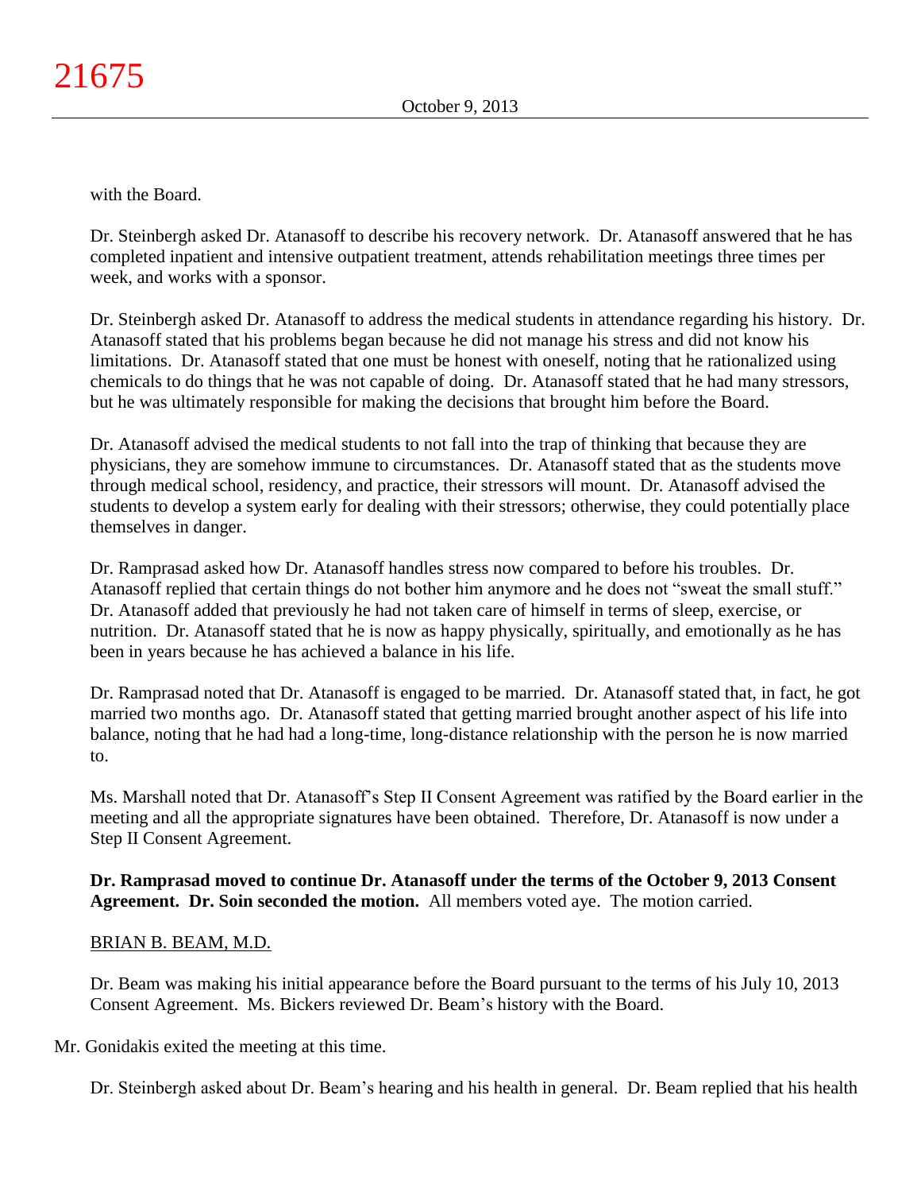with the Board.

Dr. Steinbergh asked Dr. Atanasoff to describe his recovery network. Dr. Atanasoff answered that he has completed inpatient and intensive outpatient treatment, attends rehabilitation meetings three times per week, and works with a sponsor.

Dr. Steinbergh asked Dr. Atanasoff to address the medical students in attendance regarding his history. Dr. Atanasoff stated that his problems began because he did not manage his stress and did not know his limitations. Dr. Atanasoff stated that one must be honest with oneself, noting that he rationalized using chemicals to do things that he was not capable of doing. Dr. Atanasoff stated that he had many stressors, but he was ultimately responsible for making the decisions that brought him before the Board.

Dr. Atanasoff advised the medical students to not fall into the trap of thinking that because they are physicians, they are somehow immune to circumstances. Dr. Atanasoff stated that as the students move through medical school, residency, and practice, their stressors will mount. Dr. Atanasoff advised the students to develop a system early for dealing with their stressors; otherwise, they could potentially place themselves in danger.

Dr. Ramprasad asked how Dr. Atanasoff handles stress now compared to before his troubles. Dr. Atanasoff replied that certain things do not bother him anymore and he does not "sweat the small stuff." Dr. Atanasoff added that previously he had not taken care of himself in terms of sleep, exercise, or nutrition. Dr. Atanasoff stated that he is now as happy physically, spiritually, and emotionally as he has been in years because he has achieved a balance in his life.

Dr. Ramprasad noted that Dr. Atanasoff is engaged to be married. Dr. Atanasoff stated that, in fact, he got married two months ago. Dr. Atanasoff stated that getting married brought another aspect of his life into balance, noting that he had had a long-time, long-distance relationship with the person he is now married to.

Ms. Marshall noted that Dr. Atanasoff's Step II Consent Agreement was ratified by the Board earlier in the meeting and all the appropriate signatures have been obtained. Therefore, Dr. Atanasoff is now under a Step II Consent Agreement.

**Dr. Ramprasad moved to continue Dr. Atanasoff under the terms of the October 9, 2013 Consent Agreement. Dr. Soin seconded the motion.** All members voted aye. The motion carried.

<u>BRIAN B. BEAM, M.D.</u>

Dr. Beam was making his initial appearance before the Board pursuant to the terms of his July 10, 2013 Consent Agreement. Ms. Bickers reviewed Dr. Beam's history with the Board.

Mr. Gonidakis exited the meeting at this time.

Dr. Steinbergh asked about Dr. Beam's hearing and his health in general. Dr. Beam replied that his health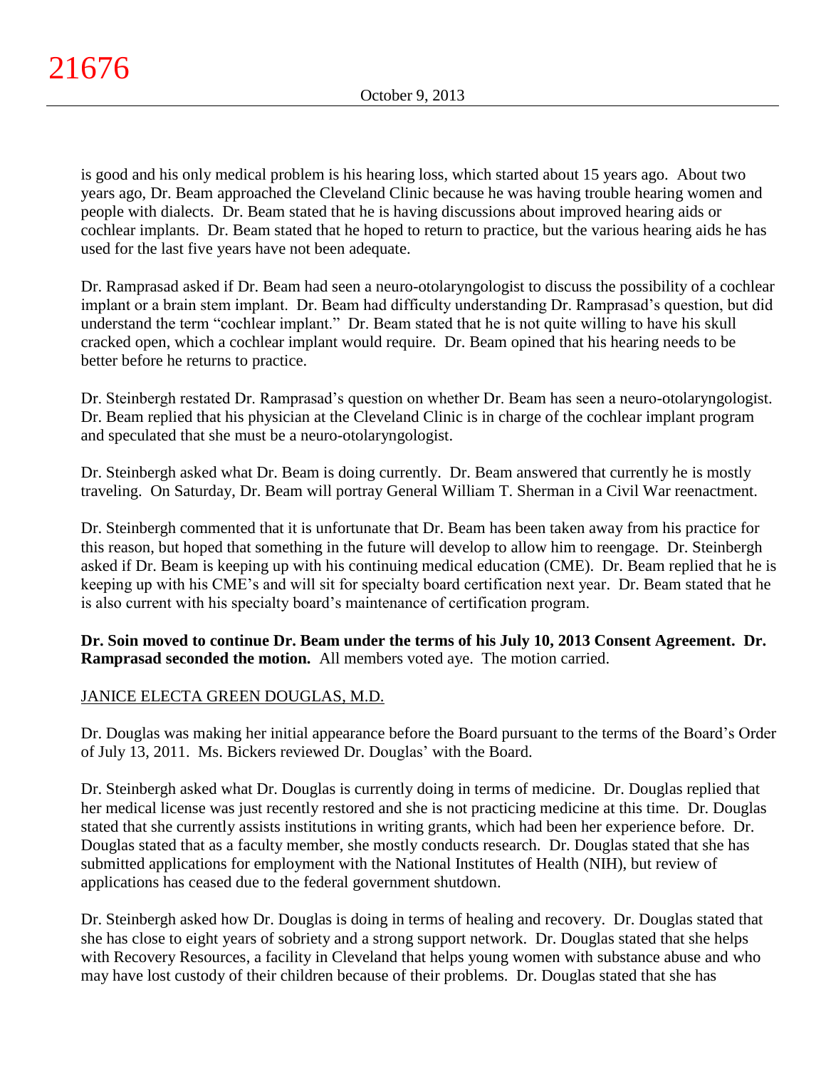is good and his only medical problem is his hearing loss, which started about 15 years ago. About two years ago, Dr. Beam approached the Cleveland Clinic because he was having trouble hearing women and people with dialects. Dr. Beam stated that he is having discussions about improved hearing aids or cochlear implants. Dr. Beam stated that he hoped to return to practice, but the various hearing aids he has used for the last five years have not been adequate.

Dr. Ramprasad asked if Dr. Beam had seen a neuro-otolaryngologist to discuss the possibility of a cochlear implant or a brain stem implant. Dr. Beam had difficulty understanding Dr. Ramprasad's question, but did understand the term "cochlear implant." Dr. Beam stated that he is not quite willing to have his skull cracked open, which a cochlear implant would require. Dr. Beam opined that his hearing needs to be better before he returns to practice.

Dr. Steinbergh restated Dr. Ramprasad's question on whether Dr. Beam has seen a neuro-otolaryngologist. Dr. Beam replied that his physician at the Cleveland Clinic is in charge of the cochlear implant program and speculated that she must be a neuro-otolaryngologist.

Dr. Steinbergh asked what Dr. Beam is doing currently. Dr. Beam answered that currently he is mostly traveling. On Saturday, Dr. Beam will portray General William T. Sherman in a Civil War reenactment.

Dr. Steinbergh commented that it is unfortunate that Dr. Beam has been taken away from his practice for this reason, but hoped that something in the future will develop to allow him to reengage. Dr. Steinbergh asked if Dr. Beam is keeping up with his continuing medical education (CME). Dr. Beam replied that he is keeping up with his CME's and will sit for specialty board certification next year. Dr. Beam stated that he is also current with his specialty board's maintenance of certification program.

**Dr. Soin moved to continue Dr. Beam under the terms of his July 10, 2013 Consent Agreement. Dr. Ramprasad seconded the motion.** All members voted aye. The motion carried.

JANICE ELECTA GREEN DOUGLAS, M.D.

Dr. Douglas was making her initial appearance before the Board pursuant to the terms of the Board's Order of July 13, 2011. Ms. Bickers reviewed Dr. Douglas' with the Board.

Dr. Steinbergh asked what Dr. Douglas is currently doing in terms of medicine. Dr. Douglas replied that her medical license was just recently restored and she is not practicing medicine at this time. Dr. Douglas stated that she currently assists institutions in writing grants, which had been her experience before. Dr. Douglas stated that as a faculty member, she mostly conducts research. Dr. Douglas stated that she has submitted applications for employment with the National Institutes of Health (NIH), but review of applications has ceased due to the federal government shutdown.

Dr. Steinbergh asked how Dr. Douglas is doing in terms of healing and recovery. Dr. Douglas stated that she has close to eight years of sobriety and a strong support network. Dr. Douglas stated that she helps with Recovery Resources, a facility in Cleveland that helps young women with substance abuse and who may have lost custody of their children because of their problems. Dr. Douglas stated that she has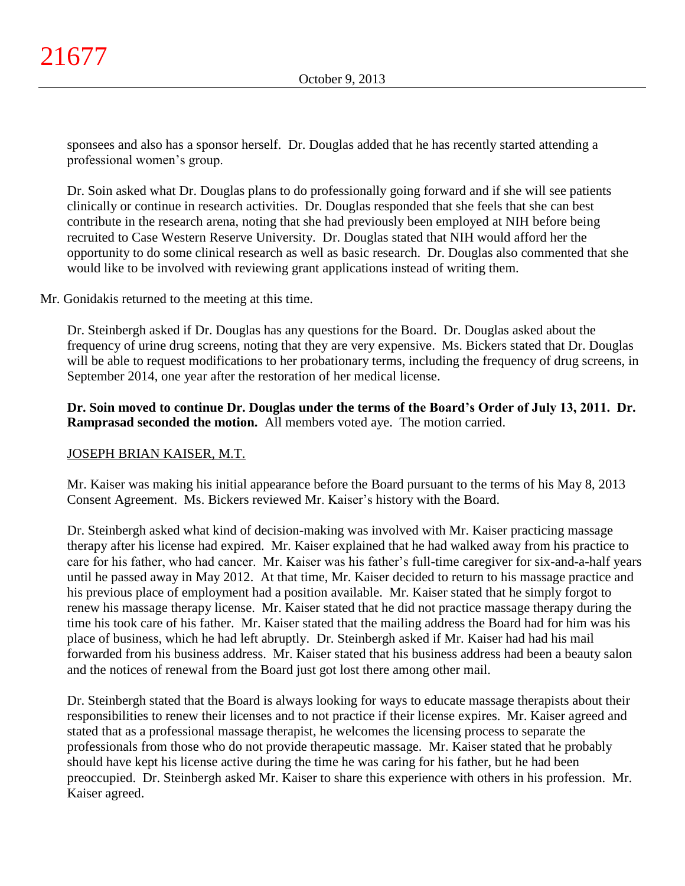sponsees and also has a sponsor herself. Dr. Douglas added that he has recently started attending a professional women's group.

Dr. Soin asked what Dr. Douglas plans to do professionally going forward and if she will see patients clinically or continue in research activities. Dr. Douglas responded that she feels that she can best contribute in the research arena, noting that she had previously been employed at NIH before being recruited to Case Western Reserve University. Dr. Douglas stated that NIH would afford her the opportunity to do some clinical research as well as basic research. Dr. Douglas also commented that she would like to be involved with reviewing grant applications instead of writing them.

Mr. Gonidakis returned to the meeting at this time.

Dr. Steinbergh asked if Dr. Douglas has any questions for the Board. Dr. Douglas asked about the frequency of urine drug screens, noting that they are very expensive. Ms. Bickers stated that Dr. Douglas will be able to request modifications to her probationary terms, including the frequency of drug screens, in September 2014, one year after the restoration of her medical license.

**Dr. Soin moved to continue Dr. Douglas under the terms of the Board's Order of July 13, 2011. Dr. Ramprasad seconded the motion.** All members voted aye. The motion carried.

<u>JOSEPH BRIAN KAISER, M.T.</u>

Mr. Kaiser was making his initial appearance before the Board pursuant to the terms of his May 8, 2013 Consent Agreement. Ms. Bickers reviewed Mr. Kaiser's history with the Board.

Dr. Steinbergh asked what kind of decision-making was involved with Mr. Kaiser practicing massage therapy after his license had expired. Mr. Kaiser explained that he had walked away from his practice to care for his father, who had cancer. Mr. Kaiser was his father's full-time caregiver for six-and-a-half years until he passed away in May 2012. At that time, Mr. Kaiser decided to return to his massage practice and his previous place of employment had a position available. Mr. Kaiser stated that he simply forgot to renew his massage therapy license. Mr. Kaiser stated that he did not practice massage therapy during the time his took care of his father. Mr. Kaiser stated that the mailing address the Board had for him was his place of business, which he had left abruptly. Dr. Steinbergh asked if Mr. Kaiser had had his mail forwarded from his business address. Mr. Kaiser stated that his business address had been a beauty salon and the notices of renewal from the Board just got lost there among other mail.

Dr. Steinbergh stated that the Board is always looking for ways to educate massage therapists about their responsibilities to renew their licenses and to not practice if their license expires. Mr. Kaiser agreed and stated that as a professional massage therapist, he welcomes the licensing process to separate the professionals from those who do not provide therapeutic massage. Mr. Kaiser stated that he probably should have kept his license active during the time he was caring for his father, but he had been preoccupied. Dr. Steinbergh asked Mr. Kaiser to share this experience with others in his profession. Mr. Kaiser agreed.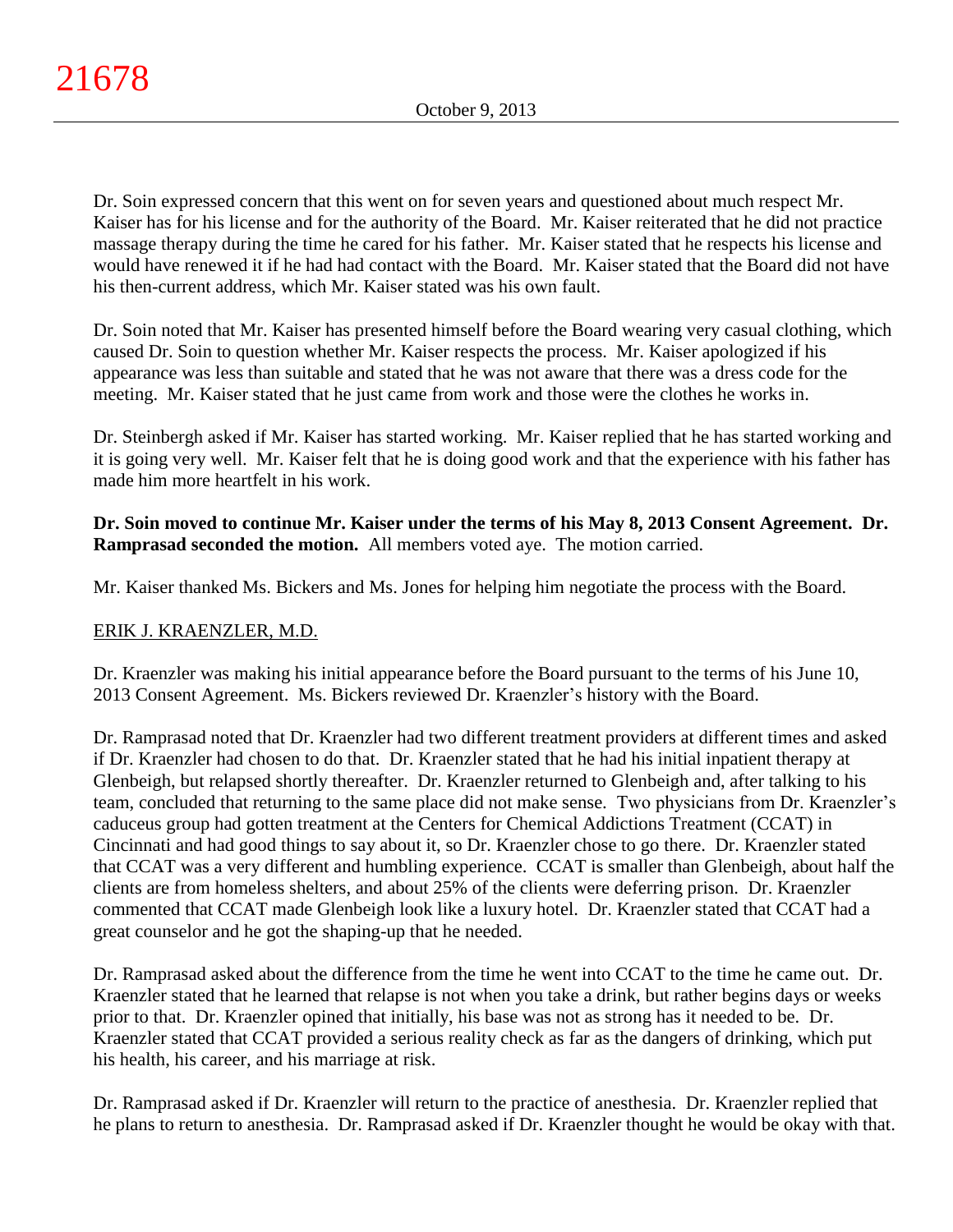Dr. Soin expressed concern that this went on for seven years and questioned about much respect Mr. Kaiser has for his license and for the authority of the Board. Mr. Kaiser reiterated that he did not practice massage therapy during the time he cared for his father. Mr. Kaiser stated that he respects his license and would have renewed it if he had had contact with the Board. Mr. Kaiser stated that the Board did not have his then-current address, which Mr. Kaiser stated was his own fault.

Dr. Soin noted that Mr. Kaiser has presented himself before the Board wearing very casual clothing, which caused Dr. Soin to question whether Mr. Kaiser respects the process. Mr. Kaiser apologized if his appearance was less than suitable and stated that he was not aware that there was a dress code for the meeting. Mr. Kaiser stated that he just came from work and those were the clothes he works in.

Dr. Steinbergh asked if Mr. Kaiser has started working. Mr. Kaiser replied that he has started working and it is going very well. Mr. Kaiser felt that he is doing good work and that the experience with his father has made him more heartfelt in his work.

**Dr. Soin moved to continue Mr. Kaiser under the terms of his May 8, 2013 Consent Agreement. Dr. Ramprasad seconded the motion.** All members voted aye. The motion carried.

Mr. Kaiser thanked Ms. Bickers and Ms. Jones for helping him negotiate the process with the Board.

ERIK J. KRAENZLER, M.D.

Dr. Kraenzler was making his initial appearance before the Board pursuant to the terms of his June 10, 2013 Consent Agreement. Ms. Bickers reviewed Dr. Kraenzler's history with the Board.

Dr. Ramprasad noted that Dr. Kraenzler had two different treatment providers at different times and asked if Dr. Kraenzler had chosen to do that. Dr. Kraenzler stated that he had his initial inpatient therapy at Glenbeigh, but relapsed shortly thereafter. Dr. Kraenzler returned to Glenbeigh and, after talking to his team, concluded that returning to the same place did not make sense. Two physicians from Dr. Kraenzler's caduceus group had gotten treatment at the Centers for Chemical Addictions Treatment (CCAT) in Cincinnati and had good things to say about it, so Dr. Kraenzler chose to go there. Dr. Kraenzler stated that CCAT was a very different and humbling experience. CCAT is smaller than Glenbeigh, about half the clients are from homeless shelters, and about 25% of the clients were deferring prison. Dr. Kraenzler commented that CCAT made Glenbeigh look like a luxury hotel. Dr. Kraenzler stated that CCAT had a great counselor and he got the shaping-up that he needed.

Dr. Ramprasad asked about the difference from the time he went into CCAT to the time he came out. Dr. Kraenzler stated that he learned that relapse is not when you take a drink, but rather begins days or weeks prior to that. Dr. Kraenzler opined that initially, his base was not as strong has it needed to be. Dr. Kraenzler stated that CCAT provided a serious reality check as far as the dangers of drinking, which put his health, his career, and his marriage at risk.

Dr. Ramprasad asked if Dr. Kraenzler will return to the practice of anesthesia. Dr. Kraenzler replied that he plans to return to anesthesia. Dr. Ramprasad asked if Dr. Kraenzler thought he would be okay with that.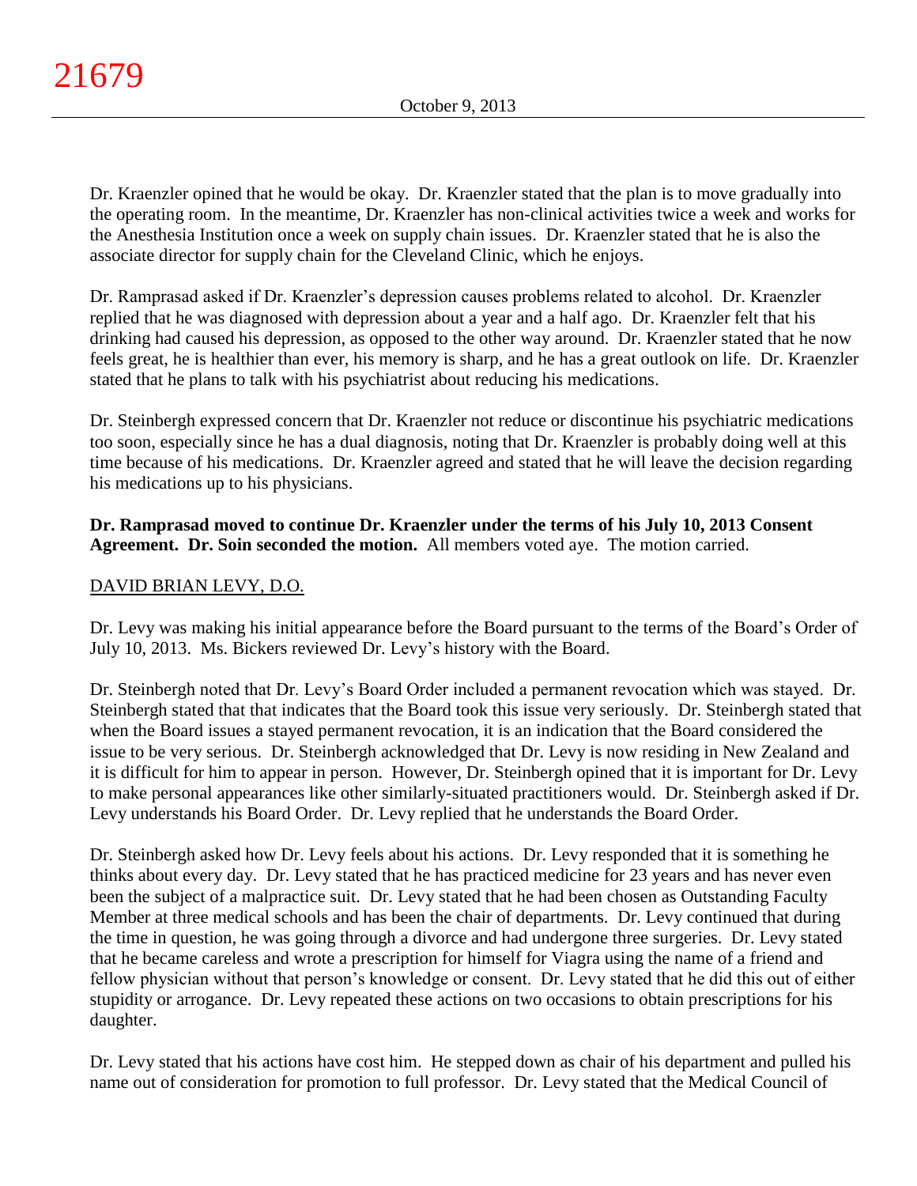Dr. Kraenzler opined that he would be okay. Dr. Kraenzler stated that the plan is to move gradually into the operating room. In the meantime, Dr. Kraenzler has non-clinical activities twice a week and works for the Anesthesia Institution once a week on supply chain issues. Dr. Kraenzler stated that he is also the associate director for supply chain for the Cleveland Clinic, which he enjoys.

Dr. Ramprasad asked if Dr. Kraenzler's depression causes problems related to alcohol. Dr. Kraenzler replied that he was diagnosed with depression about a year and a half ago. Dr. Kraenzler felt that his drinking had caused his depression, as opposed to the other way around. Dr. Kraenzler stated that he now feels great, he is healthier than ever, his memory is sharp, and he has a great outlook on life. Dr. Kraenzler stated that he plans to talk with his psychiatrist about reducing his medications.

Dr. Steinbergh expressed concern that Dr. Kraenzler not reduce or discontinue his psychiatric medications too soon, especially since he has a dual diagnosis, noting that Dr. Kraenzler is probably doing well at this time because of his medications. Dr. Kraenzler agreed and stated that he will leave the decision regarding his medications up to his physicians.

**Dr. Ramprasad moved to continue Dr. Kraenzler under the terms of his July 10, 2013 Consent Agreement. Dr. Soin seconded the motion.** All members voted aye. The motion carried.

DAVID BRIAN LEVY, D.O.

Dr. Levy was making his initial appearance before the Board pursuant to the terms of the Board's Order of July 10, 2013. Ms. Bickers reviewed Dr. Levy's history with the Board.

Dr. Steinbergh noted that Dr. Levy's Board Order included a permanent revocation which was stayed. Dr. Steinbergh stated that that indicates that the Board took this issue very seriously. Dr. Steinbergh stated that when the Board issues a stayed permanent revocation, it is an indication that the Board considered the issue to be very serious. Dr. Steinbergh acknowledged that Dr. Levy is now residing in New Zealand and it is difficult for him to appear in person. However, Dr. Steinbergh opined that it is important for Dr. Levy to make personal appearances like other similarly-situated practitioners would. Dr. Steinbergh asked if Dr. Levy understands his Board Order. Dr. Levy replied that he understands the Board Order.

Dr. Steinbergh asked how Dr. Levy feels about his actions. Dr. Levy responded that it is something he thinks about every day. Dr. Levy stated that he has practiced medicine for 23 years and has never even been the subject of a malpractice suit. Dr. Levy stated that he had been chosen as Outstanding Faculty Member at three medical schools and has been the chair of departments. Dr. Levy continued that during the time in question, he was going through a divorce and had undergone three surgeries. Dr. Levy stated that he became careless and wrote a prescription for himself for Viagra using the name of a friend and fellow physician without that person's knowledge or consent. Dr. Levy stated that he did this out of either stupidity or arrogance. Dr. Levy repeated these actions on two occasions to obtain prescriptions for his daughter.

Dr. Levy stated that his actions have cost him. He stepped down as chair of his department and pulled his name out of consideration for promotion to full professor. Dr. Levy stated that the Medical Council of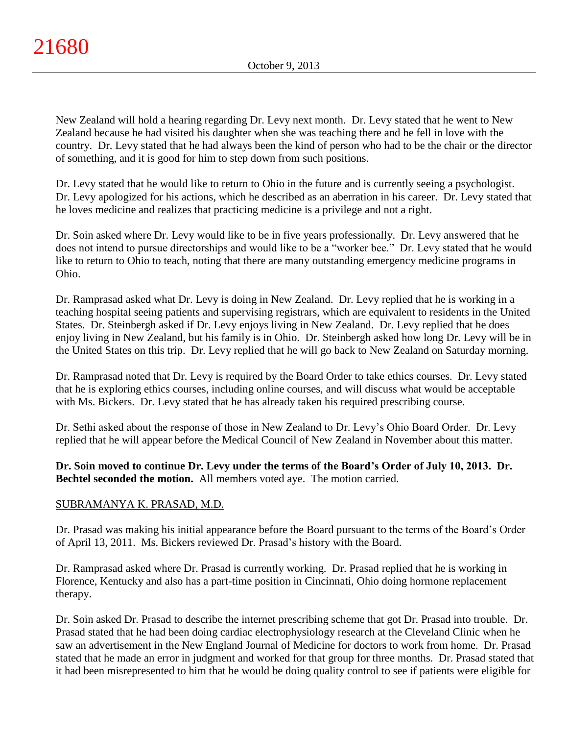New Zealand will hold a hearing regarding Dr. Levy next month. Dr. Levy stated that he went to New Zealand because he had visited his daughter when she was teaching there and he fell in love with the country. Dr. Levy stated that he had always been the kind of person who had to be the chair or the director of something, and it is good for him to step down from such positions.

Dr. Levy stated that he would like to return to Ohio in the future and is currently seeing a psychologist. Dr. Levy apologized for his actions, which he described as an aberration in his career. Dr. Levy stated that he loves medicine and realizes that practicing medicine is a privilege and not a right.

Dr. Soin asked where Dr. Levy would like to be in five years professionally. Dr. Levy answered that he does not intend to pursue directorships and would like to be a "worker bee." Dr. Levy stated that he would like to return to Ohio to teach, noting that there are many outstanding emergency medicine programs in Ohio.

Dr. Ramprasad asked what Dr. Levy is doing in New Zealand. Dr. Levy replied that he is working in a teaching hospital seeing patients and supervising registrars, which are equivalent to residents in the United States. Dr. Steinbergh asked if Dr. Levy enjoys living in New Zealand. Dr. Levy replied that he does enjoy living in New Zealand, but his family is in Ohio. Dr. Steinbergh asked how long Dr. Levy will be in the United States on this trip. Dr. Levy replied that he will go back to New Zealand on Saturday morning.

Dr. Ramprasad noted that Dr. Levy is required by the Board Order to take ethics courses. Dr. Levy stated that he is exploring ethics courses, including online courses, and will discuss what would be acceptable with Ms. Bickers. Dr. Levy stated that he has already taken his required prescribing course.

Dr. Sethi asked about the response of those in New Zealand to Dr. Levy's Ohio Board Order. Dr. Levy replied that he will appear before the Medical Council of New Zealand in November about this matter.

**Dr. Soin moved to continue Dr. Levy under the terms of the Board's Order of July 10, 2013. Dr. Bechtel seconded the motion.** All members voted aye. The motion carried.

SUBRAMANYA K. PRASAD, M.D.

Dr. Prasad was making his initial appearance before the Board pursuant to the terms of the Board's Order of April 13, 2011. Ms. Bickers reviewed Dr. Prasad's history with the Board.

Dr. Ramprasad asked where Dr. Prasad is currently working. Dr. Prasad replied that he is working in Florence, Kentucky and also has a part-time position in Cincinnati, Ohio doing hormone replacement therapy.

Dr. Soin asked Dr. Prasad to describe the internet prescribing scheme that got Dr. Prasad into trouble. Dr. Prasad stated that he had been doing cardiac electrophysiology research at the Cleveland Clinic when he saw an advertisement in the New England Journal of Medicine for doctors to work from home. Dr. Prasad stated that he made an error in judgment and worked for that group for three months. Dr. Prasad stated that it had been misrepresented to him that he would be doing quality control to see if patients were eligible for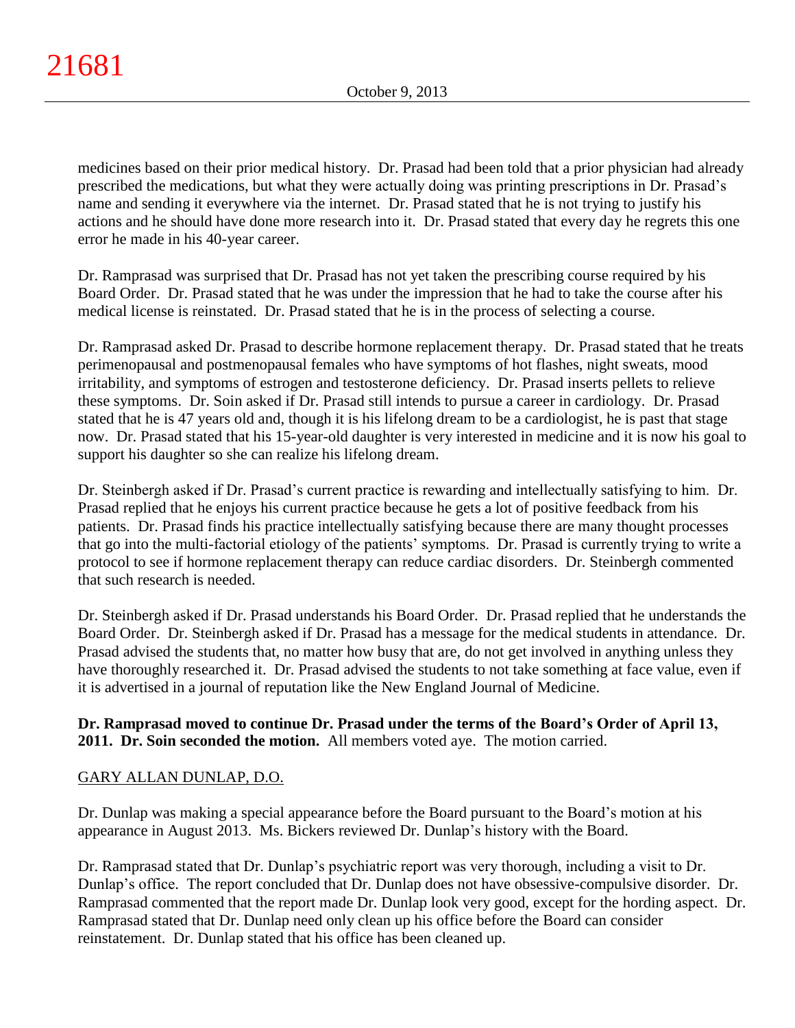medicines based on their prior medical history. Dr. Prasad had been told that a prior physician had already prescribed the medications, but what they were actually doing was printing prescriptions in Dr. Prasad's name and sending it everywhere via the internet. Dr. Prasad stated that he is not trying to justify his actions and he should have done more research into it. Dr. Prasad stated that every day he regrets this one error he made in his 40-year career.

Dr. Ramprasad was surprised that Dr. Prasad has not yet taken the prescribing course required by his Board Order. Dr. Prasad stated that he was under the impression that he had to take the course after his medical license is reinstated. Dr. Prasad stated that he is in the process of selecting a course.

Dr. Ramprasad asked Dr. Prasad to describe hormone replacement therapy. Dr. Prasad stated that he treats perimenopausal and postmenopausal females who have symptoms of hot flashes, night sweats, mood irritability, and symptoms of estrogen and testosterone deficiency. Dr. Prasad inserts pellets to relieve these symptoms. Dr. Soin asked if Dr. Prasad still intends to pursue a career in cardiology. Dr. Prasad stated that he is 47 years old and, though it is his lifelong dream to be a cardiologist, he is past that stage now. Dr. Prasad stated that his 15-year-old daughter is very interested in medicine and it is now his goal to support his daughter so she can realize his lifelong dream.

Dr. Steinbergh asked if Dr. Prasad's current practice is rewarding and intellectually satisfying to him. Dr. Prasad replied that he enjoys his current practice because he gets a lot of positive feedback from his patients. Dr. Prasad finds his practice intellectually satisfying because there are many thought processes that go into the multi-factorial etiology of the patients' symptoms. Dr. Prasad is currently trying to write a protocol to see if hormone replacement therapy can reduce cardiac disorders. Dr. Steinbergh commented that such research is needed.

Dr. Steinbergh asked if Dr. Prasad understands his Board Order. Dr. Prasad replied that he understands the Board Order. Dr. Steinbergh asked if Dr. Prasad has a message for the medical students in attendance. Dr. Prasad advised the students that, no matter how busy that are, do not get involved in anything unless they have thoroughly researched it. Dr. Prasad advised the students to not take something at face value, even if it is advertised in a journal of reputation like the New England Journal of Medicine.

**Dr. Ramprasad moved to continue Dr. Prasad under the terms of the Board's Order of April 13, 2011. Dr. Soin seconded the motion.** All members voted aye. The motion carried.

GARY ALLAN DUNLAP, D.O.

Dr. Dunlap was making a special appearance before the Board pursuant to the Board's motion at his appearance in August 2013. Ms. Bickers reviewed Dr. Dunlap's history with the Board.

Dr. Ramprasad stated that Dr. Dunlap's psychiatric report was very thorough, including a visit to Dr. Dunlap's office. The report concluded that Dr. Dunlap does not have obsessive-compulsive disorder. Dr. Ramprasad commented that the report made Dr. Dunlap look very good, except for the hording aspect. Dr. Ramprasad stated that Dr. Dunlap need only clean up his office before the Board can consider reinstatement. Dr. Dunlap stated that his office has been cleaned up.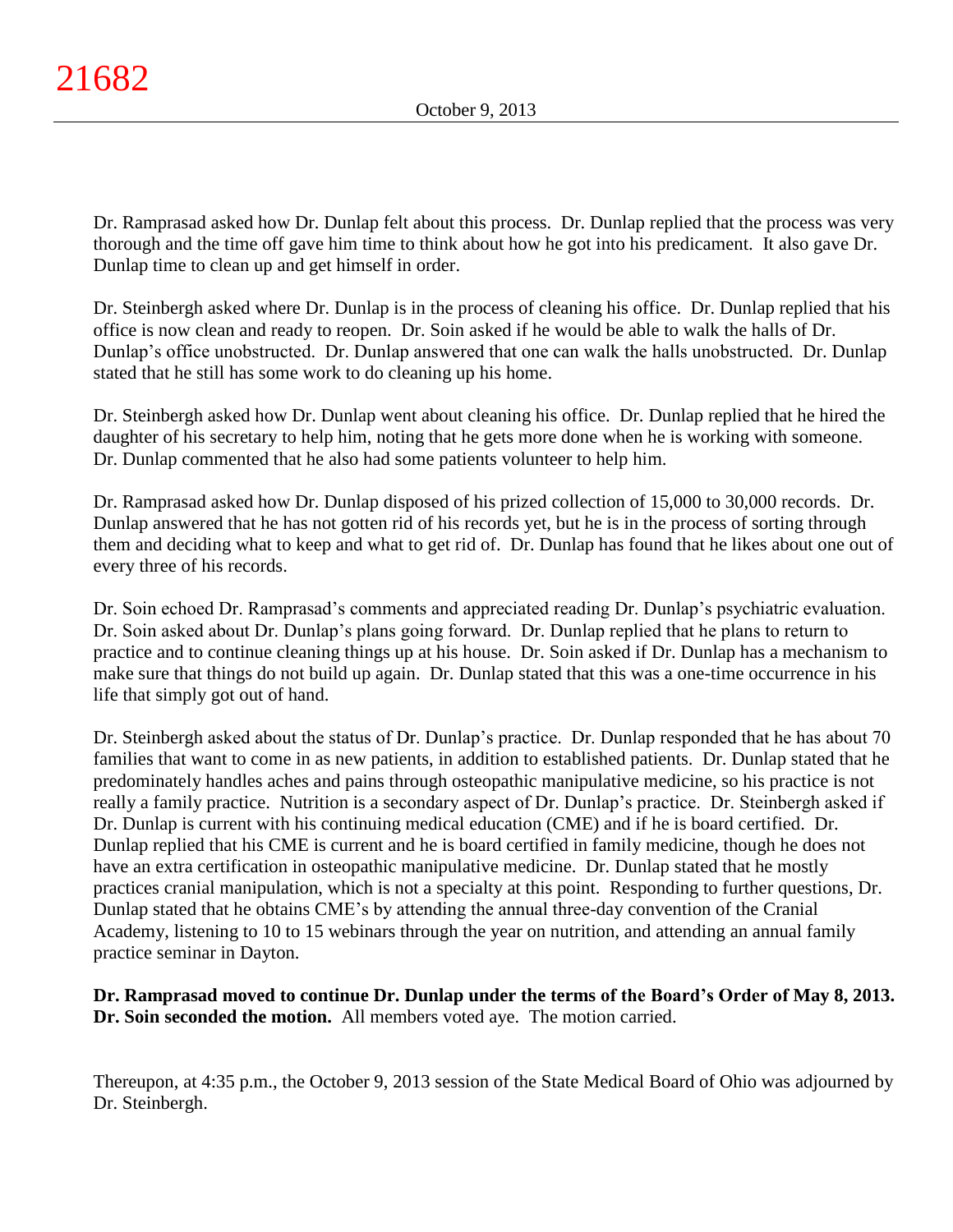Dr. Ramprasad asked how Dr. Dunlap felt about this process. Dr. Dunlap replied that the process was very thorough and the time off gave him time to think about how he got into his predicament. It also gave Dr. Dunlap time to clean up and get himself in order.

Dr. Steinbergh asked where Dr. Dunlap is in the process of cleaning his office. Dr. Dunlap replied that his office is now clean and ready to reopen. Dr. Soin asked if he would be able to walk the halls of Dr. Dunlap's office unobstructed. Dr. Dunlap answered that one can walk the halls unobstructed. Dr. Dunlap stated that he still has some work to do cleaning up his home.

Dr. Steinbergh asked how Dr. Dunlap went about cleaning his office. Dr. Dunlap replied that he hired the daughter of his secretary to help him, noting that he gets more done when he is working with someone. Dr. Dunlap commented that he also had some patients volunteer to help him.

Dr. Ramprasad asked how Dr. Dunlap disposed of his prized collection of 15,000 to 30,000 records. Dr. Dunlap answered that he has not gotten rid of his records yet, but he is in the process of sorting through them and deciding what to keep and what to get rid of. Dr. Dunlap has found that he likes about one out of every three of his records.

Dr. Soin echoed Dr. Ramprasad's comments and appreciated reading Dr. Dunlap's psychiatric evaluation. Dr. Soin asked about Dr. Dunlap's plans going forward. Dr. Dunlap replied that he plans to return to practice and to continue cleaning things up at his house. Dr. Soin asked if Dr. Dunlap has a mechanism to make sure that things do not build up again. Dr. Dunlap stated that this was a one-time occurrence in his life that simply got out of hand.

Dr. Steinbergh asked about the status of Dr. Dunlap's practice. Dr. Dunlap responded that he has about 70 families that want to come in as new patients, in addition to established patients. Dr. Dunlap stated that he predominately handles aches and pains through osteopathic manipulative medicine, so his practice is not really a family practice. Nutrition is a secondary aspect of Dr. Dunlap's practice. Dr. Steinbergh asked if Dr. Dunlap is current with his continuing medical education (CME) and if he is board certified. Dr. Dunlap replied that his CME is current and he is board certified in family medicine, though he does not have an extra certification in osteopathic manipulative medicine. Dr. Dunlap stated that he mostly practices cranial manipulation, which is not a specialty at this point. Responding to further questions, Dr. Dunlap stated that he obtains CME's by attending the annual three-day convention of the Cranial Academy, listening to 10 to 15 webinars through the year on nutrition, and attending an annual family practice seminar in Dayton.

**Dr. Ramprasad moved to continue Dr. Dunlap under the terms of the Board's Order of May 8, 2013. Dr. Soin seconded the motion.** All members voted aye. The motion carried.

Thereupon, at 4:35 p.m., the October 9, 2013 session of the State Medical Board of Ohio was adjourned by Dr. Steinbergh.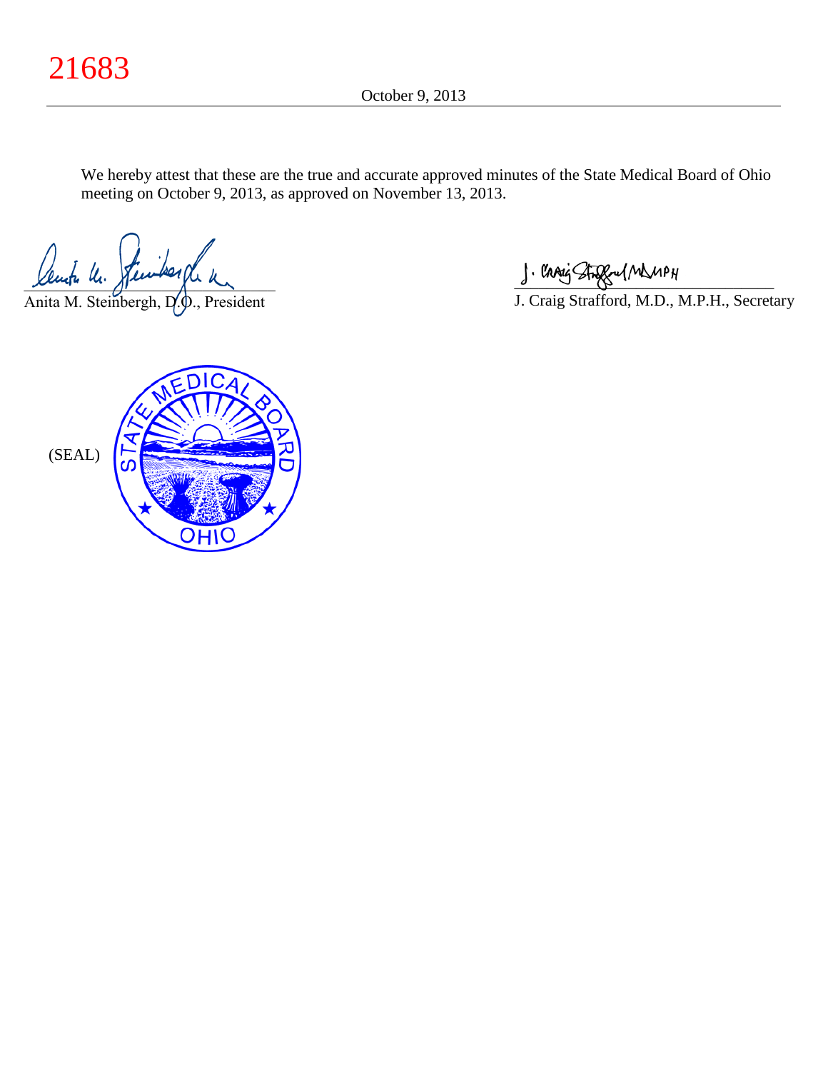We hereby attest that these are the true and accurate approved minutes of the State Medical Board of Ohio meeting on October 9, 2013, as approved on November 13, 2013.

Anita M. Steinbergh, D.O., President

J. Craig Strafford, M.D., M.P.H., Secretary

(SEAL)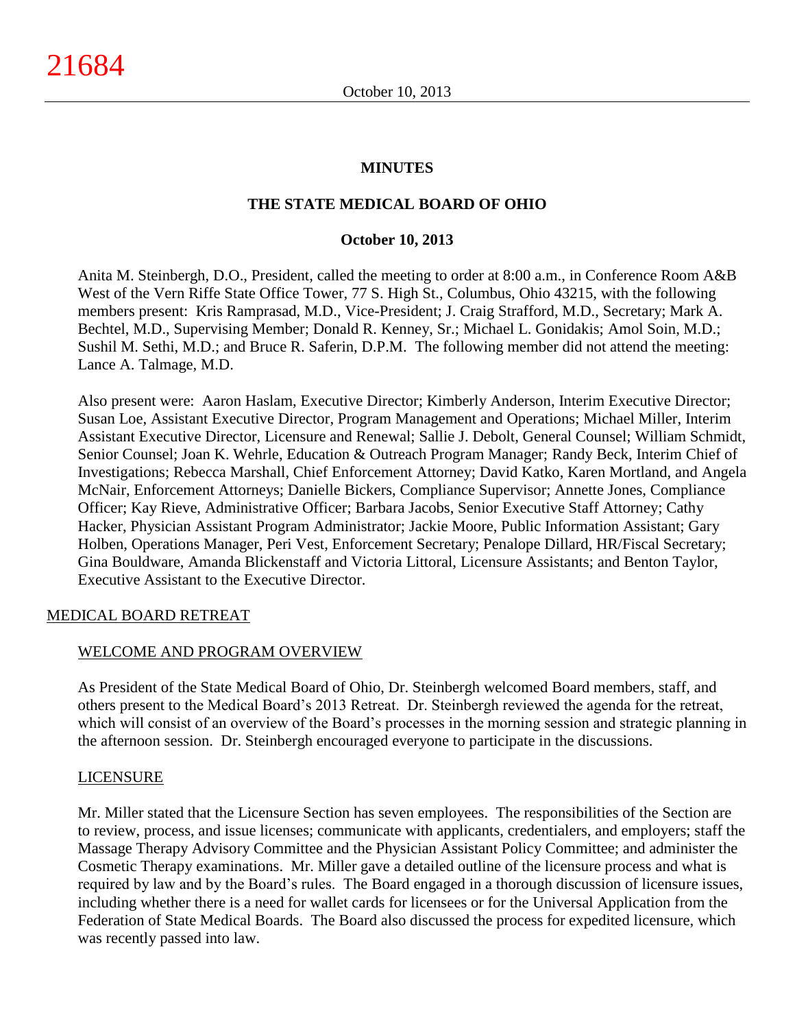# MINUTES

## THE STATE MEDICAL BOARD OF OHIO

### October 10, 2013

Anita M. Steinbergh, D.O., President, called the meeting to order at 8:00 a.m., in Conference Room A&B West of the Vern Riffe State Office Tower, 77 S. High St., Columbus, Ohio 43215, with the following members present: Kris Ramprasad, M.D., Vice-President; J. Craig Strafford, M.D., Secretary; Mark A. Bechtel, M.D., Supervising Member; Donald R. Kenney, Sr.; Michael L. Gonidakis; Amol Soin, M.D.; Sushil M. Sethi, M.D.; and Bruce R. Saferin, D.P.M. The following member did not attend the meeting: Lance A. Talmage, M.D.

Also present were: Aaron Haslam, Executive Director; Kimberly Anderson, Interim Executive Director; Susan Loe, Assistant Executive Director, Program Management and Operations; Michael Miller, Interim Assistant Executive Director, Licensure and Renewal; Sallie J. Debolt, General Counsel; William Schmidt, Senior Counsel; Joan K. Wehrle, Education & Outreach Program Manager; Randy Beck, Interim Chief of Investigations; Rebecca Marshall, Chief Enforcement Attorney; David Katko, Karen Mortland, and Angela McNair, Enforcement Attorneys; Danielle Bickers, Compliance Supervisor; Annette Jones, Compliance Officer; Kay Rieve, Administrative Officer; Barbara Jacobs, Senior Executive Staff Attorney; Cathy Hacker, Physician Assistant Program Administrator; Jackie Moore, Public Information Assistant; Gary Holben, Operations Manager, Peri Vest, Enforcement Secretary; Penalope Dillard, HR/Fiscal Secretary; Gina Bouldware, Amanda Blickenstaff and Victoria Littoral, Licensure Assistants; and Benton Taylor, Executive Assistant to the Executive Director.

MEDICAL BOARD RETREAT

WELCOME AND PROGRAM OVERVIEW

As President of the State Medical Board of Ohio, Dr. Steinbergh welcomed Board members, staff, and others present to the Medical Board's 2013 Retreat. Dr. Steinbergh reviewed the agenda for the retreat, which will consist of an overview of the Board's processes in the morning session and strategic planning in the afternoon session. Dr. Steinbergh encouraged everyone to participate in the discussions.

LICENSURE

Mr. Miller stated that the Licensure Section has seven employees. The responsibilities of the Section are to review, process, and issue licenses; communicate with applicants, credentialers, and employers; staff the Massage Therapy Advisory Committee and the Physician Assistant Policy Committee; and administer the Cosmetic Therapy examinations. Mr. Miller gave a detailed outline of the licensure process and what is required by law and by the Board's rules. The Board engaged in a thorough discussion of licensure issues, including whether there is a need for wallet cards for licensees or for the Universal Application from the Federation of State Medical Boards. The Board also discussed the process for expedited licensure, which was recently passed into law.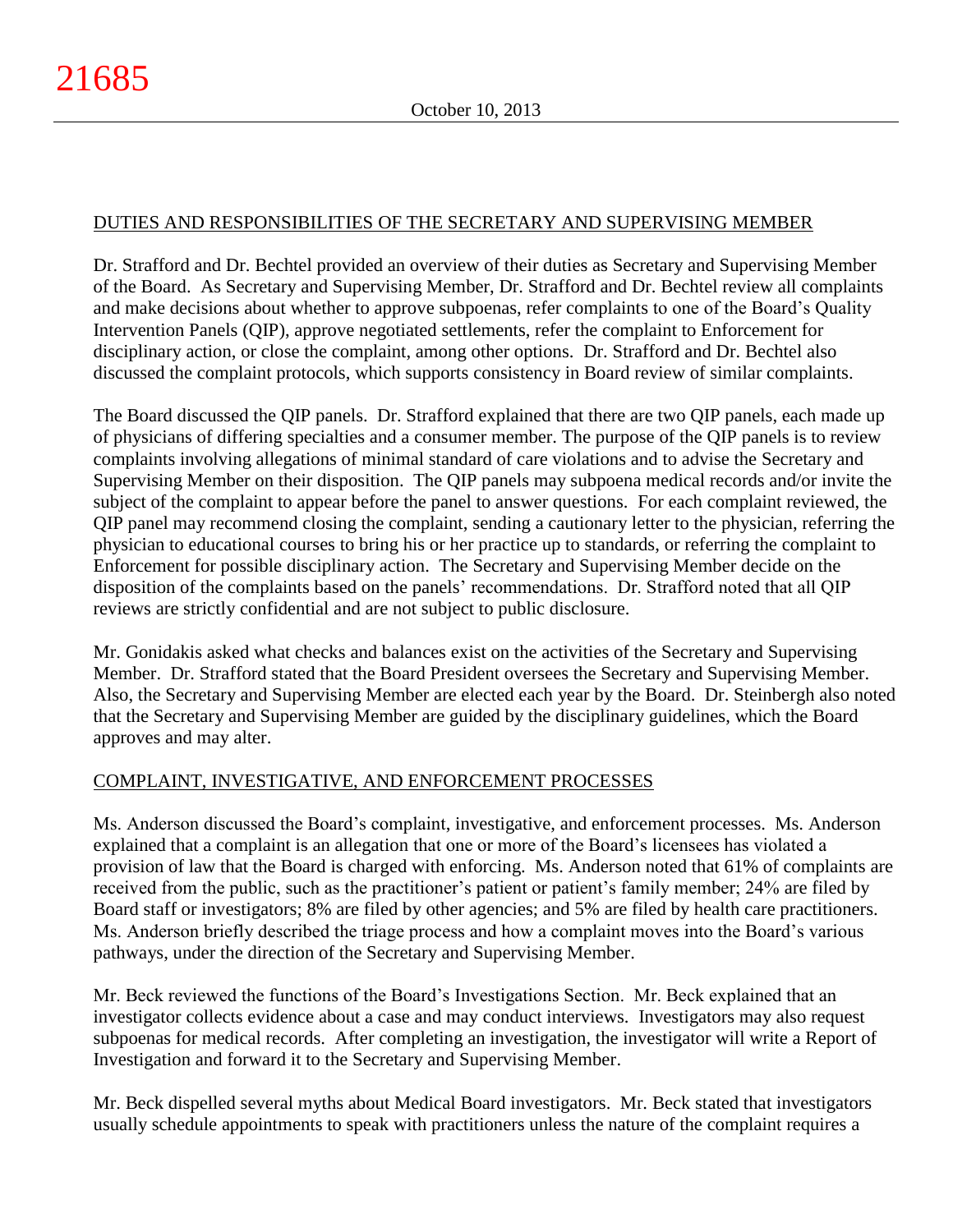## DUTIES AND RESPONSIBILITIES OF THE SECRETARY AND SUPERVISING MEMBER

Dr. Strafford and Dr. Bechtel provided an overview of their duties as Secretary and Supervising Member of the Board. As Secretary and Supervising Member, Dr. Strafford and Dr. Bechtel review all complaints and make decisions about whether to approve subpoenas, refer complaints to one of the Board's Quality Intervention Panels (QIP), approve negotiated settlements, refer the complaint to Enforcement for disciplinary action, or close the complaint, among other options. Dr. Strafford and Dr. Bechtel also discussed the complaint protocols, which supports consistency in Board review of similar complaints.

The Board discussed the QIP panels. Dr. Strafford explained that there are two QIP panels, each made up of physicians of differing specialties and a consumer member. The purpose of the QIP panels is to review complaints involving allegations of minimal standard of care violations and to advise the Secretary and Supervising Member on their disposition. The QIP panels may subpoena medical records and/or invite the subject of the complaint to appear before the panel to answer questions. For each complaint reviewed, the QIP panel may recommend closing the complaint, sending a cautionary letter to the physician, referring the physician to educational courses to bring his or her practice up to standards, or referring the complaint to Enforcement for possible disciplinary action. The Secretary and Supervising Member decide on the disposition of the complaints based on the panels' recommendations. Dr. Strafford noted that all QIP reviews are strictly confidential and are not subject to public disclosure.

Mr. Gonidakis asked what checks and balances exist on the activities of the Secretary and Supervising Member. Dr. Strafford stated that the Board President oversees the Secretary and Supervising Member. Also, the Secretary and Supervising Member are elected each year by the Board. Dr. Steinbergh also noted that the Secretary and Supervising Member are guided by the disciplinary guidelines, which the Board approves and may alter.

## COMPLAINT, INVESTIGATIVE, AND ENFORCEMENT PROCESSES

Ms. Anderson discussed the Board's complaint, investigative, and enforcement processes. Ms. Anderson explained that a complaint is an allegation that one or more of the Board's licensees has violated a provision of law that the Board is charged with enforcing. Ms. Anderson noted that 61% of complaints are received from the public, such as the practitioner's patient or patient's family member; 24% are filed by Board staff or investigators; 8% are filed by other agencies; and 5% are filed by health care practitioners. Ms. Anderson briefly described the triage process and how a complaint moves into the Board's various pathways, under the direction of the Secretary and Supervising Member.

Mr. Beck reviewed the functions of the Board's Investigations Section. Mr. Beck explained that an investigator collects evidence about a case and may conduct interviews. Investigators may also request subpoenas for medical records. After completing an investigation, the investigator will write a Report of Investigation and forward it to the Secretary and Supervising Member.

Mr. Beck dispelled several myths about Medical Board investigators. Mr. Beck stated that investigators usually schedule appointments to speak with practitioners unless the nature of the complaint requires a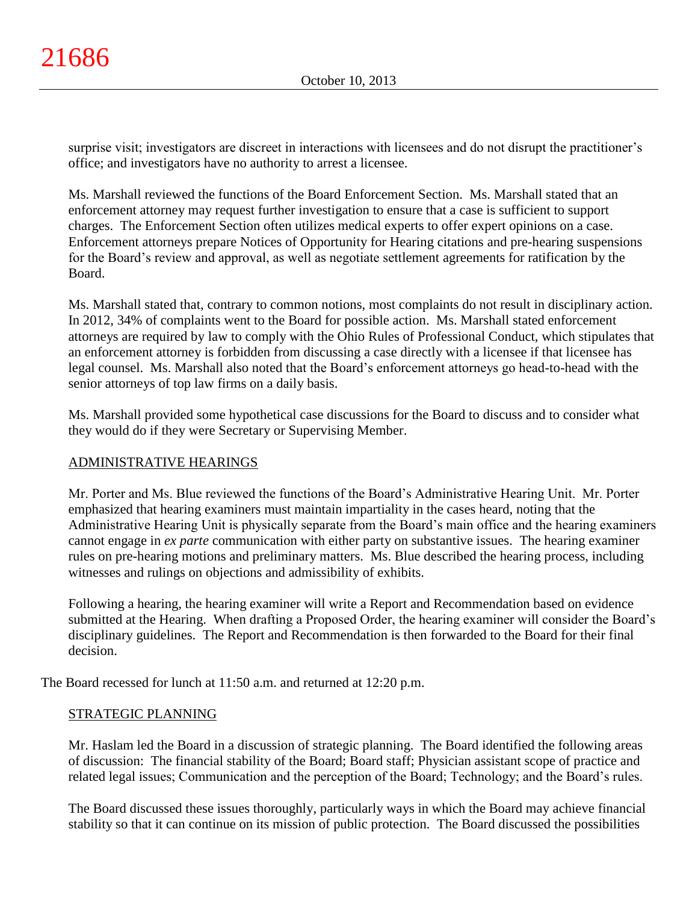surprise visit; investigators are discreet in interactions with licensees and do not disrupt the practitioner's office; and investigators have no authority to arrest a licensee.

Ms. Marshall reviewed the functions of the Board Enforcement Section. Ms. Marshall stated that an enforcement attorney may request further investigation to ensure that a case is sufficient to support charges. The Enforcement Section often utilizes medical experts to offer expert opinions on a case. Enforcement attorneys prepare Notices of Opportunity for Hearing citations and pre-hearing suspensions for the Board's review and approval, as well as negotiate settlement agreements for ratification by the Board.

Ms. Marshall stated that, contrary to common notions, most complaints do not result in disciplinary action. In 2012, 34% of complaints went to the Board for possible action. Ms. Marshall stated enforcement attorneys are required by law to comply with the Ohio Rules of Professional Conduct, which stipulates that an enforcement attorney is forbidden from discussing a case directly with a licensee if that licensee has legal counsel. Ms. Marshall also noted that the Board's enforcement attorneys go head-to-head with the senior attorneys of top law firms on a daily basis.

Ms. Marshall provided some hypothetical case discussions for the Board to discuss and to consider what they would do if they were Secretary or Supervising Member.

## ADMINISTRATIVE HEARINGS

Mr. Porter and Ms. Blue reviewed the functions of the Board's Administrative Hearing Unit. Mr. Porter emphasized that hearing examiners must maintain impartiality in the cases heard, noting that the Administrative Hearing Unit is physically separate from the Board's main office and the hearing examiners cannot engage in *ex parte* communication with either party on substantive issues. The hearing examiner rules on pre-hearing motions and preliminary matters. Ms. Blue described the hearing process, including witnesses and rulings on objections and admissibility of exhibits.

Following a hearing, the hearing examiner will write a Report and Recommendation based on evidence submitted at the Hearing. When drafting a Proposed Order, the hearing examiner will consider the Board's disciplinary guidelines. The Report and Recommendation is then forwarded to the Board for their final decision.

The Board recessed for lunch at 11:50 a.m. and returned at 12:20 p.m.

## STRATEGIC PLANNING

Mr. Haslam led the Board in a discussion of strategic planning. The Board identified the following areas of discussion: The financial stability of the Board; Board staff; Physician assistant scope of practice and related legal issues; Communication and the perception of the Board; Technology; and the Board's rules.

The Board discussed these issues thoroughly, particularly ways in which the Board may achieve financial stability so that it can continue on its mission of public protection. The Board discussed the possibilities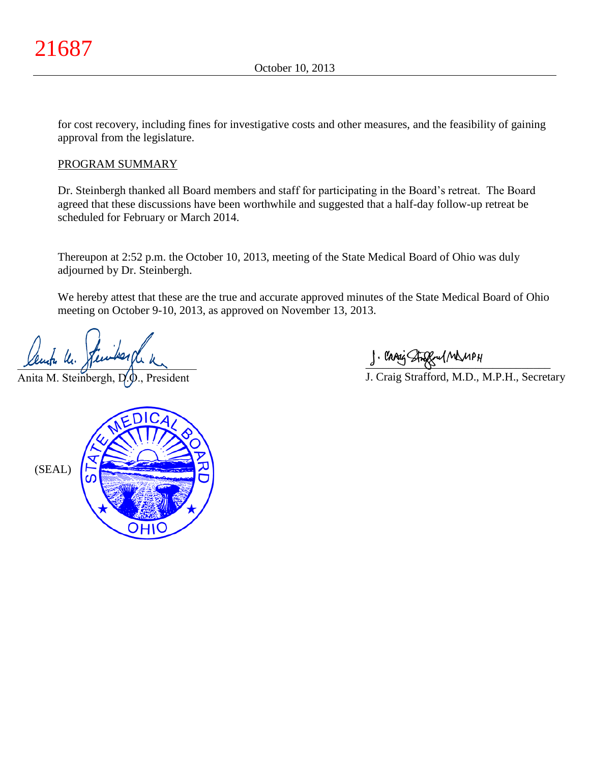for cost recovery, including fines for investigative costs and other measures, and the feasibility of gaining approval from the legislature.

PROGRAM SUMMARY

Dr. Steinbergh thanked all Board members and staff for participating in the Board's retreat. The Board agreed that these discussions have been worthwhile and suggested that a half-day follow-up retreat be scheduled for February or March 2014.

Thereupon at 2:52 p.m. the October 10, 2013, meeting of the State Medical Board of Ohio was duly adjourned by Dr. Steinbergh.

We hereby attest that these are the true and accurate approved minutes of the State Medical Board of Ohio meeting on October 9-10, 2013, as approved on November 13, 2013.

Anita M. Steinbergh, D.O., President

J. Craig Strafford, M.D., M.P.H., Secretary

(SEAL)